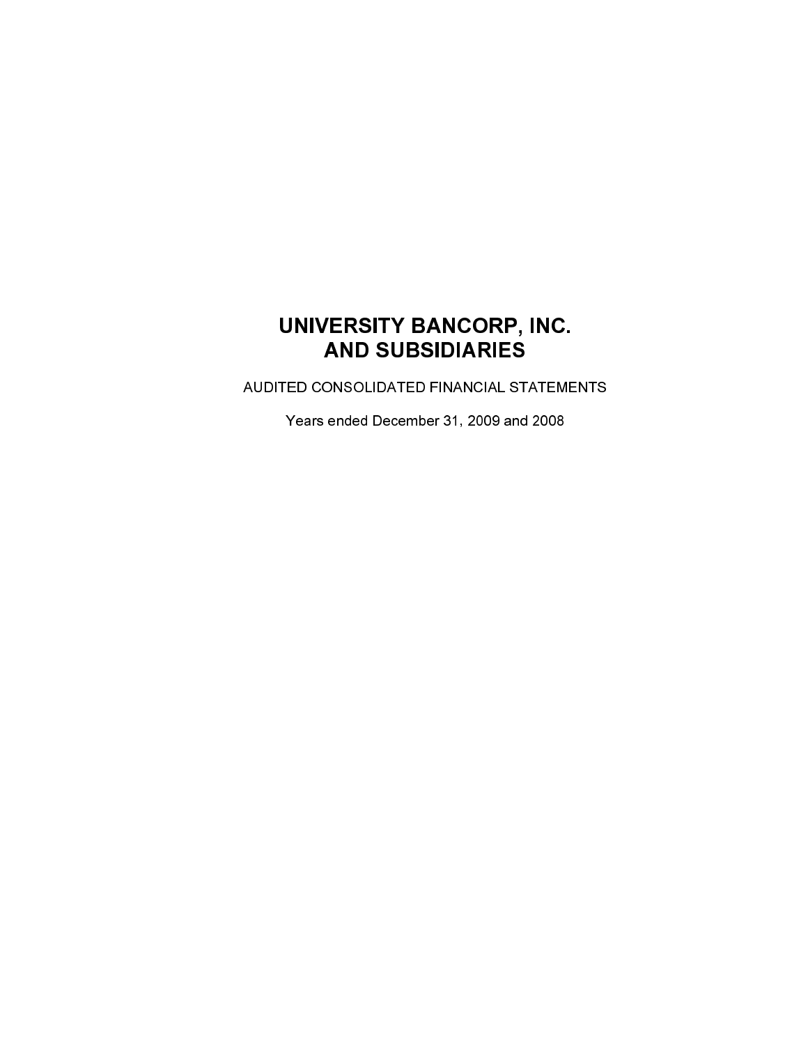# UNIVERSITY BANCORP, INC.
# AND SUBSIDIARIES

AUDITED CONSOLIDATED FINANCIAL STATEMENTS

Years ended December 31, 2009 and 2008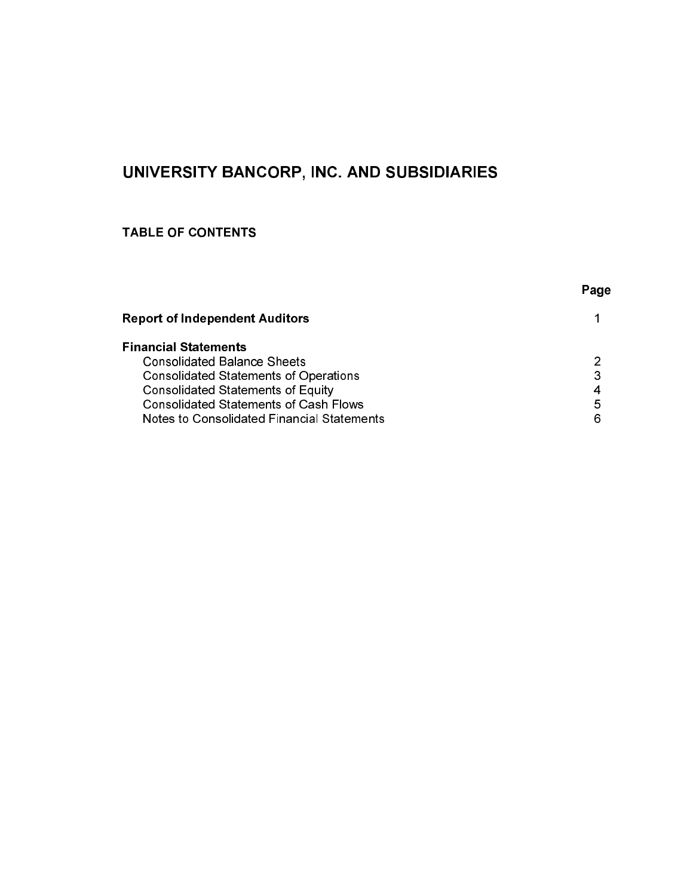# UNIVERSITY BANCORP, INC. AND SUBSIDIARIES

## TABLE OF CONTENTS

| | Page |
|---|---|
| **Report of Independent Auditors** | 1 |
| **Financial Statements** | |
| Consolidated Balance Sheets | 2 |
| Consolidated Statements of Operations | 3 |
| Consolidated Statements of Equity | 4 |
| Consolidated Statements of Cash Flows | 5 |
| Notes to Consolidated Financial Statements | 6 |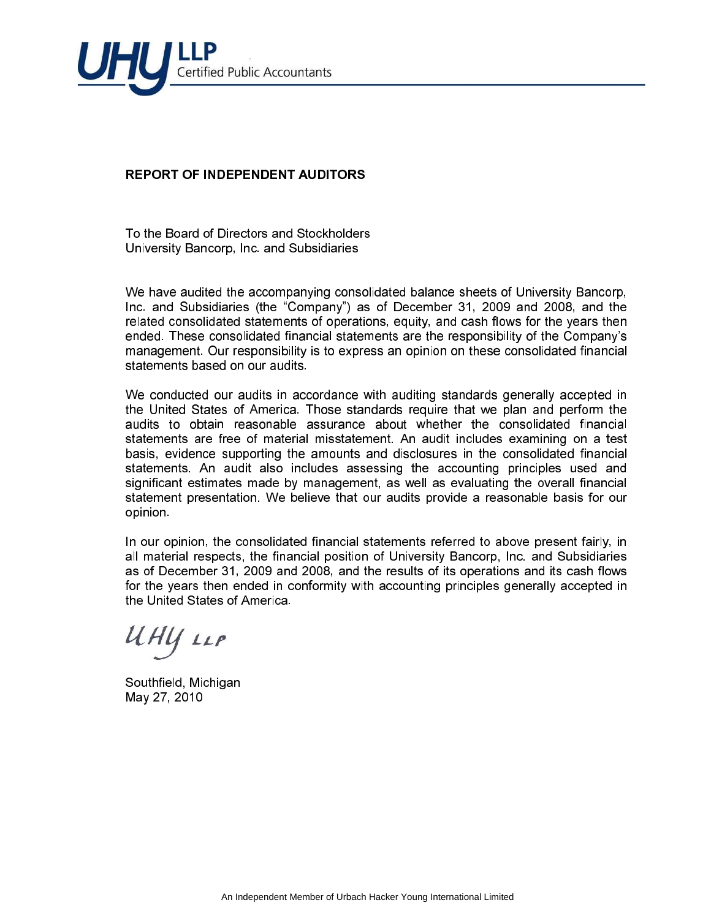UHY LLP
Certified Public Accountants

## REPORT OF INDEPENDENT AUDITORS

To the Board of Directors and Stockholders
University Bancorp, Inc. and Subsidiaries

We have audited the accompanying consolidated balance sheets of University Bancorp, Inc. and Subsidiaries (the "Company") as of December 31, 2009 and 2008, and the related consolidated statements of operations, equity, and cash flows for the years then ended. These consolidated financial statements are the responsibility of the Company's management. Our responsibility is to express an opinion on these consolidated financial statements based on our audits.

We conducted our audits in accordance with auditing standards generally accepted in the United States of America. Those standards require that we plan and perform the audits to obtain reasonable assurance about whether the consolidated financial statements are free of material misstatement. An audit includes examining on a test basis, evidence supporting the amounts and disclosures in the consolidated financial statements. An audit also includes assessing the accounting principles used and significant estimates made by management, as well as evaluating the overall financial statement presentation. We believe that our audits provide a reasonable basis for our opinion.

In our opinion, the consolidated financial statements referred to above present fairly, in all material respects, the financial position of University Bancorp, Inc. and Subsidiaries as of December 31, 2009 and 2008, and the results of its operations and its cash flows for the years then ended in conformity with accounting principles generally accepted in the United States of America.

*UHY LLP*

Southfield, Michigan
May 27, 2010

An Independent Member of Urbach Hacker Young International Limited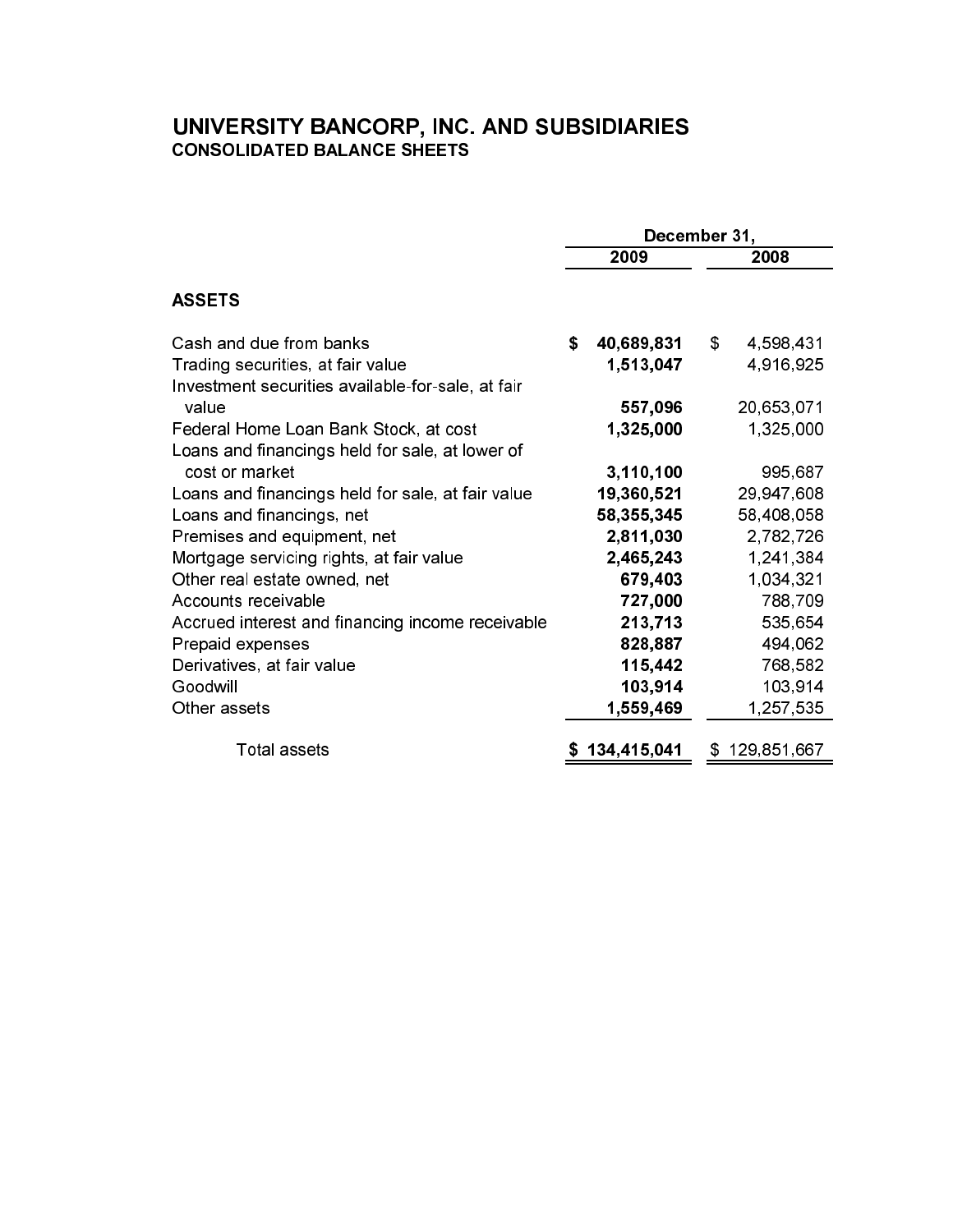# UNIVERSITY BANCORP, INC. AND SUBSIDIARIES

## CONSOLIDATED BALANCE SHEETS

| | December 31, | |
|---|---|---|
| | **2009** | **2008** |
| **ASSETS** | | |
| Cash and due from banks | **$ 40,689,831** | $ 4,598,431 |
| Trading securities, at fair value | **1,513,047** | 4,916,925 |
| Investment securities available-for-sale, at fair value | **557,096** | 20,653,071 |
| Federal Home Loan Bank Stock, at cost | **1,325,000** | 1,325,000 |
| Loans and financings held for sale, at lower of cost or market | **3,110,100** | 995,687 |
| Loans and financings held for sale, at fair value | **19,360,521** | 29,947,608 |
| Loans and financings, net | **58,355,345** | 58,408,058 |
| Premises and equipment, net | **2,811,030** | 2,782,726 |
| Mortgage servicing rights, at fair value | **2,465,243** | 1,241,384 |
| Other real estate owned, net | **679,403** | 1,034,321 |
| Accounts receivable | **727,000** | 788,709 |
| Accrued interest and financing income receivable | **213,713** | 535,654 |
| Prepaid expenses | **828,887** | 494,062 |
| Derivatives, at fair value | **115,442** | 768,582 |
| Goodwill | **103,914** | 103,914 |
| Other assets | **1,559,469** | 1,257,535 |
| Total assets | **$ 134,415,041** | $ 129,851,667 |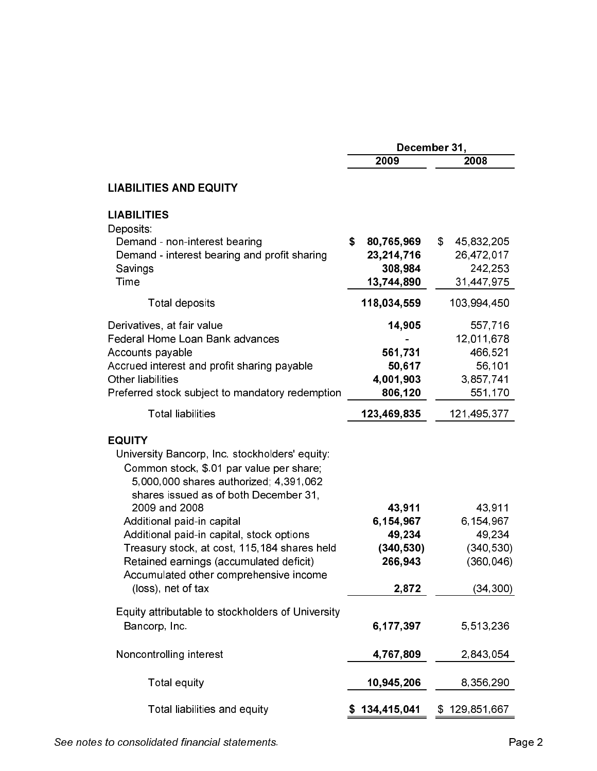| | December 31, | |
|---|---|---|
| | 2009 | 2008 |
| **LIABILITIES AND EQUITY** | | |
| **LIABILITIES** | | |
| Deposits: | | |
| Demand - non-interest bearing | **$ 80,765,969** | $ 45,832,205 |
| Demand - interest bearing and profit sharing | **23,214,716** | 26,472,017 |
| Savings | **308,984** | 242,253 |
| Time | **13,744,890** | 31,447,975 |
| Total deposits | **118,034,559** | 103,994,450 |
| Derivatives, at fair value | **14,905** | 557,716 |
| Federal Home Loan Bank advances | **-** | 12,011,678 |
| Accounts payable | **561,731** | 466,521 |
| Accrued interest and profit sharing payable | **50,617** | 56,101 |
| Other liabilities | **4,001,903** | 3,857,741 |
| Preferred stock subject to mandatory redemption | **806,120** | 551,170 |
| Total liabilities | **123,469,835** | 121,495,377 |
| **EQUITY** | | |
| University Bancorp, Inc. stockholders' equity: | | |
| Common stock, $.01 par value per share; 5,000,000 shares authorized; 4,391,062 shares issued as of both December 31, 2009 and 2008 | **43,911** | 43,911 |
| Additional paid-in capital | **6,154,967** | 6,154,967 |
| Additional paid-in capital, stock options | **49,234** | 49,234 |
| Treasury stock, at cost, 115,184 shares held | **(340,530)** | (340,530) |
| Retained earnings (accumulated deficit) | **266,943** | (360,046) |
| Accumulated other comprehensive income (loss), net of tax | **2,872** | (34,300) |
| Equity attributable to stockholders of University Bancorp, Inc. | **6,177,397** | 5,513,236 |
| Noncontrolling interest | **4,767,809** | 2,843,054 |
| Total equity | **10,945,206** | 8,356,290 |
| Total liabilities and equity | **$ 134,415,041** | $ 129,851,667 |

*See notes to consolidated financial statements.*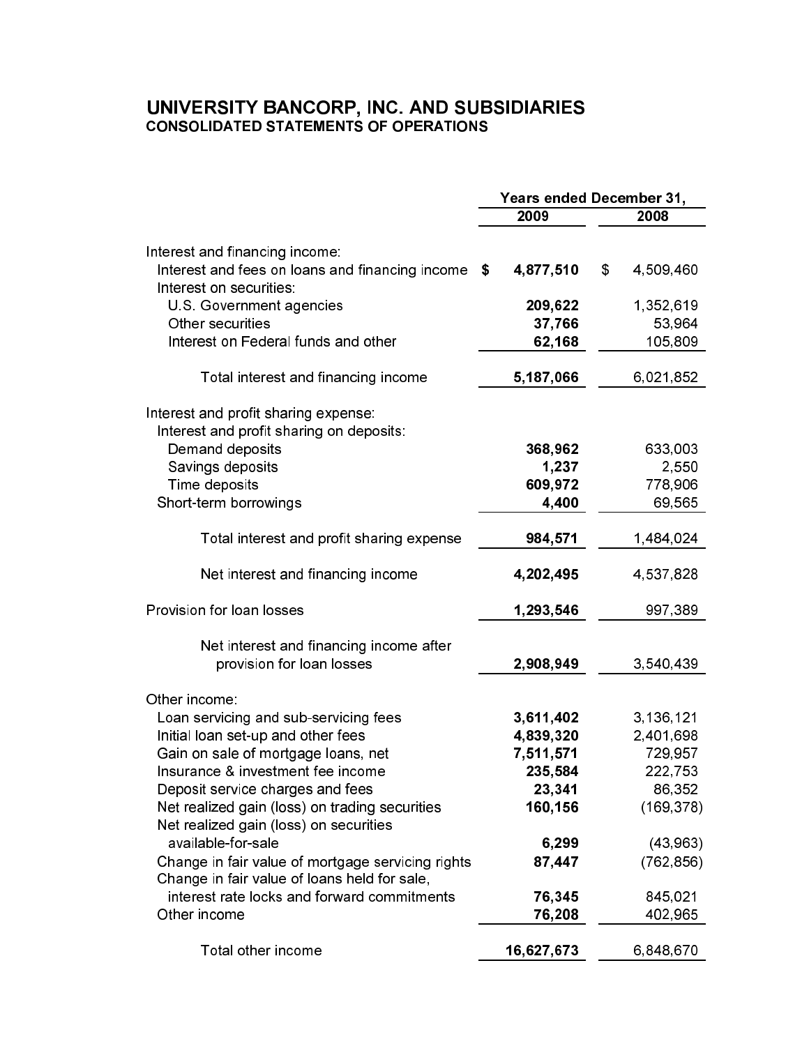# UNIVERSITY BANCORP, INC. AND SUBSIDIARIES
## CONSOLIDATED STATEMENTS OF OPERATIONS

| | Years ended December 31, | |
|---|---|---|
| | **2009** | **2008** |
| Interest and financing income: | | |
| Interest and fees on loans and financing income | **$ 4,877,510** | $ 4,509,460 |
| Interest on securities: | | |
| U.S. Government agencies | **209,622** | 1,352,619 |
| Other securities | **37,766** | 53,964 |
| Interest on Federal funds and other | **62,168** | 105,809 |
| Total interest and financing income | **5,187,066** | 6,021,852 |
| Interest and profit sharing expense: | | |
| Interest and profit sharing on deposits: | | |
| Demand deposits | **368,962** | 633,003 |
| Savings deposits | **1,237** | 2,550 |
| Time deposits | **609,972** | 778,906 |
| Short-term borrowings | **4,400** | 69,565 |
| Total interest and profit sharing expense | **984,571** | 1,484,024 |
| Net interest and financing income | **4,202,495** | 4,537,828 |
| Provision for loan losses | **1,293,546** | 997,389 |
| Net interest and financing income after provision for loan losses | **2,908,949** | 3,540,439 |
| Other income: | | |
| Loan servicing and sub-servicing fees | **3,611,402** | 3,136,121 |
| Initial loan set-up and other fees | **4,839,320** | 2,401,698 |
| Gain on sale of mortgage loans, net | **7,511,571** | 729,957 |
| Insurance & investment fee income | **235,584** | 222,753 |
| Deposit service charges and fees | **23,341** | 86,352 |
| Net realized gain (loss) on trading securities | **160,156** | (169,378) |
| Net realized gain (loss) on securities available-for-sale | **6,299** | (43,963) |
| Change in fair value of mortgage servicing rights | **87,447** | (762,856) |
| Change in fair value of loans held for sale, interest rate locks and forward commitments | **76,345** | 845,021 |
| Other income | **76,208** | 402,965 |
| Total other income | **16,627,673** | 6,848,670 |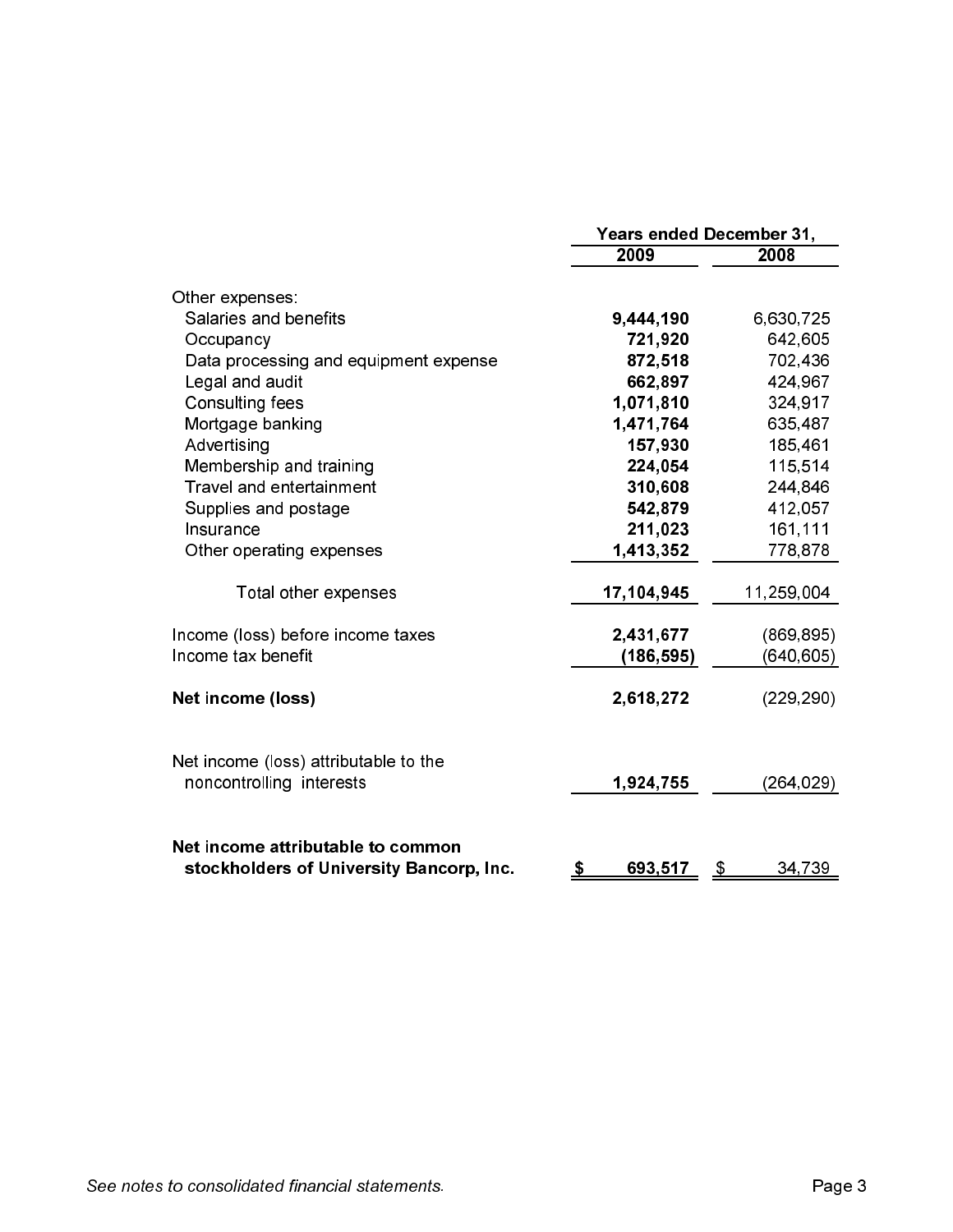| | Years ended December 31, | |
|---|---|---|
| | **2009** | 2008 |
| Other expenses: | | |
| Salaries and benefits | **9,444,190** | 6,630,725 |
| Occupancy | **721,920** | 642,605 |
| Data processing and equipment expense | **872,518** | 702,436 |
| Legal and audit | **662,897** | 424,967 |
| Consulting fees | **1,071,810** | 324,917 |
| Mortgage banking | **1,471,764** | 635,487 |
| Advertising | **157,930** | 185,461 |
| Membership and training | **224,054** | 115,514 |
| Travel and entertainment | **310,608** | 244,846 |
| Supplies and postage | **542,879** | 412,057 |
| Insurance | **211,023** | 161,111 |
| Other operating expenses | **1,413,352** | 778,878 |
| Total other expenses | **17,104,945** | 11,259,004 |
| Income (loss) before income taxes | **2,431,677** | (869,895) |
| Income tax benefit | **(186,595)** | (640,605) |
| **Net income (loss)** | **2,618,272** | (229,290) |
| Net income (loss) attributable to the noncontrolling interests | **1,924,755** | (264,029) |
| **Net income attributable to common stockholders of University Bancorp, Inc.** | **$ 693,517** | $ 34,739 |

*See notes to consolidated financial statements.*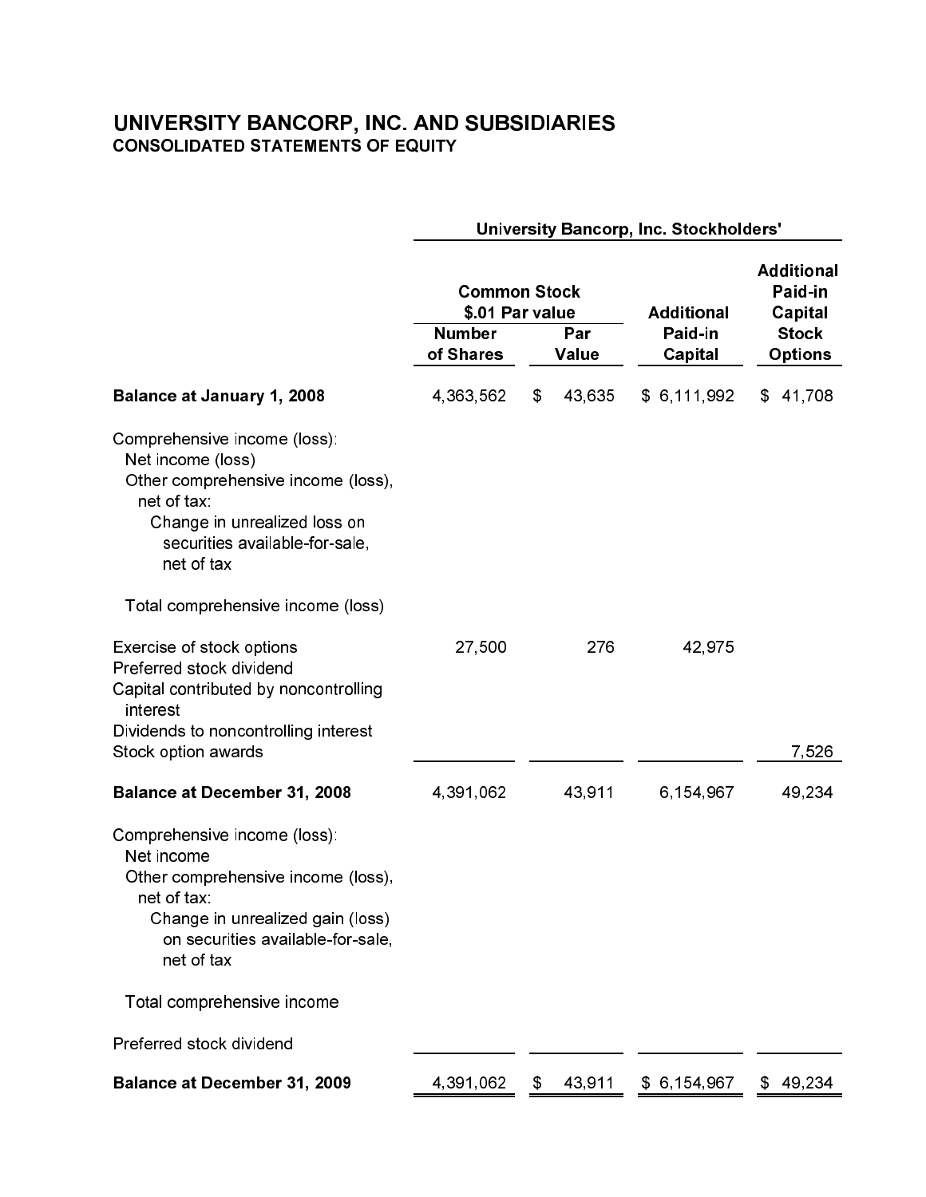# UNIVERSITY BANCORP, INC. AND SUBSIDIARIES
## CONSOLIDATED STATEMENTS OF EQUITY

| | University Bancorp, Inc. Stockholders' | | | |
|---|---|---|---|---|
| | Common Stock $.01 Par value | | | Additional Paid-in Capital Stock Options |
| | Number of Shares | Par Value | Additional Paid-in Capital | |
| **Balance at January 1, 2008** | 4,363,562 | $ 43,635 | $ 6,111,992 | $ 41,708 |
| Comprehensive income (loss): | | | | |
| Net income (loss) | | | | |
| Other comprehensive income (loss), net of tax: | | | | |
| Change in unrealized loss on securities available-for-sale, net of tax | | | | |
| Total comprehensive income (loss) | | | | |
| Exercise of stock options | 27,500 | 276 | 42,975 | |
| Preferred stock dividend | | | | |
| Capital contributed by noncontrolling interest | | | | |
| Dividends to noncontrolling interest | | | | |
| Stock option awards | | | | 7,526 |
| **Balance at December 31, 2008** | 4,391,062 | 43,911 | 6,154,967 | 49,234 |
| Comprehensive income (loss): | | | | |
| Net income | | | | |
| Other comprehensive income (loss), net of tax: | | | | |
| Change in unrealized gain (loss) on securities available-for-sale, net of tax | | | | |
| Total comprehensive income | | | | |
| Preferred stock dividend | | | | |
| **Balance at December 31, 2009** | 4,391,062 | $ 43,911 | $ 6,154,967 | $ 49,234 |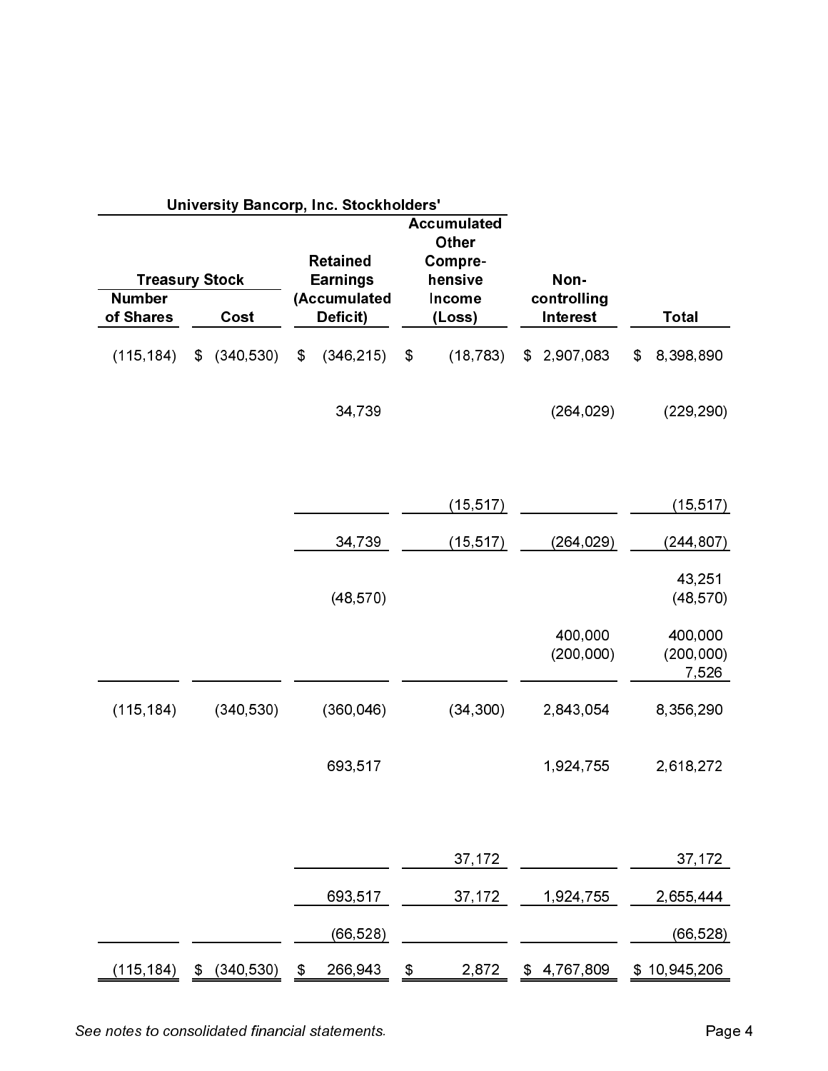| University Bancorp, Inc. Stockholders' | | | | | | |
|---|---|---|---|---|---|---|
| Treasury Stock | | Retained Earnings (Accumulated Deficit) | Accumulated Other Compre-hensive Income (Loss) | Non-controlling Interest | Total |
| Number of Shares | Cost | | | | |
| (115,184) | $ (340,530) | $ (346,215) | $ (18,783) | $ 2,907,083 | $ 8,398,890 |
| | | 34,739 | | (264,029) | (229,290) |
| | | | (15,517) | | (15,517) |
| | | 34,739 | (15,517) | (264,029) | (244,807) |
| | | | | | 43,251 |
| | | (48,570) | | | (48,570) |
| | | | | 400,000 | 400,000 |
| | | | | (200,000) | (200,000) |
| | | | | | 7,526 |
| (115,184) | (340,530) | (360,046) | (34,300) | 2,843,054 | 8,356,290 |
| | | 693,517 | | 1,924,755 | 2,618,272 |
| | | | 37,172 | | 37,172 |
| | | 693,517 | 37,172 | 1,924,755 | 2,655,444 |
| | | (66,528) | | | (66,528) |
| (115,184) | $ (340,530) | $ 266,943 | $ 2,872 | $ 4,767,809 | $ 10,945,206 |

*See notes to consolidated financial statements.*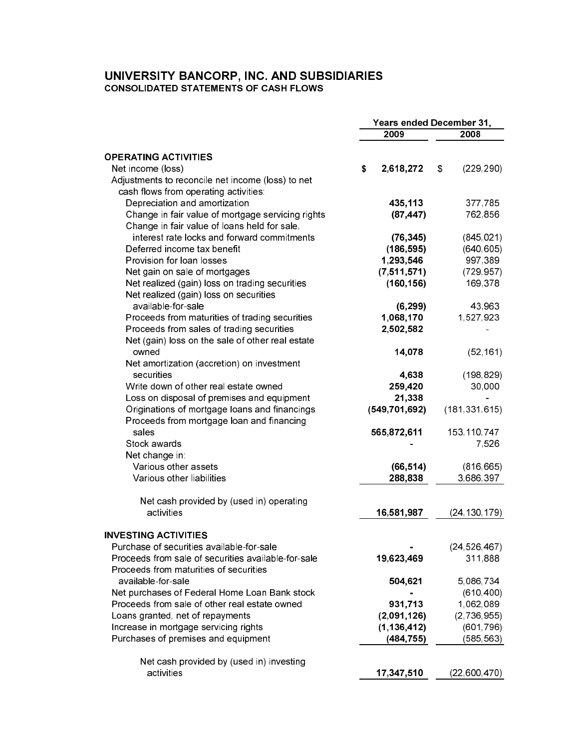# UNIVERSITY BANCORP, INC. AND SUBSIDIARIES

## CONSOLIDATED STATEMENTS OF CASH FLOWS

| | Years ended December 31, | |
|---|---|---|
| | **2009** | **2008** |
| **OPERATING ACTIVITIES** | | |
| Net income (loss) | $ **2,618,272** | $ (229,290) |
| Adjustments to reconcile net income (loss) to net cash flows from operating activities: | | |
| Depreciation and amortization | **435,113** | 377,785 |
| Change in fair value of mortgage servicing rights | **(87,447)** | 762,856 |
| Change in fair value of loans held for sale, interest rate locks and forward commitments | **(76,345)** | (845,021) |
| Deferred income tax benefit | **(186,595)** | (640,605) |
| Provision for loan losses | **1,293,546** | 997,389 |
| Net gain on sale of mortgages | **(7,511,571)** | (729,957) |
| Net realized (gain) loss on trading securities | **(160,156)** | 169,378 |
| Net realized (gain) loss on securities available-for-sale | **(6,299)** | 43,963 |
| Proceeds from maturities of trading securities | **1,068,170** | 1,527,923 |
| Proceeds from sales of trading securities | **2,502,582** | - |
| Net (gain) loss on the sale of other real estate owned | **14,078** | (52,161) |
| Net amortization (accretion) on investment securities | **4,638** | (198,829) |
| Write down of other real estate owned | **259,420** | 30,000 |
| Loss on disposal of premises and equipment | **21,338** | - |
| Originations of mortgage loans and financings | **(549,701,692)** | (181,331,615) |
| Proceeds from mortgage loan and financing sales | **565,872,611** | 153,110,747 |
| Stock awards | - | 7,526 |
| Net change in: | | |
| Various other assets | **(66,514)** | (816,665) |
| Various other liabilities | **288,838** | 3,686,397 |
| Net cash provided by (used in) operating activities | **16,581,987** | (24,130,179) |
| **INVESTING ACTIVITIES** | | |
| Purchase of securities available-for-sale | **-** | (24,526,467) |
| Proceeds from sale of securities available-for-sale | **19,623,469** | 311,888 |
| Proceeds from maturities of securities available-for-sale | **504,621** | 5,086,734 |
| Net purchases of Federal Home Loan Bank stock | **-** | (610,400) |
| Proceeds from sale of other real estate owned | **931,713** | 1,062,089 |
| Loans granted, net of repayments | **(2,091,126)** | (2,736,955) |
| Increase in mortgage servicing rights | **(1,136,412)** | (601,796) |
| Purchases of premises and equipment | **(484,755)** | (585,563) |
| Net cash provided by (used in) investing activities | **17,347,510** | (22,600,470) |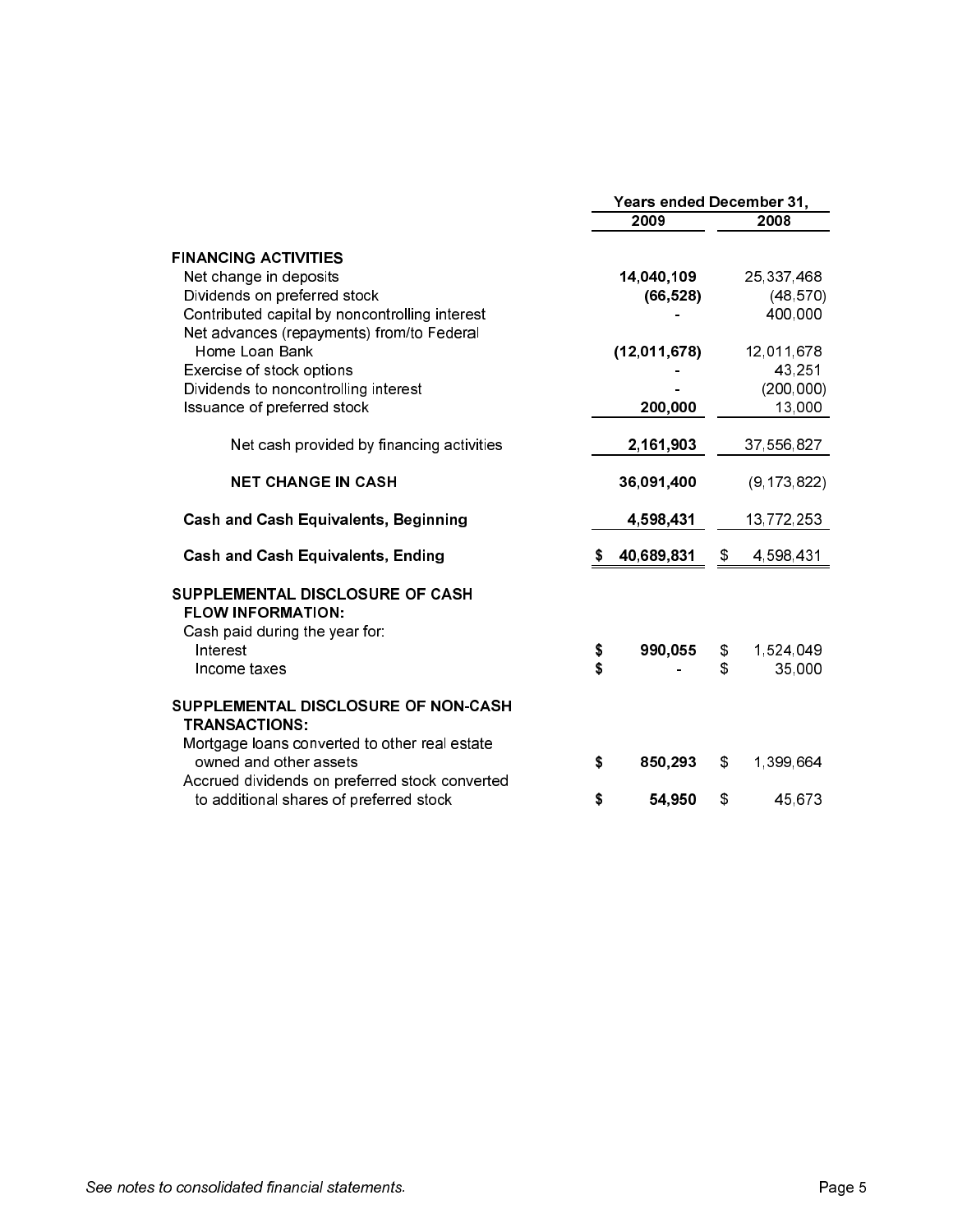| | Years ended December 31, | |
|---|---|---|
| | **2009** | 2008 |
| **FINANCING ACTIVITIES** | | |
| Net change in deposits | **14,040,109** | 25,337,468 |
| Dividends on preferred stock | **(66,528)** | (48,570) |
| Contributed capital by noncontrolling interest | **-** | 400,000 |
| Net advances (repayments) from/to Federal Home Loan Bank | **(12,011,678)** | 12,011,678 |
| Exercise of stock options | **-** | 43,251 |
| Dividends to noncontrolling interest | **-** | (200,000) |
| Issuance of preferred stock | **200,000** | 13,000 |
| Net cash provided by financing activities | **2,161,903** | 37,556,827 |
| **NET CHANGE IN CASH** | **36,091,400** | (9,173,822) |
| **Cash and Cash Equivalents, Beginning** | **4,598,431** | 13,772,253 |
| **Cash and Cash Equivalents, Ending** | **$ 40,689,831** | $ 4,598,431 |
| **SUPPLEMENTAL DISCLOSURE OF CASH FLOW INFORMATION:** | | |
| Cash paid during the year for: | | |
| Interest | **$ 990,055** | $ 1,524,049 |
| Income taxes | **$ -** | $ 35,000 |
| **SUPPLEMENTAL DISCLOSURE OF NON-CASH TRANSACTIONS:** | | |
| Mortgage loans converted to other real estate owned and other assets | **$ 850,293** | $ 1,399,664 |
| Accrued dividends on preferred stock converted to additional shares of preferred stock | **$ 54,950** | $ 45,673 |

*See notes to consolidated financial statements.*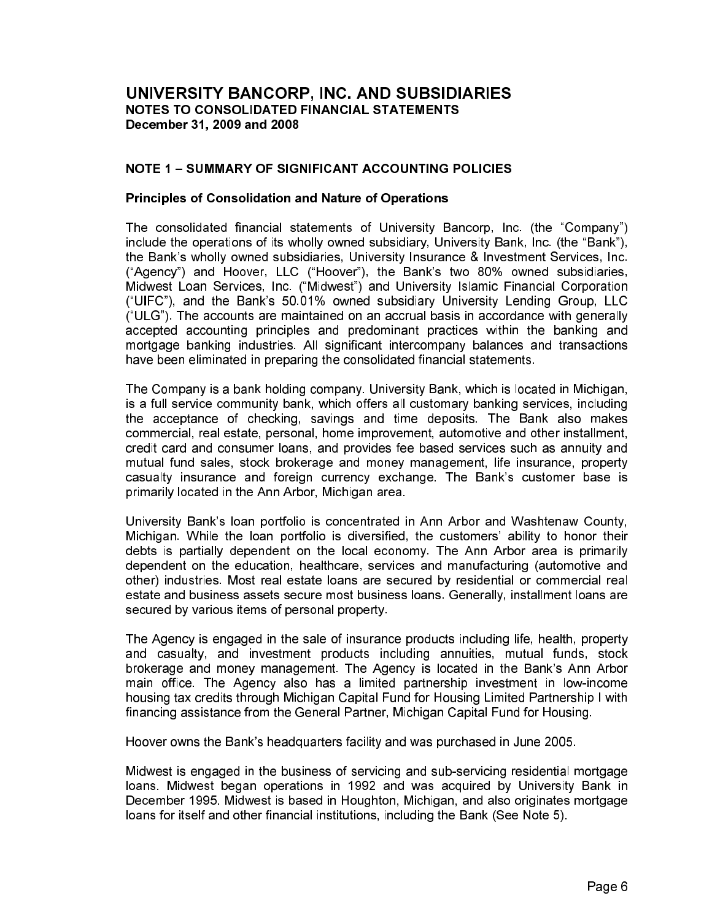# UNIVERSITY BANCORP, INC. AND SUBSIDIARIES
**NOTES TO CONSOLIDATED FINANCIAL STATEMENTS**
**December 31, 2009 and 2008**

## NOTE 1 – SUMMARY OF SIGNIFICANT ACCOUNTING POLICIES

### Principles of Consolidation and Nature of Operations

The consolidated financial statements of University Bancorp, Inc. (the "Company") include the operations of its wholly owned subsidiary, University Bank, Inc. (the "Bank"), the Bank's wholly owned subsidiaries, University Insurance & Investment Services, Inc. ("Agency") and Hoover, LLC ("Hoover"), the Bank's two 80% owned subsidiaries, Midwest Loan Services, Inc. ("Midwest") and University Islamic Financial Corporation ("UIFC"), and the Bank's 50.01% owned subsidiary University Lending Group, LLC ("ULG"). The accounts are maintained on an accrual basis in accordance with generally accepted accounting principles and predominant practices within the banking and mortgage banking industries. All significant intercompany balances and transactions have been eliminated in preparing the consolidated financial statements.

The Company is a bank holding company. University Bank, which is located in Michigan, is a full service community bank, which offers all customary banking services, including the acceptance of checking, savings and time deposits. The Bank also makes commercial, real estate, personal, home improvement, automotive and other installment, credit card and consumer loans, and provides fee based services such as annuity and mutual fund sales, stock brokerage and money management, life insurance, property casualty insurance and foreign currency exchange. The Bank's customer base is primarily located in the Ann Arbor, Michigan area.

University Bank's loan portfolio is concentrated in Ann Arbor and Washtenaw County, Michigan. While the loan portfolio is diversified, the customers' ability to honor their debts is partially dependent on the local economy. The Ann Arbor area is primarily dependent on the education, healthcare, services and manufacturing (automotive and other) industries. Most real estate loans are secured by residential or commercial real estate and business assets secure most business loans. Generally, installment loans are secured by various items of personal property.

The Agency is engaged in the sale of insurance products including life, health, property and casualty, and investment products including annuities, mutual funds, stock brokerage and money management. The Agency is located in the Bank's Ann Arbor main office. The Agency also has a limited partnership investment in low-income housing tax credits through Michigan Capital Fund for Housing Limited Partnership I with financing assistance from the General Partner, Michigan Capital Fund for Housing.

Hoover owns the Bank's headquarters facility and was purchased in June 2005.

Midwest is engaged in the business of servicing and sub-servicing residential mortgage loans. Midwest began operations in 1992 and was acquired by University Bank in December 1995. Midwest is based in Houghton, Michigan, and also originates mortgage loans for itself and other financial institutions, including the Bank (See Note 5).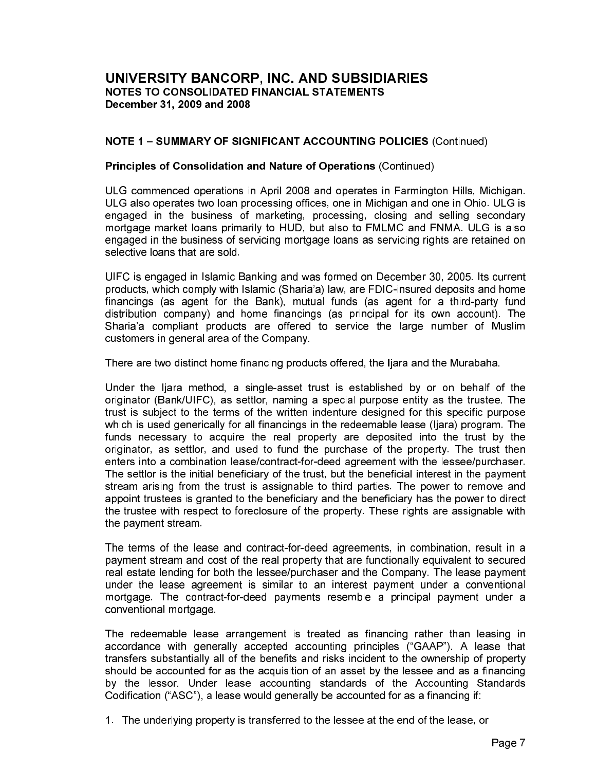# UNIVERSITY BANCORP, INC. AND SUBSIDIARIES
## NOTES TO CONSOLIDATED FINANCIAL STATEMENTS
### December 31, 2009 and 2008

**NOTE 1 – SUMMARY OF SIGNIFICANT ACCOUNTING POLICIES** (Continued)

**Principles of Consolidation and Nature of Operations** (Continued)

ULG commenced operations in April 2008 and operates in Farmington Hills, Michigan. ULG also operates two loan processing offices, one in Michigan and one in Ohio. ULG is engaged in the business of marketing, processing, closing and selling secondary mortgage market loans primarily to HUD, but also to FMLMC and FNMA. ULG is also engaged in the business of servicing mortgage loans as servicing rights are retained on selective loans that are sold.

UIFC is engaged in Islamic Banking and was formed on December 30, 2005. Its current products, which comply with Islamic (Sharia'a) law, are FDIC-insured deposits and home financings (as agent for the Bank), mutual funds (as agent for a third-party fund distribution company) and home financings (as principal for its own account). The Sharia'a compliant products are offered to service the large number of Muslim customers in general area of the Company.

There are two distinct home financing products offered, the Ijara and the Murabaha.

Under the Ijara method, a single-asset trust is established by or on behalf of the originator (Bank/UIFC), as settlor, naming a special purpose entity as the trustee. The trust is subject to the terms of the written indenture designed for this specific purpose which is used generically for all financings in the redeemable lease (Ijara) program. The funds necessary to acquire the real property are deposited into the trust by the originator, as settlor, and used to fund the purchase of the property. The trust then enters into a combination lease/contract-for-deed agreement with the lessee/purchaser. The settlor is the initial beneficiary of the trust, but the beneficial interest in the payment stream arising from the trust is assignable to third parties. The power to remove and appoint trustees is granted to the beneficiary and the beneficiary has the power to direct the trustee with respect to foreclosure of the property. These rights are assignable with the payment stream.

The terms of the lease and contract-for-deed agreements, in combination, result in a payment stream and cost of the real property that are functionally equivalent to secured real estate lending for both the lessee/purchaser and the Company. The lease payment under the lease agreement is similar to an interest payment under a conventional mortgage. The contract-for-deed payments resemble a principal payment under a conventional mortgage.

The redeemable lease arrangement is treated as financing rather than leasing in accordance with generally accepted accounting principles ("GAAP"). A lease that transfers substantially all of the benefits and risks incident to the ownership of property should be accounted for as the acquisition of an asset by the lessee and as a financing by the lessor. Under lease accounting standards of the Accounting Standards Codification ("ASC"), a lease would generally be accounted for as a financing if:

1. The underlying property is transferred to the lessee at the end of the lease, or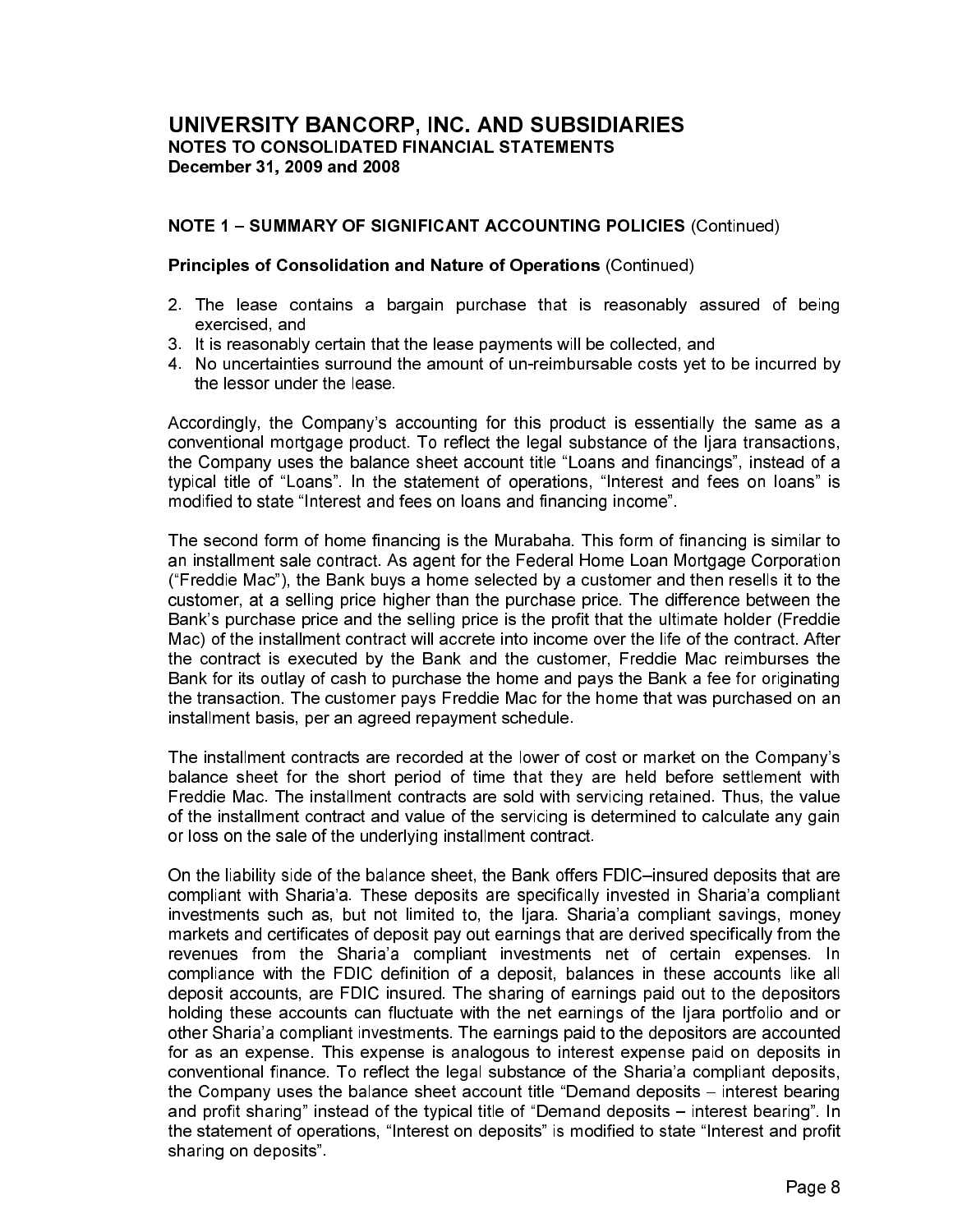# UNIVERSITY BANCORP, INC. AND SUBSIDIARIES
## NOTES TO CONSOLIDATED FINANCIAL STATEMENTS
**December 31, 2009 and 2008**

**NOTE 1 – SUMMARY OF SIGNIFICANT ACCOUNTING POLICIES** (Continued)

**Principles of Consolidation and Nature of Operations** (Continued)

2. The lease contains a bargain purchase that is reasonably assured of being exercised, and
3. It is reasonably certain that the lease payments will be collected, and
4. No uncertainties surround the amount of un-reimbursable costs yet to be incurred by the lessor under the lease.

Accordingly, the Company's accounting for this product is essentially the same as a conventional mortgage product. To reflect the legal substance of the Ijara transactions, the Company uses the balance sheet account title "Loans and financings", instead of a typical title of "Loans". In the statement of operations, "Interest and fees on loans" is modified to state "Interest and fees on loans and financing income".

The second form of home financing is the Murabaha. This form of financing is similar to an installment sale contract. As agent for the Federal Home Loan Mortgage Corporation ("Freddie Mac"), the Bank buys a home selected by a customer and then resells it to the customer, at a selling price higher than the purchase price. The difference between the Bank's purchase price and the selling price is the profit that the ultimate holder (Freddie Mac) of the installment contract will accrete into income over the life of the contract. After the contract is executed by the Bank and the customer, Freddie Mac reimburses the Bank for its outlay of cash to purchase the home and pays the Bank a fee for originating the transaction. The customer pays Freddie Mac for the home that was purchased on an installment basis, per an agreed repayment schedule.

The installment contracts are recorded at the lower of cost or market on the Company's balance sheet for the short period of time that they are held before settlement with Freddie Mac. The installment contracts are sold with servicing retained. Thus, the value of the installment contract and value of the servicing is determined to calculate any gain or loss on the sale of the underlying installment contract.

On the liability side of the balance sheet, the Bank offers FDIC–insured deposits that are compliant with Sharia'a. These deposits are specifically invested in Sharia'a compliant investments such as, but not limited to, the Ijara. Sharia'a compliant savings, money markets and certificates of deposit pay out earnings that are derived specifically from the revenues from the Sharia'a compliant investments net of certain expenses. In compliance with the FDIC definition of a deposit, balances in these accounts like all deposit accounts, are FDIC insured. The sharing of earnings paid out to the depositors holding these accounts can fluctuate with the net earnings of the Ijara portfolio and or other Sharia'a compliant investments. The earnings paid to the depositors are accounted for as an expense. This expense is analogous to interest expense paid on deposits in conventional finance. To reflect the legal substance of the Sharia'a compliant deposits, the Company uses the balance sheet account title "Demand deposits – interest bearing and profit sharing" instead of the typical title of "Demand deposits – interest bearing". In the statement of operations, "Interest on deposits" is modified to state "Interest and profit sharing on deposits".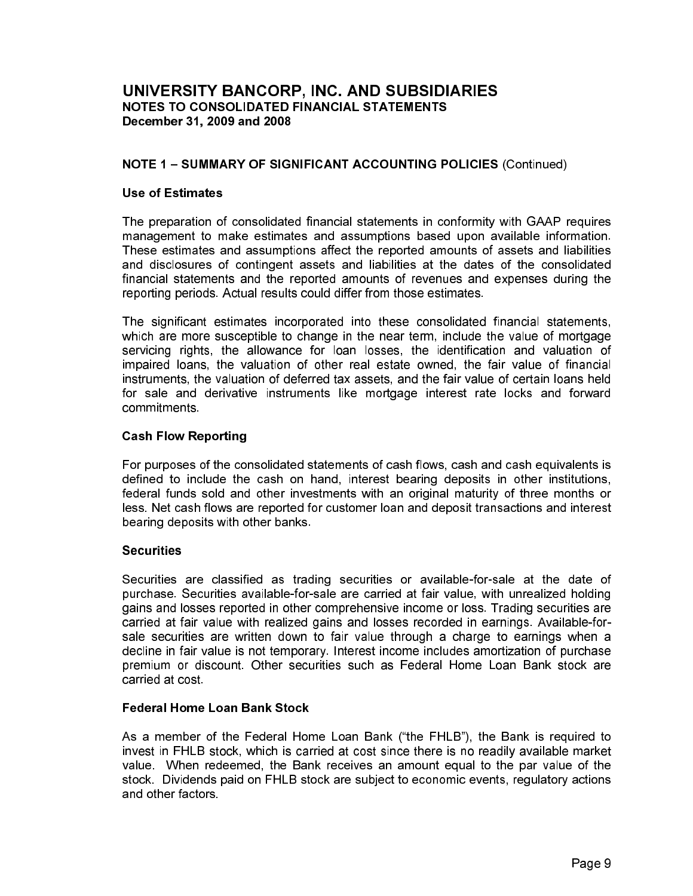## NOTE 1 – SUMMARY OF SIGNIFICANT ACCOUNTING POLICIES (Continued)

### Use of Estimates

The preparation of consolidated financial statements in conformity with GAAP requires management to make estimates and assumptions based upon available information. These estimates and assumptions affect the reported amounts of assets and liabilities and disclosures of contingent assets and liabilities at the dates of the consolidated financial statements and the reported amounts of revenues and expenses during the reporting periods. Actual results could differ from those estimates.

The significant estimates incorporated into these consolidated financial statements, which are more susceptible to change in the near term, include the value of mortgage servicing rights, the allowance for loan losses, the identification and valuation of impaired loans, the valuation of other real estate owned, the fair value of financial instruments, the valuation of deferred tax assets, and the fair value of certain loans held for sale and derivative instruments like mortgage interest rate locks and forward commitments.

### Cash Flow Reporting

For purposes of the consolidated statements of cash flows, cash and cash equivalents is defined to include the cash on hand, interest bearing deposits in other institutions, federal funds sold and other investments with an original maturity of three months or less. Net cash flows are reported for customer loan and deposit transactions and interest bearing deposits with other banks.

### Securities

Securities are classified as trading securities or available-for-sale at the date of purchase. Securities available-for-sale are carried at fair value, with unrealized holding gains and losses reported in other comprehensive income or loss. Trading securities are carried at fair value with realized gains and losses recorded in earnings. Available-for-sale securities are written down to fair value through a charge to earnings when a decline in fair value is not temporary. Interest income includes amortization of purchase premium or discount. Other securities such as Federal Home Loan Bank stock are carried at cost.

### Federal Home Loan Bank Stock

As a member of the Federal Home Loan Bank ("the FHLB"), the Bank is required to invest in FHLB stock, which is carried at cost since there is no readily available market value. When redeemed, the Bank receives an amount equal to the par value of the stock. Dividends paid on FHLB stock are subject to economic events, regulatory actions and other factors.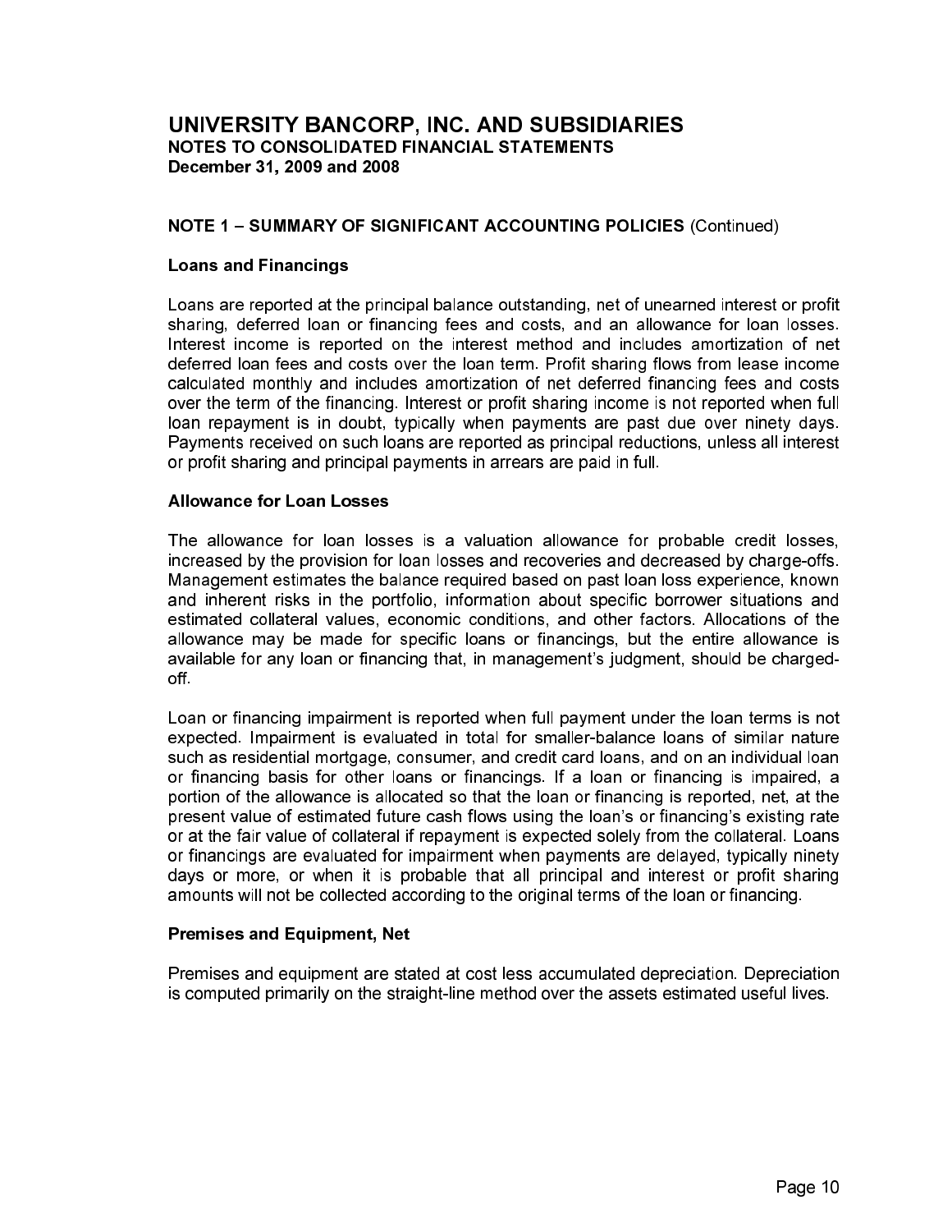# UNIVERSITY BANCORP, INC. AND SUBSIDIARIES
## NOTES TO CONSOLIDATED FINANCIAL STATEMENTS
### December 31, 2009 and 2008

**NOTE 1 – SUMMARY OF SIGNIFICANT ACCOUNTING POLICIES** (Continued)

**Loans and Financings**

Loans are reported at the principal balance outstanding, net of unearned interest or profit sharing, deferred loan or financing fees and costs, and an allowance for loan losses. Interest income is reported on the interest method and includes amortization of net deferred loan fees and costs over the loan term. Profit sharing flows from lease income calculated monthly and includes amortization of net deferred financing fees and costs over the term of the financing. Interest or profit sharing income is not reported when full loan repayment is in doubt, typically when payments are past due over ninety days. Payments received on such loans are reported as principal reductions, unless all interest or profit sharing and principal payments in arrears are paid in full.

**Allowance for Loan Losses**

The allowance for loan losses is a valuation allowance for probable credit losses, increased by the provision for loan losses and recoveries and decreased by charge-offs. Management estimates the balance required based on past loan loss experience, known and inherent risks in the portfolio, information about specific borrower situations and estimated collateral values, economic conditions, and other factors. Allocations of the allowance may be made for specific loans or financings, but the entire allowance is available for any loan or financing that, in management's judgment, should be charged-off.

Loan or financing impairment is reported when full payment under the loan terms is not expected. Impairment is evaluated in total for smaller-balance loans of similar nature such as residential mortgage, consumer, and credit card loans, and on an individual loan or financing basis for other loans or financings. If a loan or financing is impaired, a portion of the allowance is allocated so that the loan or financing is reported, net, at the present value of estimated future cash flows using the loan's or financing's existing rate or at the fair value of collateral if repayment is expected solely from the collateral. Loans or financings are evaluated for impairment when payments are delayed, typically ninety days or more, or when it is probable that all principal and interest or profit sharing amounts will not be collected according to the original terms of the loan or financing.

**Premises and Equipment, Net**

Premises and equipment are stated at cost less accumulated depreciation. Depreciation is computed primarily on the straight-line method over the assets estimated useful lives.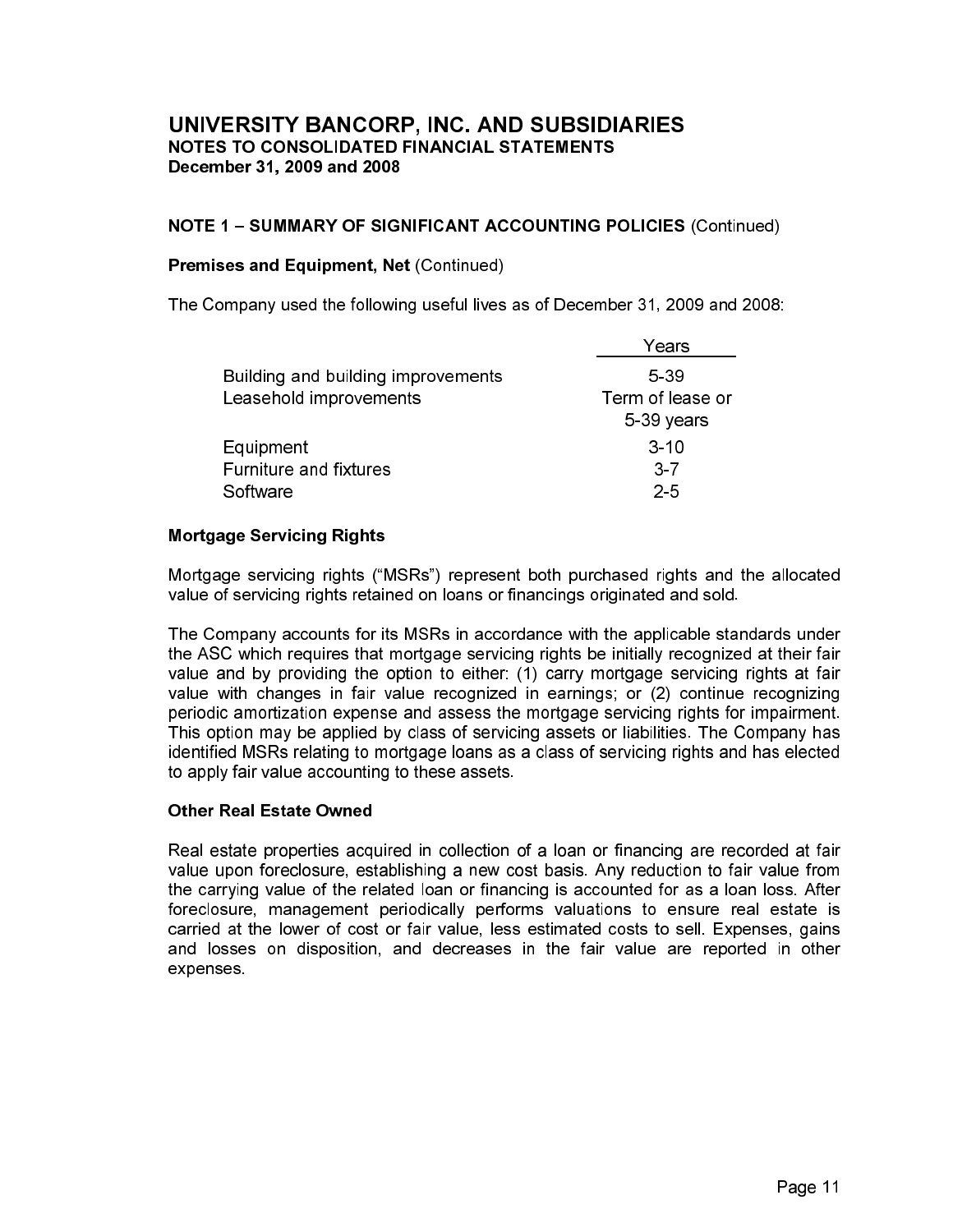# UNIVERSITY BANCORP, INC. AND SUBSIDIARIES
## NOTES TO CONSOLIDATED FINANCIAL STATEMENTS
### December 31, 2009 and 2008

**NOTE 1 – SUMMARY OF SIGNIFICANT ACCOUNTING POLICIES** (Continued)

**Premises and Equipment, Net** (Continued)

The Company used the following useful lives as of December 31, 2009 and 2008:

| | Years |
|---|---|
| Building and building improvements | 5-39 |
| Leasehold improvements | Term of lease or 5-39 years |
| Equipment | 3-10 |
| Furniture and fixtures | 3-7 |
| Software | 2-5 |

**Mortgage Servicing Rights**

Mortgage servicing rights ("MSRs") represent both purchased rights and the allocated value of servicing rights retained on loans or financings originated and sold.

The Company accounts for its MSRs in accordance with the applicable standards under the ASC which requires that mortgage servicing rights be initially recognized at their fair value and by providing the option to either: (1) carry mortgage servicing rights at fair value with changes in fair value recognized in earnings; or (2) continue recognizing periodic amortization expense and assess the mortgage servicing rights for impairment. This option may be applied by class of servicing assets or liabilities. The Company has identified MSRs relating to mortgage loans as a class of servicing rights and has elected to apply fair value accounting to these assets.

**Other Real Estate Owned**

Real estate properties acquired in collection of a loan or financing are recorded at fair value upon foreclosure, establishing a new cost basis. Any reduction to fair value from the carrying value of the related loan or financing is accounted for as a loan loss. After foreclosure, management periodically performs valuations to ensure real estate is carried at the lower of cost or fair value, less estimated costs to sell. Expenses, gains and losses on disposition, and decreases in the fair value are reported in other expenses.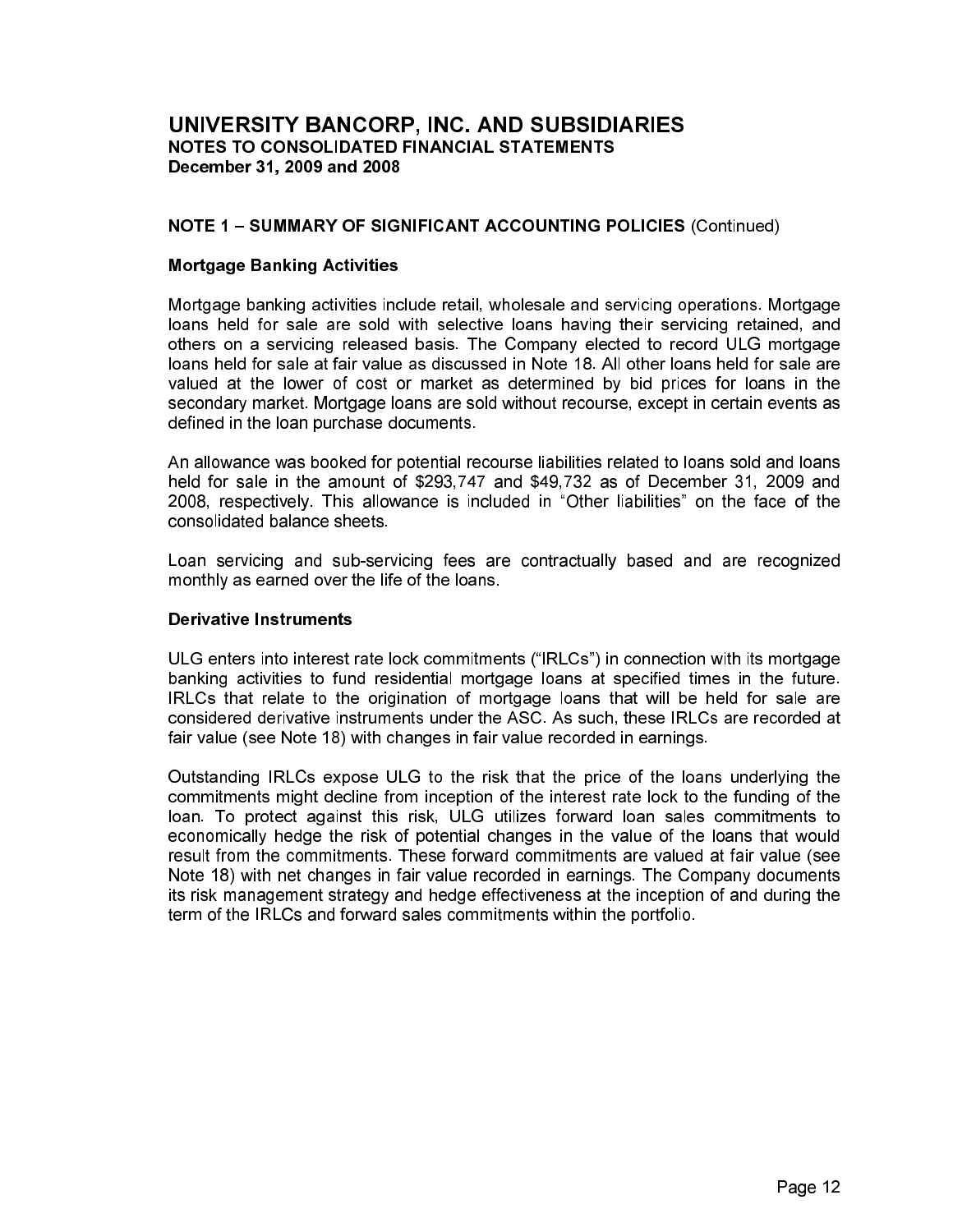# UNIVERSITY BANCORP, INC. AND SUBSIDIARIES
## NOTES TO CONSOLIDATED FINANCIAL STATEMENTS
### December 31, 2009 and 2008

### NOTE 1 – SUMMARY OF SIGNIFICANT ACCOUNTING POLICIES (Continued)

**Mortgage Banking Activities**

Mortgage banking activities include retail, wholesale and servicing operations. Mortgage loans held for sale are sold with selective loans having their servicing retained, and others on a servicing released basis. The Company elected to record ULG mortgage loans held for sale at fair value as discussed in Note 18. All other loans held for sale are valued at the lower of cost or market as determined by bid prices for loans in the secondary market. Mortgage loans are sold without recourse, except in certain events as defined in the loan purchase documents.

An allowance was booked for potential recourse liabilities related to loans sold and loans held for sale in the amount of $293,747 and $49,732 as of December 31, 2009 and 2008, respectively. This allowance is included in "Other liabilities" on the face of the consolidated balance sheets.

Loan servicing and sub-servicing fees are contractually based and are recognized monthly as earned over the life of the loans.

**Derivative Instruments**

ULG enters into interest rate lock commitments ("IRLCs") in connection with its mortgage banking activities to fund residential mortgage loans at specified times in the future. IRLCs that relate to the origination of mortgage loans that will be held for sale are considered derivative instruments under the ASC. As such, these IRLCs are recorded at fair value (see Note 18) with changes in fair value recorded in earnings.

Outstanding IRLCs expose ULG to the risk that the price of the loans underlying the commitments might decline from inception of the interest rate lock to the funding of the loan. To protect against this risk, ULG utilizes forward loan sales commitments to economically hedge the risk of potential changes in the value of the loans that would result from the commitments. These forward commitments are valued at fair value (see Note 18) with net changes in fair value recorded in earnings. The Company documents its risk management strategy and hedge effectiveness at the inception of and during the term of the IRLCs and forward sales commitments within the portfolio.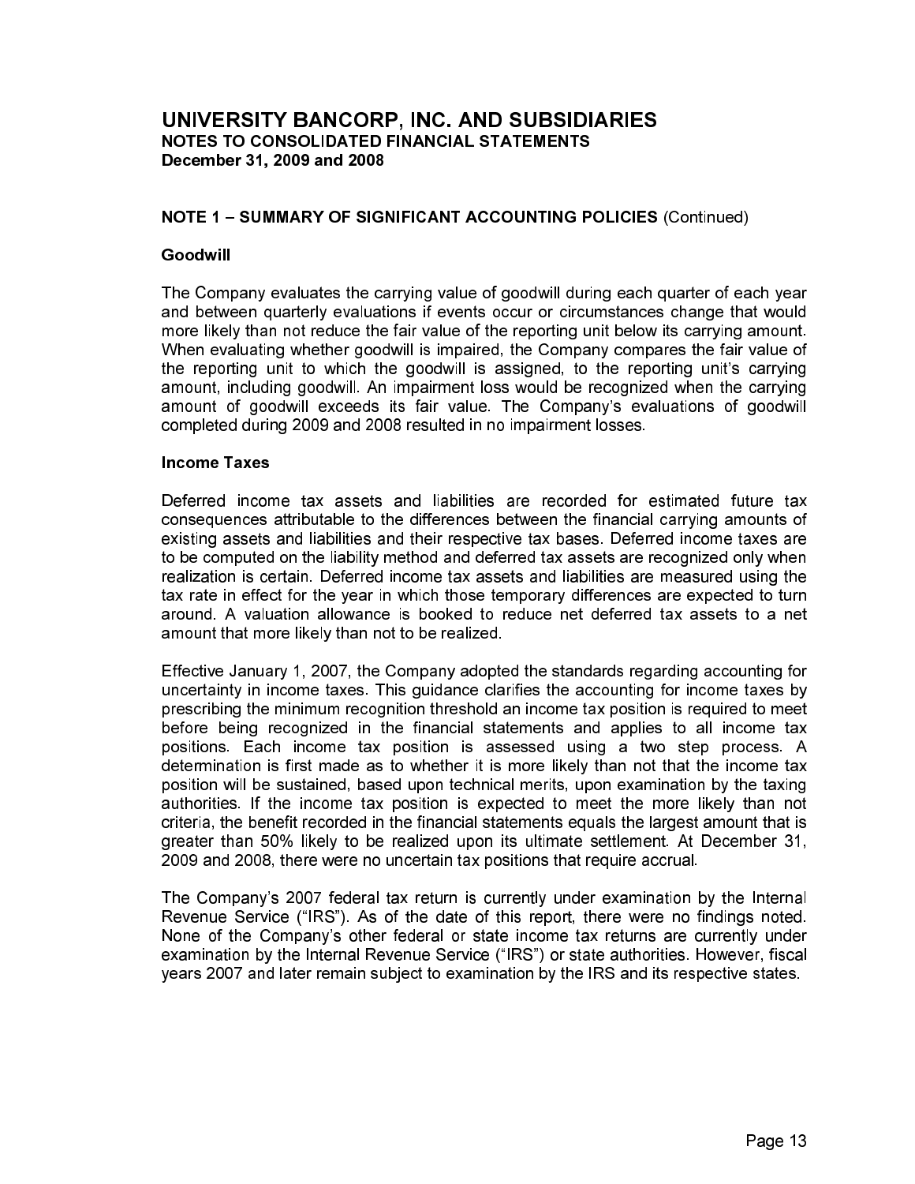# UNIVERSITY BANCORP, INC. AND SUBSIDIARIES
**NOTES TO CONSOLIDATED FINANCIAL STATEMENTS**
**December 31, 2009 and 2008**

## NOTE 1 – SUMMARY OF SIGNIFICANT ACCOUNTING POLICIES (Continued)

### Goodwill

The Company evaluates the carrying value of goodwill during each quarter of each year and between quarterly evaluations if events occur or circumstances change that would more likely than not reduce the fair value of the reporting unit below its carrying amount. When evaluating whether goodwill is impaired, the Company compares the fair value of the reporting unit to which the goodwill is assigned, to the reporting unit's carrying amount, including goodwill. An impairment loss would be recognized when the carrying amount of goodwill exceeds its fair value. The Company's evaluations of goodwill completed during 2009 and 2008 resulted in no impairment losses.

### Income Taxes

Deferred income tax assets and liabilities are recorded for estimated future tax consequences attributable to the differences between the financial carrying amounts of existing assets and liabilities and their respective tax bases. Deferred income taxes are to be computed on the liability method and deferred tax assets are recognized only when realization is certain. Deferred income tax assets and liabilities are measured using the tax rate in effect for the year in which those temporary differences are expected to turn around. A valuation allowance is booked to reduce net deferred tax assets to a net amount that more likely than not to be realized.

Effective January 1, 2007, the Company adopted the standards regarding accounting for uncertainty in income taxes. This guidance clarifies the accounting for income taxes by prescribing the minimum recognition threshold an income tax position is required to meet before being recognized in the financial statements and applies to all income tax positions. Each income tax position is assessed using a two step process. A determination is first made as to whether it is more likely than not that the income tax position will be sustained, based upon technical merits, upon examination by the taxing authorities. If the income tax position is expected to meet the more likely than not criteria, the benefit recorded in the financial statements equals the largest amount that is greater than 50% likely to be realized upon its ultimate settlement. At December 31, 2009 and 2008, there were no uncertain tax positions that require accrual.

The Company's 2007 federal tax return is currently under examination by the Internal Revenue Service ("IRS"). As of the date of this report, there were no findings noted. None of the Company's other federal or state income tax returns are currently under examination by the Internal Revenue Service ("IRS") or state authorities. However, fiscal years 2007 and later remain subject to examination by the IRS and its respective states.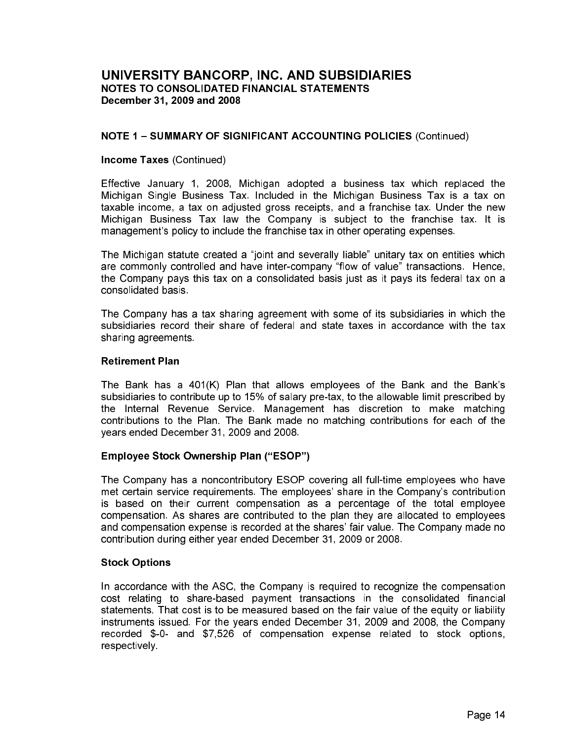# UNIVERSITY BANCORP, INC. AND SUBSIDIARIES
## NOTES TO CONSOLIDATED FINANCIAL STATEMENTS
### December 31, 2009 and 2008

### NOTE 1 – SUMMARY OF SIGNIFICANT ACCOUNTING POLICIES (Continued)

**Income Taxes** (Continued)

Effective January 1, 2008, Michigan adopted a business tax which replaced the Michigan Single Business Tax. Included in the Michigan Business Tax is a tax on taxable income, a tax on adjusted gross receipts, and a franchise tax. Under the new Michigan Business Tax law the Company is subject to the franchise tax. It is management's policy to include the franchise tax in other operating expenses.

The Michigan statute created a "joint and severally liable" unitary tax on entities which are commonly controlled and have inter-company "flow of value" transactions. Hence, the Company pays this tax on a consolidated basis just as it pays its federal tax on a consolidated basis.

The Company has a tax sharing agreement with some of its subsidiaries in which the subsidiaries record their share of federal and state taxes in accordance with the tax sharing agreements.

**Retirement Plan**

The Bank has a 401(K) Plan that allows employees of the Bank and the Bank's subsidiaries to contribute up to 15% of salary pre-tax, to the allowable limit prescribed by the Internal Revenue Service. Management has discretion to make matching contributions to the Plan. The Bank made no matching contributions for each of the years ended December 31, 2009 and 2008.

**Employee Stock Ownership Plan ("ESOP")**

The Company has a noncontributory ESOP covering all full-time employees who have met certain service requirements. The employees' share in the Company's contribution is based on their current compensation as a percentage of the total employee compensation. As shares are contributed to the plan they are allocated to employees and compensation expense is recorded at the shares' fair value. The Company made no contribution during either year ended December 31, 2009 or 2008.

**Stock Options**

In accordance with the ASC, the Company is required to recognize the compensation cost relating to share-based payment transactions in the consolidated financial statements. That cost is to be measured based on the fair value of the equity or liability instruments issued. For the years ended December 31, 2009 and 2008, the Company recorded $-0- and $7,526 of compensation expense related to stock options, respectively.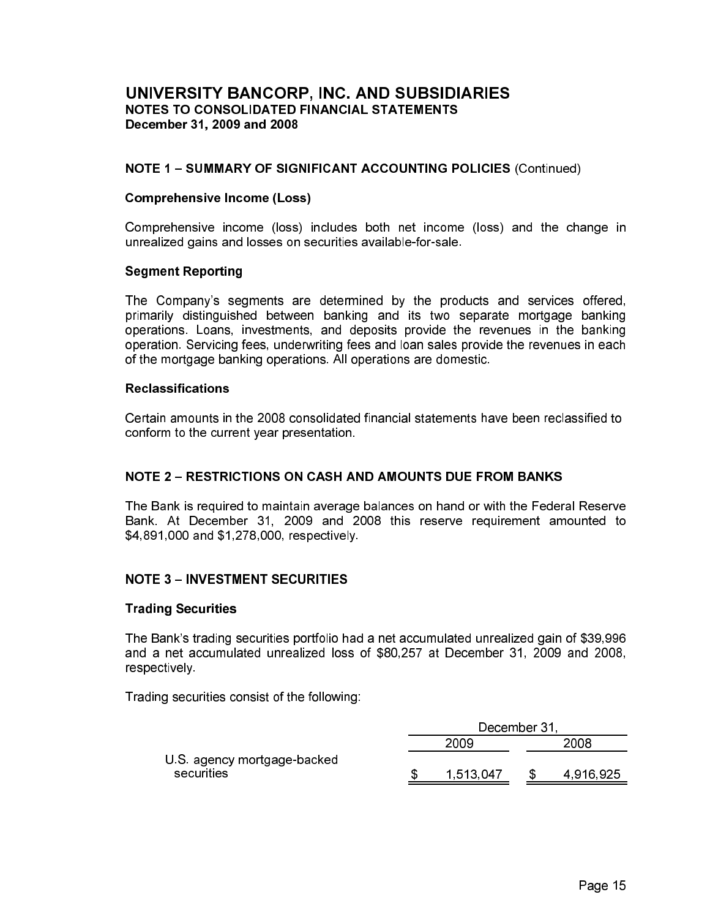# UNIVERSITY BANCORP, INC. AND SUBSIDIARIES
## NOTES TO CONSOLIDATED FINANCIAL STATEMENTS
### December 31, 2009 and 2008

**NOTE 1 – SUMMARY OF SIGNIFICANT ACCOUNTING POLICIES** (Continued)

**Comprehensive Income (Loss)**

Comprehensive income (loss) includes both net income (loss) and the change in unrealized gains and losses on securities available-for-sale.

**Segment Reporting**

The Company's segments are determined by the products and services offered, primarily distinguished between banking and its two separate mortgage banking operations. Loans, investments, and deposits provide the revenues in the banking operation. Servicing fees, underwriting fees and loan sales provide the revenues in each of the mortgage banking operations. All operations are domestic.

**Reclassifications**

Certain amounts in the 2008 consolidated financial statements have been reclassified to conform to the current year presentation.

**NOTE 2 – RESTRICTIONS ON CASH AND AMOUNTS DUE FROM BANKS**

The Bank is required to maintain average balances on hand or with the Federal Reserve Bank. At December 31, 2009 and 2008 this reserve requirement amounted to $4,891,000 and $1,278,000, respectively.

**NOTE 3 – INVESTMENT SECURITIES**

**Trading Securities**

The Bank's trading securities portfolio had a net accumulated unrealized gain of $39,996 and a net accumulated unrealized loss of $80,257 at December 31, 2009 and 2008, respectively.

Trading securities consist of the following:

| | December 31, 2009 | December 31, 2008 |
|---|---|---|
| U.S. agency mortgage-backed securities | $ 1,513,047 | $ 4,916,925 |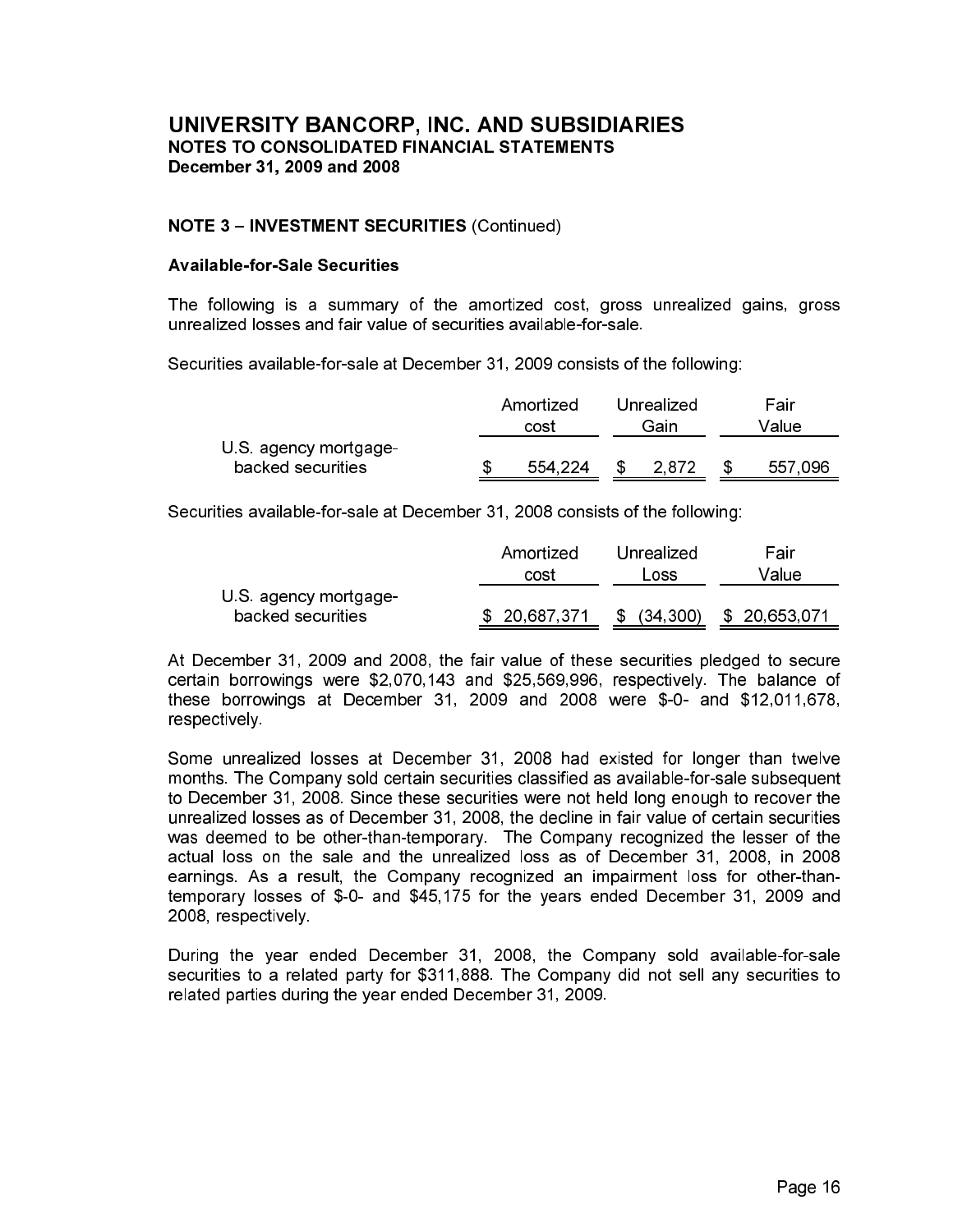# UNIVERSITY BANCORP, INC. AND SUBSIDIARIES
## NOTES TO CONSOLIDATED FINANCIAL STATEMENTS
### December 31, 2009 and 2008

**NOTE 3 – INVESTMENT SECURITIES** (Continued)

**Available-for-Sale Securities**

The following is a summary of the amortized cost, gross unrealized gains, gross unrealized losses and fair value of securities available-for-sale.

Securities available-for-sale at December 31, 2009 consists of the following:

| | Amortized cost | Unrealized Gain | Fair Value |
|---|---|---|---|
| U.S. agency mortgage-backed securities | $ 554,224 | $ 2,872 | $ 557,096 |

Securities available-for-sale at December 31, 2008 consists of the following:

| | Amortized cost | Unrealized Loss | Fair Value |
|---|---|---|---|
| U.S. agency mortgage-backed securities | $ 20,687,371 | $ (34,300) | $ 20,653,071 |

At December 31, 2009 and 2008, the fair value of these securities pledged to secure certain borrowings were $2,070,143 and $25,569,996, respectively. The balance of these borrowings at December 31, 2009 and 2008 were $-0- and $12,011,678, respectively.

Some unrealized losses at December 31, 2008 had existed for longer than twelve months. The Company sold certain securities classified as available-for-sale subsequent to December 31, 2008. Since these securities were not held long enough to recover the unrealized losses as of December 31, 2008, the decline in fair value of certain securities was deemed to be other-than-temporary. The Company recognized the lesser of the actual loss on the sale and the unrealized loss as of December 31, 2008, in 2008 earnings. As a result, the Company recognized an impairment loss for other-than-temporary losses of $-0- and $45,175 for the years ended December 31, 2009 and 2008, respectively.

During the year ended December 31, 2008, the Company sold available-for-sale securities to a related party for $311,888. The Company did not sell any securities to related parties during the year ended December 31, 2009.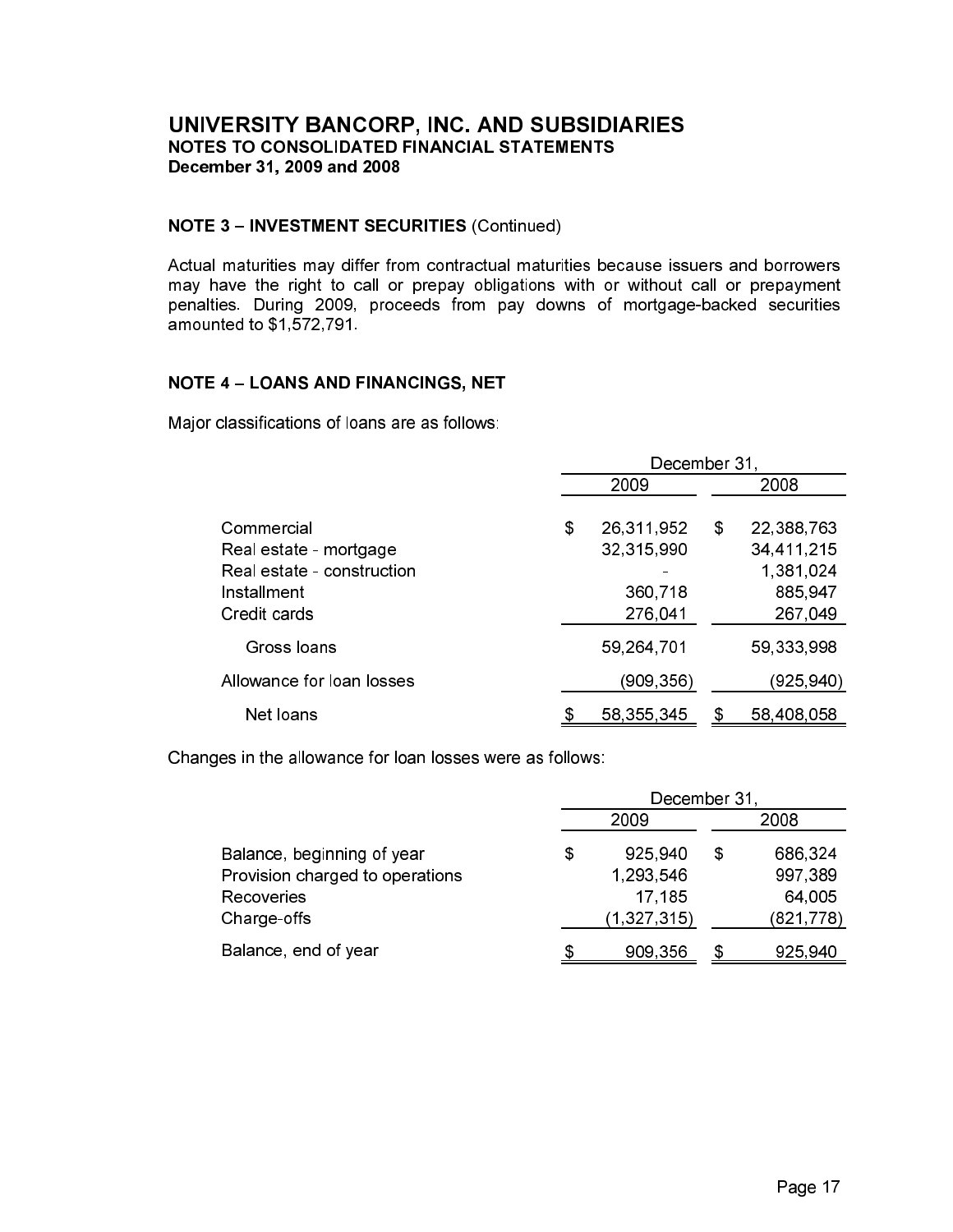# UNIVERSITY BANCORP, INC. AND SUBSIDIARIES

**NOTES TO CONSOLIDATED FINANCIAL STATEMENTS**
**December 31, 2009 and 2008**

### NOTE 3 – INVESTMENT SECURITIES (Continued)

Actual maturities may differ from contractual maturities because issuers and borrowers may have the right to call or prepay obligations with or without call or prepayment penalties. During 2009, proceeds from pay downs of mortgage-backed securities amounted to $1,572,791.

### NOTE 4 – LOANS AND FINANCINGS, NET

Major classifications of loans are as follows:

| | December 31, | |
|---|---|---|
| | 2009 | 2008 |
| Commercial | $ 26,311,952 | $ 22,388,763 |
| Real estate - mortgage | 32,315,990 | 34,411,215 |
| Real estate - construction | - | 1,381,024 |
| Installment | 360,718 | 885,947 |
| Credit cards | 276,041 | 267,049 |
| Gross loans | 59,264,701 | 59,333,998 |
| Allowance for loan losses | (909,356) | (925,940) |
| Net loans | $ 58,355,345 | $ 58,408,058 |

Changes in the allowance for loan losses were as follows:

| | December 31, | |
|---|---|---|
| | 2009 | 2008 |
| Balance, beginning of year | $ 925,940 | $ 686,324 |
| Provision charged to operations | 1,293,546 | 997,389 |
| Recoveries | 17,185 | 64,005 |
| Charge-offs | (1,327,315) | (821,778) |
| Balance, end of year | $ 909,356 | $ 925,940 |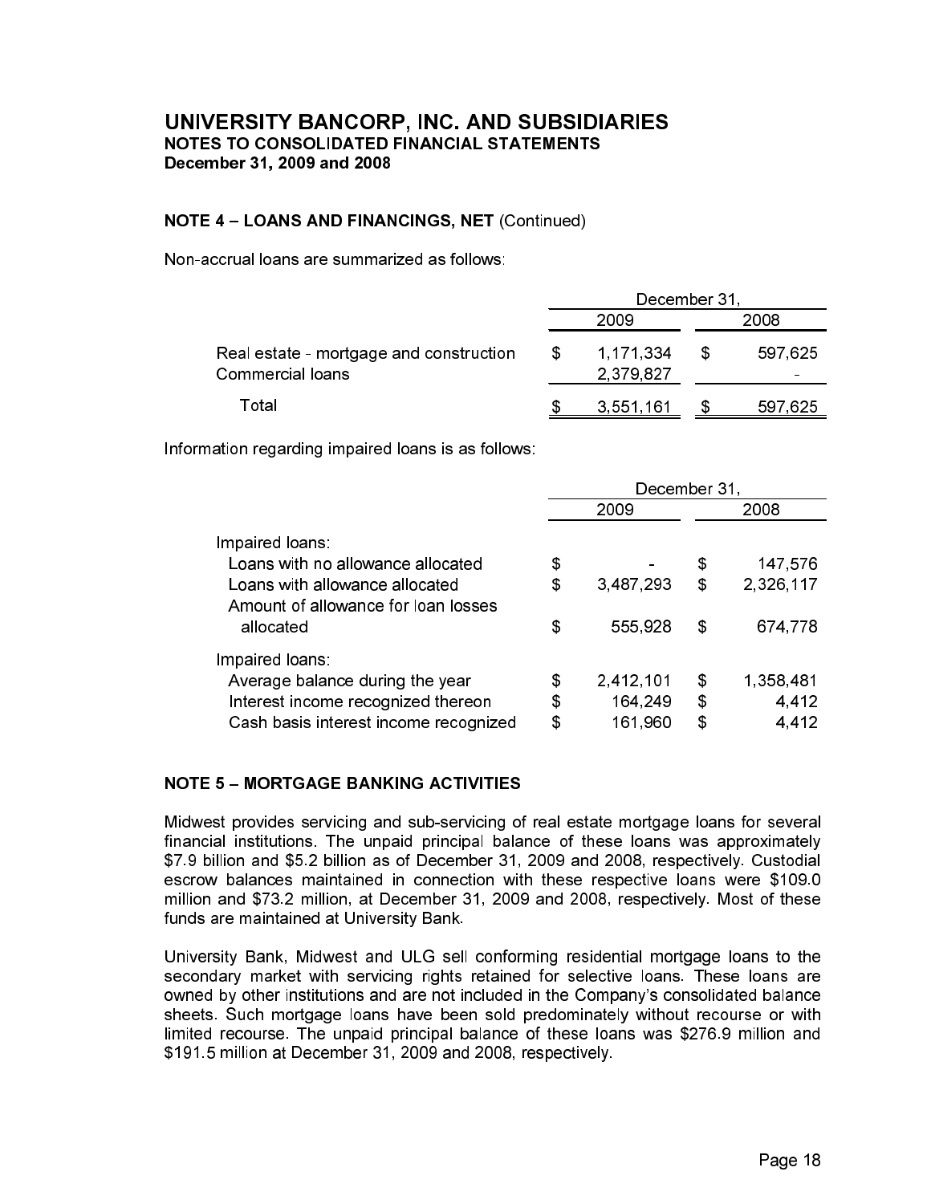# UNIVERSITY BANCORP, INC. AND SUBSIDIARIES
**NOTES TO CONSOLIDATED FINANCIAL STATEMENTS**
**December 31, 2009 and 2008**

### NOTE 4 – LOANS AND FINANCINGS, NET (Continued)

Non-accrual loans are summarized as follows:

| | December 31, | |
|---|---|---|
| | 2009 | 2008 |
| Real estate - mortgage and construction | $ 1,171,334 | $ 597,625 |
| Commercial loans | 2,379,827 | - |
| Total | $ 3,551,161 | $ 597,625 |

Information regarding impaired loans is as follows:

| | December 31, | |
|---|---|---|
| | 2009 | 2008 |
| Impaired loans: | | |
| Loans with no allowance allocated | $ - | $ 147,576 |
| Loans with allowance allocated | $ 3,487,293 | $ 2,326,117 |
| Amount of allowance for loan losses allocated | $ 555,928 | $ 674,778 |
| Impaired loans: | | |
| Average balance during the year | $ 2,412,101 | $ 1,358,481 |
| Interest income recognized thereon | $ 164,249 | $ 4,412 |
| Cash basis interest income recognized | $ 161,960 | $ 4,412 |

### NOTE 5 – MORTGAGE BANKING ACTIVITIES

Midwest provides servicing and sub-servicing of real estate mortgage loans for several financial institutions. The unpaid principal balance of these loans was approximately $7.9 billion and $5.2 billion as of December 31, 2009 and 2008, respectively. Custodial escrow balances maintained in connection with these respective loans were $109.0 million and $73.2 million, at December 31, 2009 and 2008, respectively. Most of these funds are maintained at University Bank.

University Bank, Midwest and ULG sell conforming residential mortgage loans to the secondary market with servicing rights retained for selective loans. These loans are owned by other institutions and are not included in the Company's consolidated balance sheets. Such mortgage loans have been sold predominately without recourse or with limited recourse. The unpaid principal balance of these loans was $276.9 million and $191.5 million at December 31, 2009 and 2008, respectively.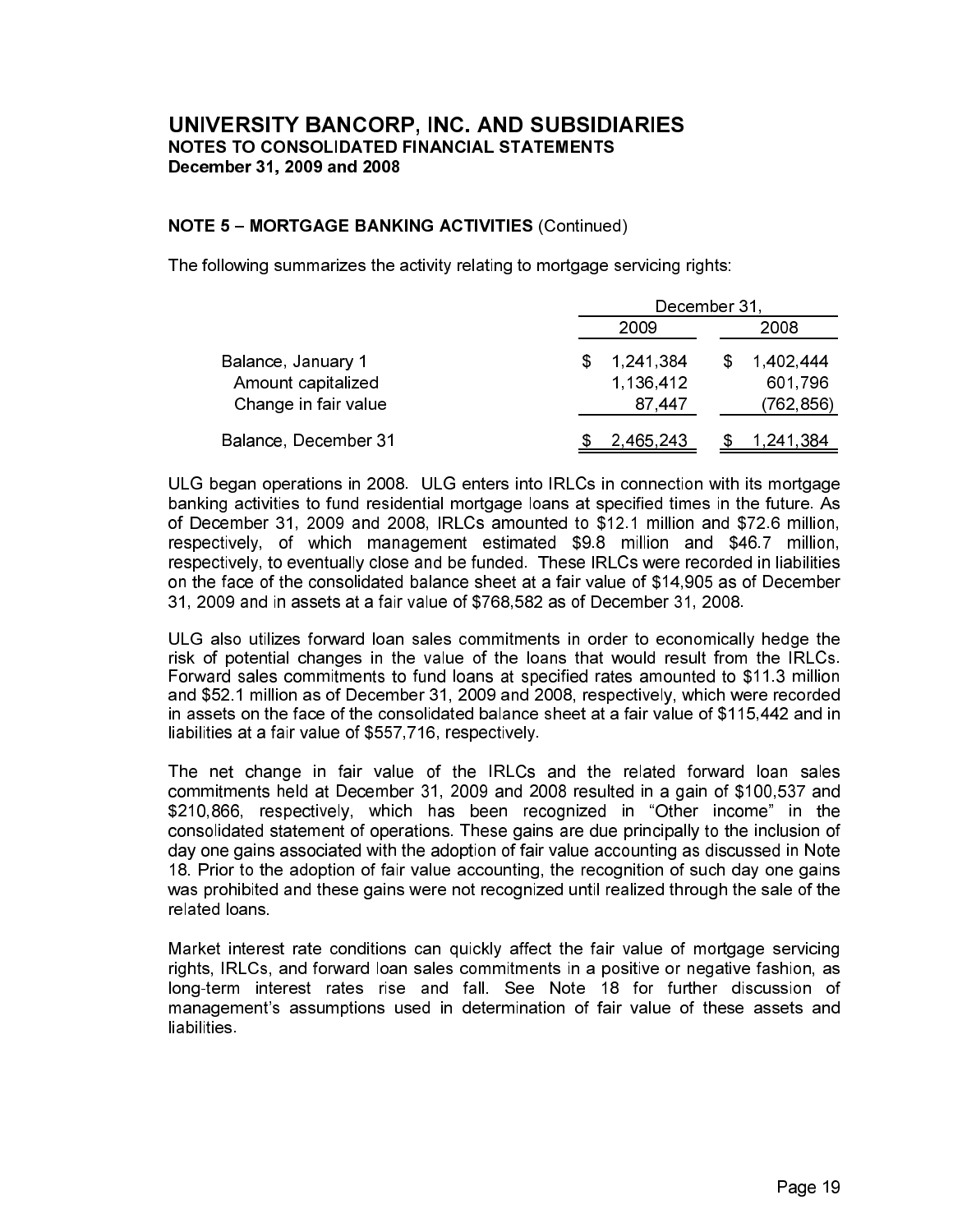# UNIVERSITY BANCORP, INC. AND SUBSIDIARIES
## NOTES TO CONSOLIDATED FINANCIAL STATEMENTS
### December 31, 2009 and 2008

**NOTE 5 – MORTGAGE BANKING ACTIVITIES** (Continued)

The following summarizes the activity relating to mortgage servicing rights:

| | December 31, | |
|---|---|---|
| | 2009 | 2008 |
| Balance, January 1 | $ 1,241,384 | $ 1,402,444 |
| Amount capitalized | 1,136,412 | 601,796 |
| Change in fair value | 87,447 | (762,856) |
| Balance, December 31 | $ 2,465,243 | $ 1,241,384 |

ULG began operations in 2008. ULG enters into IRLCs in connection with its mortgage banking activities to fund residential mortgage loans at specified times in the future. As of December 31, 2009 and 2008, IRLCs amounted to $12.1 million and $72.6 million, respectively, of which management estimated $9.8 million and $46.7 million, respectively, to eventually close and be funded. These IRLCs were recorded in liabilities on the face of the consolidated balance sheet at a fair value of $14,905 as of December 31, 2009 and in assets at a fair value of $768,582 as of December 31, 2008.

ULG also utilizes forward loan sales commitments in order to economically hedge the risk of potential changes in the value of the loans that would result from the IRLCs. Forward sales commitments to fund loans at specified rates amounted to $11.3 million and $52.1 million as of December 31, 2009 and 2008, respectively, which were recorded in assets on the face of the consolidated balance sheet at a fair value of $115,442 and in liabilities at a fair value of $557,716, respectively.

The net change in fair value of the IRLCs and the related forward loan sales commitments held at December 31, 2009 and 2008 resulted in a gain of $100,537 and $210,866, respectively, which has been recognized in "Other income" in the consolidated statement of operations. These gains are due principally to the inclusion of day one gains associated with the adoption of fair value accounting as discussed in Note 18. Prior to the adoption of fair value accounting, the recognition of such day one gains was prohibited and these gains were not recognized until realized through the sale of the related loans.

Market interest rate conditions can quickly affect the fair value of mortgage servicing rights, IRLCs, and forward loan sales commitments in a positive or negative fashion, as long-term interest rates rise and fall. See Note 18 for further discussion of management's assumptions used in determination of fair value of these assets and liabilities.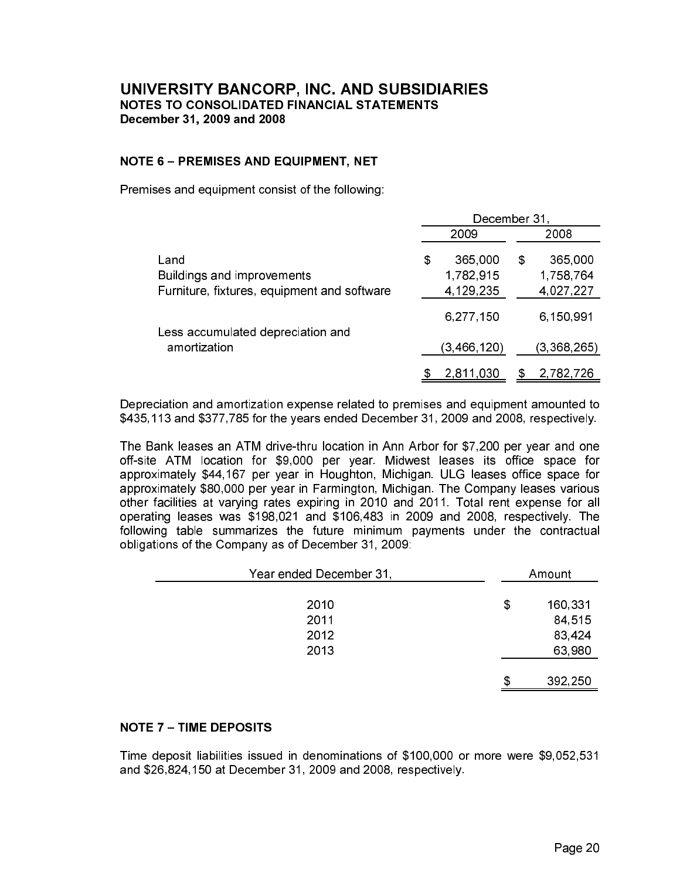# UNIVERSITY BANCORP, INC. AND SUBSIDIARIES
## NOTES TO CONSOLIDATED FINANCIAL STATEMENTS
### December 31, 2009 and 2008

### NOTE 6 – PREMISES AND EQUIPMENT, NET

Premises and equipment consist of the following:

| | December 31, 2009 | December 31, 2008 |
|---|---|---|
| Land | $ 365,000 | $ 365,000 |
| Buildings and improvements | 1,782,915 | 1,758,764 |
| Furniture, fixtures, equipment and software | 4,129,235 | 4,027,227 |
| | 6,277,150 | 6,150,991 |
| Less accumulated depreciation and amortization | (3,466,120) | (3,368,265) |
| | $ 2,811,030 | $ 2,782,726 |

Depreciation and amortization expense related to premises and equipment amounted to $435,113 and $377,785 for the years ended December 31, 2009 and 2008, respectively.

The Bank leases an ATM drive-thru location in Ann Arbor for $7,200 per year and one off-site ATM location for $9,000 per year. Midwest leases its office space for approximately $44,167 per year in Houghton, Michigan. ULG leases office space for approximately $80,000 per year in Farmington, Michigan. The Company leases various other facilities at varying rates expiring in 2010 and 2011. Total rent expense for all operating leases was $198,021 and $106,483 in 2009 and 2008, respectively. The following table summarizes the future minimum payments under the contractual obligations of the Company as of December 31, 2009:

| Year ended December 31, | Amount |
|---|---|
| 2010 | $ 160,331 |
| 2011 | 84,515 |
| 2012 | 83,424 |
| 2013 | 63,980 |
| | $ 392,250 |

### NOTE 7 – TIME DEPOSITS

Time deposit liabilities issued in denominations of $100,000 or more were $9,052,531 and $26,824,150 at December 31, 2009 and 2008, respectively.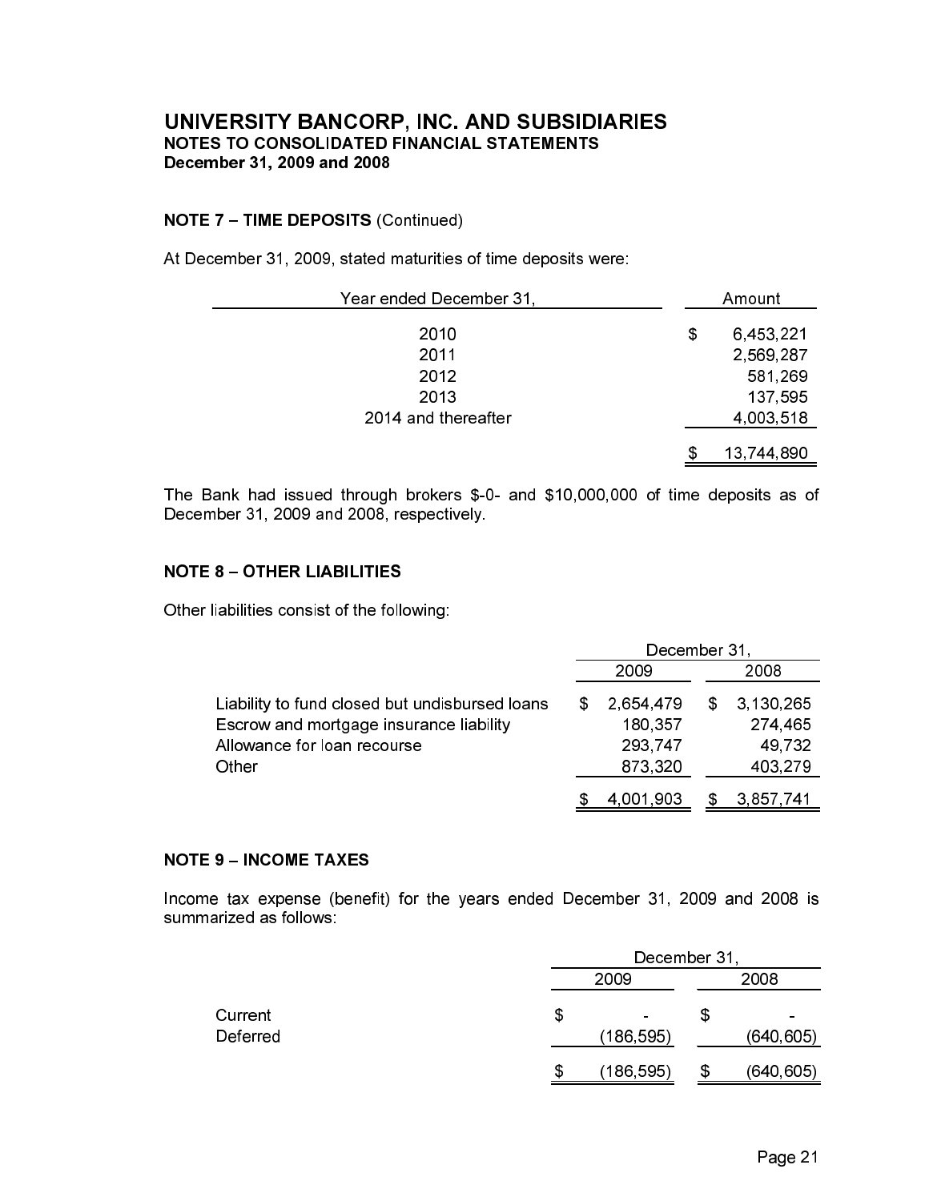# UNIVERSITY BANCORP, INC. AND SUBSIDIARIES
## NOTES TO CONSOLIDATED FINANCIAL STATEMENTS
### December 31, 2009 and 2008

**NOTE 7 – TIME DEPOSITS** (Continued)

At December 31, 2009, stated maturities of time deposits were:

| Year ended December 31, | Amount |
|---|---|
| 2010 | $ 6,453,221 |
| 2011 | 2,569,287 |
| 2012 | 581,269 |
| 2013 | 137,595 |
| 2014 and thereafter | 4,003,518 |
| | $ 13,744,890 |

The Bank had issued through brokers $-0- and $10,000,000 of time deposits as of December 31, 2009 and 2008, respectively.

**NOTE 8 – OTHER LIABILITIES**

Other liabilities consist of the following:

| | December 31, | |
|---|---|---|
| | 2009 | 2008 |
| Liability to fund closed but undisbursed loans | $ 2,654,479 | $ 3,130,265 |
| Escrow and mortgage insurance liability | 180,357 | 274,465 |
| Allowance for loan recourse | 293,747 | 49,732 |
| Other | 873,320 | 403,279 |
| | $ 4,001,903 | $ 3,857,741 |

**NOTE 9 – INCOME TAXES**

Income tax expense (benefit) for the years ended December 31, 2009 and 2008 is summarized as follows:

| | December 31, | |
|---|---|---|
| | 2009 | 2008 |
| Current | $ - | $ - |
| Deferred | (186,595) | (640,605) |
| | $ (186,595) | $ (640,605) |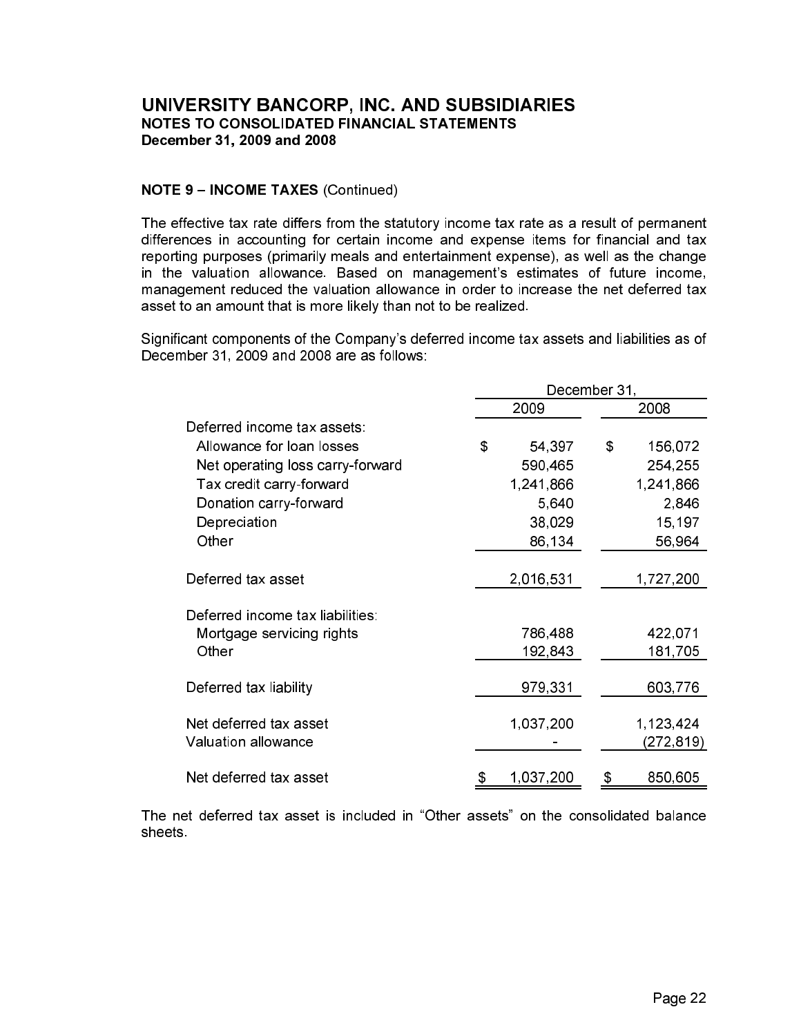# UNIVERSITY BANCORP, INC. AND SUBSIDIARIES
## NOTES TO CONSOLIDATED FINANCIAL STATEMENTS
### December 31, 2009 and 2008

**NOTE 9 – INCOME TAXES** (Continued)

The effective tax rate differs from the statutory income tax rate as a result of permanent differences in accounting for certain income and expense items for financial and tax reporting purposes (primarily meals and entertainment expense), as well as the change in the valuation allowance. Based on management's estimates of future income, management reduced the valuation allowance in order to increase the net deferred tax asset to an amount that is more likely than not to be realized.

Significant components of the Company's deferred income tax assets and liabilities as of December 31, 2009 and 2008 are as follows:

| | December 31, | |
|---|---|---|
| | 2009 | 2008 |
| Deferred income tax assets: | | |
| Allowance for loan losses | $ 54,397 | $ 156,072 |
| Net operating loss carry-forward | 590,465 | 254,255 |
| Tax credit carry-forward | 1,241,866 | 1,241,866 |
| Donation carry-forward | 5,640 | 2,846 |
| Depreciation | 38,029 | 15,197 |
| Other | 86,134 | 56,964 |
| Deferred tax asset | 2,016,531 | 1,727,200 |
| Deferred income tax liabilities: | | |
| Mortgage servicing rights | 786,488 | 422,071 |
| Other | 192,843 | 181,705 |
| Deferred tax liability | 979,331 | 603,776 |
| Net deferred tax asset | 1,037,200 | 1,123,424 |
| Valuation allowance | - | (272,819) |
| Net deferred tax asset | $ 1,037,200 | $ 850,605 |

The net deferred tax asset is included in "Other assets" on the consolidated balance sheets.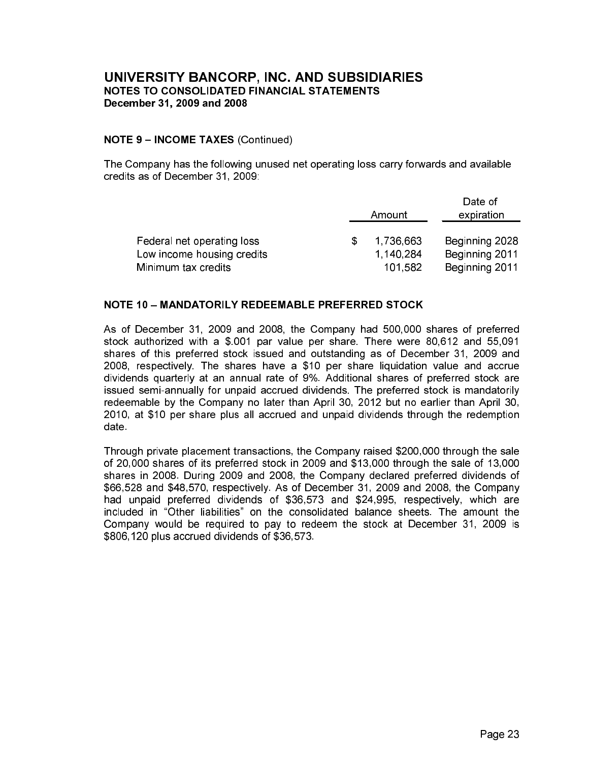# UNIVERSITY BANCORP, INC. AND SUBSIDIARIES

**NOTES TO CONSOLIDATED FINANCIAL STATEMENTS**
**December 31, 2009 and 2008**

**NOTE 9 – INCOME TAXES** (Continued)

The Company has the following unused net operating loss carry forwards and available credits as of December 31, 2009:

| | Amount | Date of expiration |
|---|---|---|
| Federal net operating loss | $ 1,736,663 | Beginning 2028 |
| Low income housing credits | 1,140,284 | Beginning 2011 |
| Minimum tax credits | 101,582 | Beginning 2011 |

**NOTE 10 – MANDATORILY REDEEMABLE PREFERRED STOCK**

As of December 31, 2009 and 2008, the Company had 500,000 shares of preferred stock authorized with a $.001 par value per share. There were 80,612 and 55,091 shares of this preferred stock issued and outstanding as of December 31, 2009 and 2008, respectively. The shares have a $10 per share liquidation value and accrue dividends quarterly at an annual rate of 9%. Additional shares of preferred stock are issued semi-annually for unpaid accrued dividends. The preferred stock is mandatorily redeemable by the Company no later than April 30, 2012 but no earlier than April 30, 2010, at $10 per share plus all accrued and unpaid dividends through the redemption date.

Through private placement transactions, the Company raised $200,000 through the sale of 20,000 shares of its preferred stock in 2009 and $13,000 through the sale of 13,000 shares in 2008. During 2009 and 2008, the Company declared preferred dividends of $66,528 and $48,570, respectively. As of December 31, 2009 and 2008, the Company had unpaid preferred dividends of $36,573 and $24,995, respectively, which are included in "Other liabilities" on the consolidated balance sheets. The amount the Company would be required to pay to redeem the stock at December 31, 2009 is $806,120 plus accrued dividends of $36,573.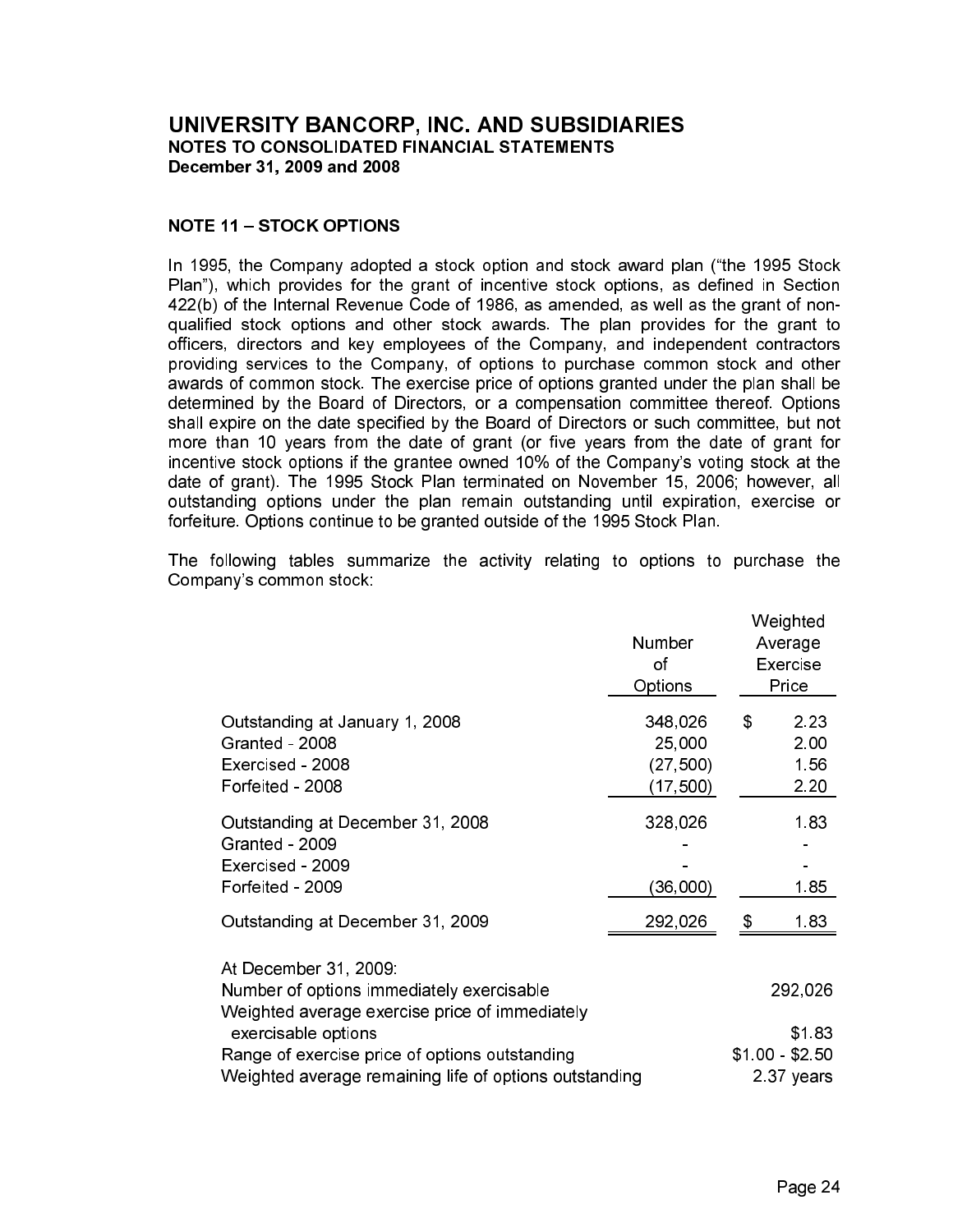# UNIVERSITY BANCORP, INC. AND SUBSIDIARIES
**NOTES TO CONSOLIDATED FINANCIAL STATEMENTS**
**December 31, 2009 and 2008**

## NOTE 11 – STOCK OPTIONS

In 1995, the Company adopted a stock option and stock award plan ("the 1995 Stock Plan"), which provides for the grant of incentive stock options, as defined in Section 422(b) of the Internal Revenue Code of 1986, as amended, as well as the grant of non-qualified stock options and other stock awards. The plan provides for the grant to officers, directors and key employees of the Company, and independent contractors providing services to the Company, of options to purchase common stock and other awards of common stock. The exercise price of options granted under the plan shall be determined by the Board of Directors, or a compensation committee thereof. Options shall expire on the date specified by the Board of Directors or such committee, but not more than 10 years from the date of grant (or five years from the date of grant for incentive stock options if the grantee owned 10% of the Company's voting stock at the date of grant). The 1995 Stock Plan terminated on November 15, 2006; however, all outstanding options under the plan remain outstanding until expiration, exercise or forfeiture. Options continue to be granted outside of the 1995 Stock Plan.

The following tables summarize the activity relating to options to purchase the Company's common stock:

| | Number of Options | Weighted Average Exercise Price |
|---|---|---|
| Outstanding at January 1, 2008 | 348,026 | $ 2.23 |
| Granted - 2008 | 25,000 | 2.00 |
| Exercised - 2008 | (27,500) | 1.56 |
| Forfeited - 2008 | (17,500) | 2.20 |
| Outstanding at December 31, 2008 | 328,026 | 1.83 |
| Granted - 2009 | - | - |
| Exercised - 2009 | - | - |
| Forfeited - 2009 | (36,000) | 1.85 |
| Outstanding at December 31, 2009 | 292,026 | $ 1.83 |

| At December 31, 2009: | |
|---|---|
| Number of options immediately exercisable | 292,026 |
| Weighted average exercise price of immediately exercisable options | $1.83 |
| Range of exercise price of options outstanding | $1.00 - $2.50 |
| Weighted average remaining life of options outstanding | 2.37 years |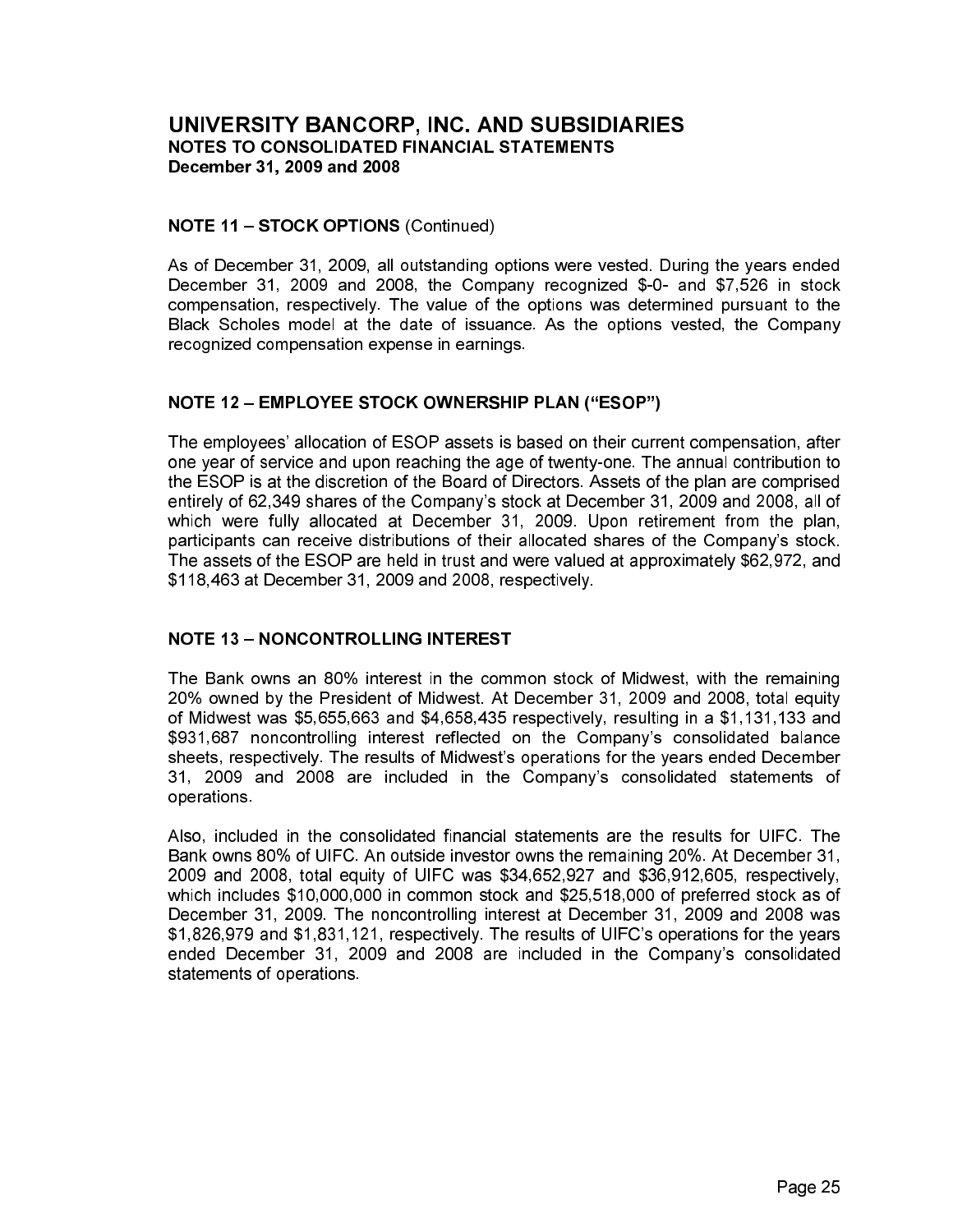# UNIVERSITY BANCORP, INC. AND SUBSIDIARIES
**NOTES TO CONSOLIDATED FINANCIAL STATEMENTS**
**December 31, 2009 and 2008**

**NOTE 11 – STOCK OPTIONS** (Continued)

As of December 31, 2009, all outstanding options were vested. During the years ended December 31, 2009 and 2008, the Company recognized $-0- and $7,526 in stock compensation, respectively. The value of the options was determined pursuant to the Black Scholes model at the date of issuance. As the options vested, the Company recognized compensation expense in earnings.

**NOTE 12 – EMPLOYEE STOCK OWNERSHIP PLAN ("ESOP")**

The employees' allocation of ESOP assets is based on their current compensation, after one year of service and upon reaching the age of twenty-one. The annual contribution to the ESOP is at the discretion of the Board of Directors. Assets of the plan are comprised entirely of 62,349 shares of the Company's stock at December 31, 2009 and 2008, all of which were fully allocated at December 31, 2009. Upon retirement from the plan, participants can receive distributions of their allocated shares of the Company's stock. The assets of the ESOP are held in trust and were valued at approximately $62,972, and $118,463 at December 31, 2009 and 2008, respectively.

**NOTE 13 – NONCONTROLLING INTEREST**

The Bank owns an 80% interest in the common stock of Midwest, with the remaining 20% owned by the President of Midwest. At December 31, 2009 and 2008, total equity of Midwest was $5,655,663 and $4,658,435 respectively, resulting in a $1,131,133 and $931,687 noncontrolling interest reflected on the Company's consolidated balance sheets, respectively. The results of Midwest's operations for the years ended December 31, 2009 and 2008 are included in the Company's consolidated statements of operations.

Also, included in the consolidated financial statements are the results for UIFC. The Bank owns 80% of UIFC. An outside investor owns the remaining 20%. At December 31, 2009 and 2008, total equity of UIFC was $34,652,927 and $36,912,605, respectively, which includes $10,000,000 in common stock and $25,518,000 of preferred stock as of December 31, 2009. The noncontrolling interest at December 31, 2009 and 2008 was $1,826,979 and $1,831,121, respectively. The results of UIFC's operations for the years ended December 31, 2009 and 2008 are included in the Company's consolidated statements of operations.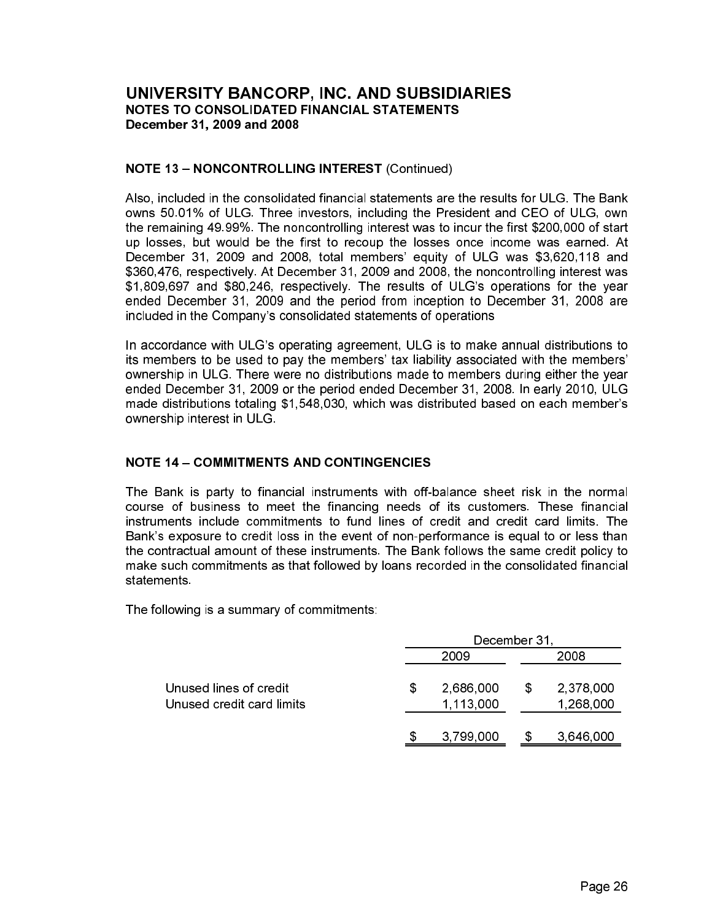## NOTE 13 – NONCONTROLLING INTEREST (Continued)

Also, included in the consolidated financial statements are the results for ULG. The Bank owns 50.01% of ULG. Three investors, including the President and CEO of ULG, own the remaining 49.99%. The noncontrolling interest was to incur the first $200,000 of start up losses, but would be the first to recoup the losses once income was earned. At December 31, 2009 and 2008, total members' equity of ULG was $3,620,118 and $360,476, respectively. At December 31, 2009 and 2008, the noncontrolling interest was $1,809,697 and $80,246, respectively. The results of ULG's operations for the year ended December 31, 2009 and the period from inception to December 31, 2008 are included in the Company's consolidated statements of operations

In accordance with ULG's operating agreement, ULG is to make annual distributions to its members to be used to pay the members' tax liability associated with the members' ownership in ULG. There were no distributions made to members during either the year ended December 31, 2009 or the period ended December 31, 2008. In early 2010, ULG made distributions totaling $1,548,030, which was distributed based on each member's ownership interest in ULG.

## NOTE 14 – COMMITMENTS AND CONTINGENCIES

The Bank is party to financial instruments with off-balance sheet risk in the normal course of business to meet the financing needs of its customers. These financial instruments include commitments to fund lines of credit and credit card limits. The Bank's exposure to credit loss in the event of non-performance is equal to or less than the contractual amount of these instruments. The Bank follows the same credit policy to make such commitments as that followed by loans recorded in the consolidated financial statements.

The following is a summary of commitments:

| | December 31, 2009 | December 31, 2008 |
|---|---|---|
| Unused lines of credit | $ 2,686,000 | $ 2,378,000 |
| Unused credit card limits | 1,113,000 | 1,268,000 |
| | $ 3,799,000 | $ 3,646,000 |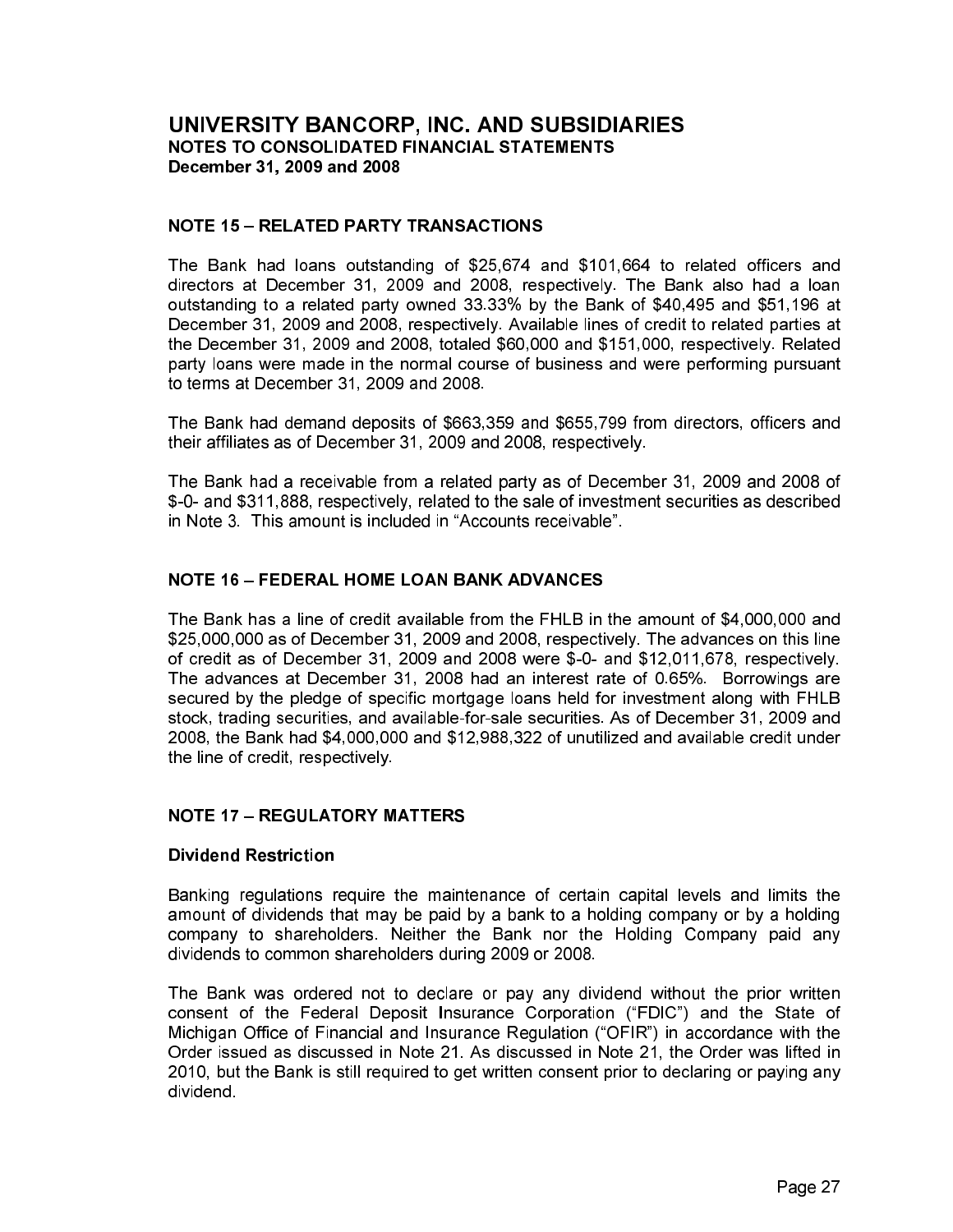# UNIVERSITY BANCORP, INC. AND SUBSIDIARIES
## NOTES TO CONSOLIDATED FINANCIAL STATEMENTS
### December 31, 2009 and 2008

## NOTE 15 – RELATED PARTY TRANSACTIONS

The Bank had loans outstanding of $25,674 and $101,664 to related officers and directors at December 31, 2009 and 2008, respectively. The Bank also had a loan outstanding to a related party owned 33.33% by the Bank of $40,495 and $51,196 at December 31, 2009 and 2008, respectively. Available lines of credit to related parties at the December 31, 2009 and 2008, totaled $60,000 and $151,000, respectively. Related party loans were made in the normal course of business and were performing pursuant to terms at December 31, 2009 and 2008.

The Bank had demand deposits of $663,359 and $655,799 from directors, officers and their affiliates as of December 31, 2009 and 2008, respectively.

The Bank had a receivable from a related party as of December 31, 2009 and 2008 of $-0- and $311,888, respectively, related to the sale of investment securities as described in Note 3. This amount is included in "Accounts receivable".

## NOTE 16 – FEDERAL HOME LOAN BANK ADVANCES

The Bank has a line of credit available from the FHLB in the amount of $4,000,000 and $25,000,000 as of December 31, 2009 and 2008, respectively. The advances on this line of credit as of December 31, 2009 and 2008 were $-0- and $12,011,678, respectively. The advances at December 31, 2008 had an interest rate of 0.65%. Borrowings are secured by the pledge of specific mortgage loans held for investment along with FHLB stock, trading securities, and available-for-sale securities. As of December 31, 2009 and 2008, the Bank had $4,000,000 and $12,988,322 of unutilized and available credit under the line of credit, respectively.

## NOTE 17 – REGULATORY MATTERS

### Dividend Restriction

Banking regulations require the maintenance of certain capital levels and limits the amount of dividends that may be paid by a bank to a holding company or by a holding company to shareholders. Neither the Bank nor the Holding Company paid any dividends to common shareholders during 2009 or 2008.

The Bank was ordered not to declare or pay any dividend without the prior written consent of the Federal Deposit Insurance Corporation ("FDIC") and the State of Michigan Office of Financial and Insurance Regulation ("OFIR") in accordance with the Order issued as discussed in Note 21. As discussed in Note 21, the Order was lifted in 2010, but the Bank is still required to get written consent prior to declaring or paying any dividend.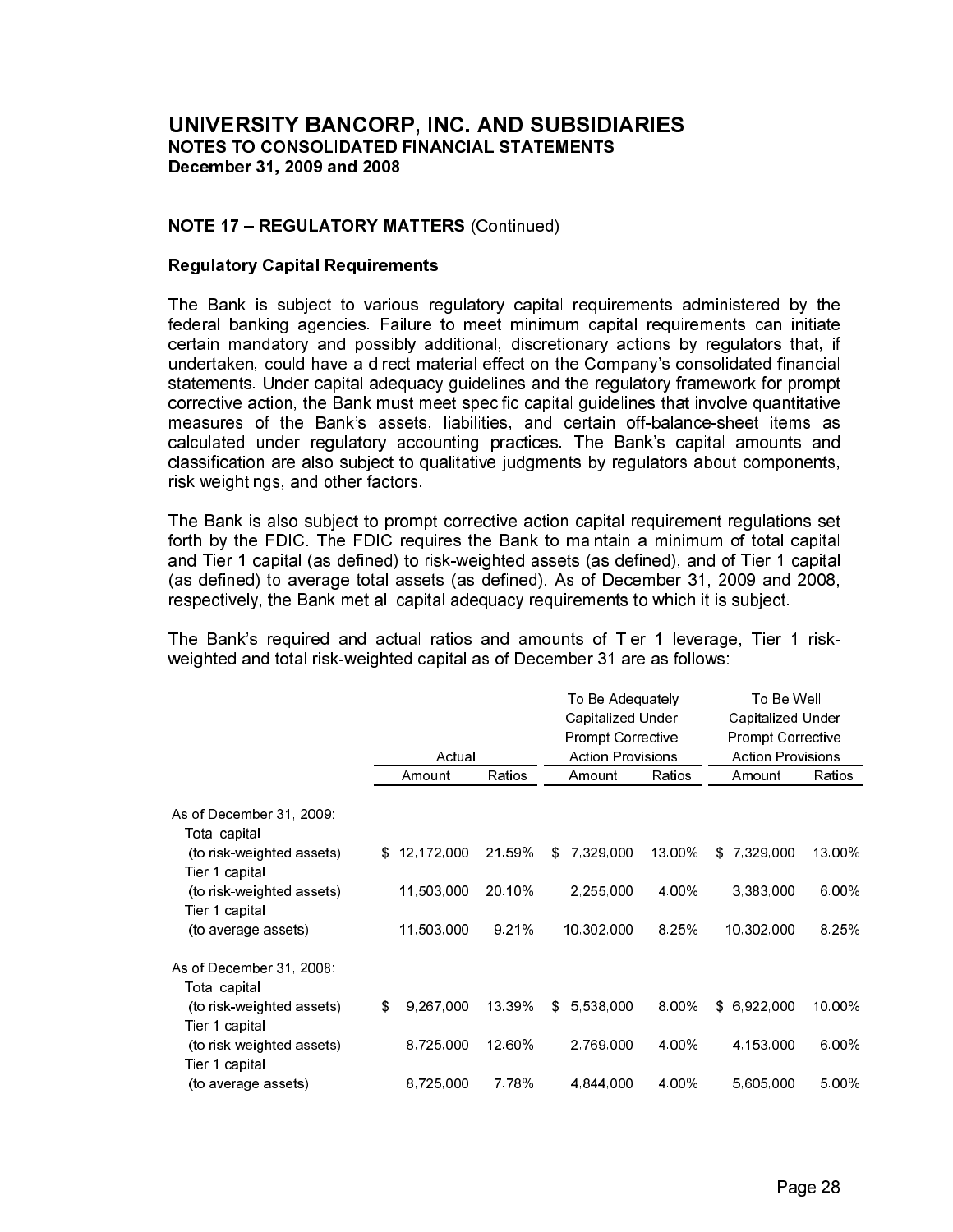# UNIVERSITY BANCORP, INC. AND SUBSIDIARIES
## NOTES TO CONSOLIDATED FINANCIAL STATEMENTS
### December 31, 2009 and 2008

**NOTE 17 – REGULATORY MATTERS** (Continued)

**Regulatory Capital Requirements**

The Bank is subject to various regulatory capital requirements administered by the federal banking agencies. Failure to meet minimum capital requirements can initiate certain mandatory and possibly additional, discretionary actions by regulators that, if undertaken, could have a direct material effect on the Company's consolidated financial statements. Under capital adequacy guidelines and the regulatory framework for prompt corrective action, the Bank must meet specific capital guidelines that involve quantitative measures of the Bank's assets, liabilities, and certain off-balance-sheet items as calculated under regulatory accounting practices. The Bank's capital amounts and classification are also subject to qualitative judgments by regulators about components, risk weightings, and other factors.

The Bank is also subject to prompt corrective action capital requirement regulations set forth by the FDIC. The FDIC requires the Bank to maintain a minimum of total capital and Tier 1 capital (as defined) to risk-weighted assets (as defined), and of Tier 1 capital (as defined) to average total assets (as defined). As of December 31, 2009 and 2008, respectively, the Bank met all capital adequacy requirements to which it is subject.

The Bank's required and actual ratios and amounts of Tier 1 leverage, Tier 1 risk-weighted and total risk-weighted capital as of December 31 are as follows:

| | Actual | | To Be Adequately Capitalized Under Prompt Corrective Action Provisions | | To Be Well Capitalized Under Prompt Corrective Action Provisions | |
|---|---|---|---|---|---|---|
| | Amount | Ratios | Amount | Ratios | Amount | Ratios |
| As of December 31, 2009: | | | | | | |
| Total capital (to risk-weighted assets) | $ 12,172,000 | 21.59% | $ 7,329,000 | 13.00% | $ 7,329,000 | 13.00% |
| Tier 1 capital (to risk-weighted assets) | 11,503,000 | 20.10% | 2,255,000 | 4.00% | 3,383,000 | 6.00% |
| Tier 1 capital (to average assets) | 11,503,000 | 9.21% | 10,302,000 | 8.25% | 10,302,000 | 8.25% |
| As of December 31, 2008: | | | | | | |
| Total capital (to risk-weighted assets) | $ 9,267,000 | 13.39% | $ 5,538,000 | 8.00% | $ 6,922,000 | 10.00% |
| Tier 1 capital (to risk-weighted assets) | 8,725,000 | 12.60% | 2,769,000 | 4.00% | 4,153,000 | 6.00% |
| Tier 1 capital (to average assets) | 8,725,000 | 7.78% | 4,844,000 | 4.00% | 5,605,000 | 5.00% |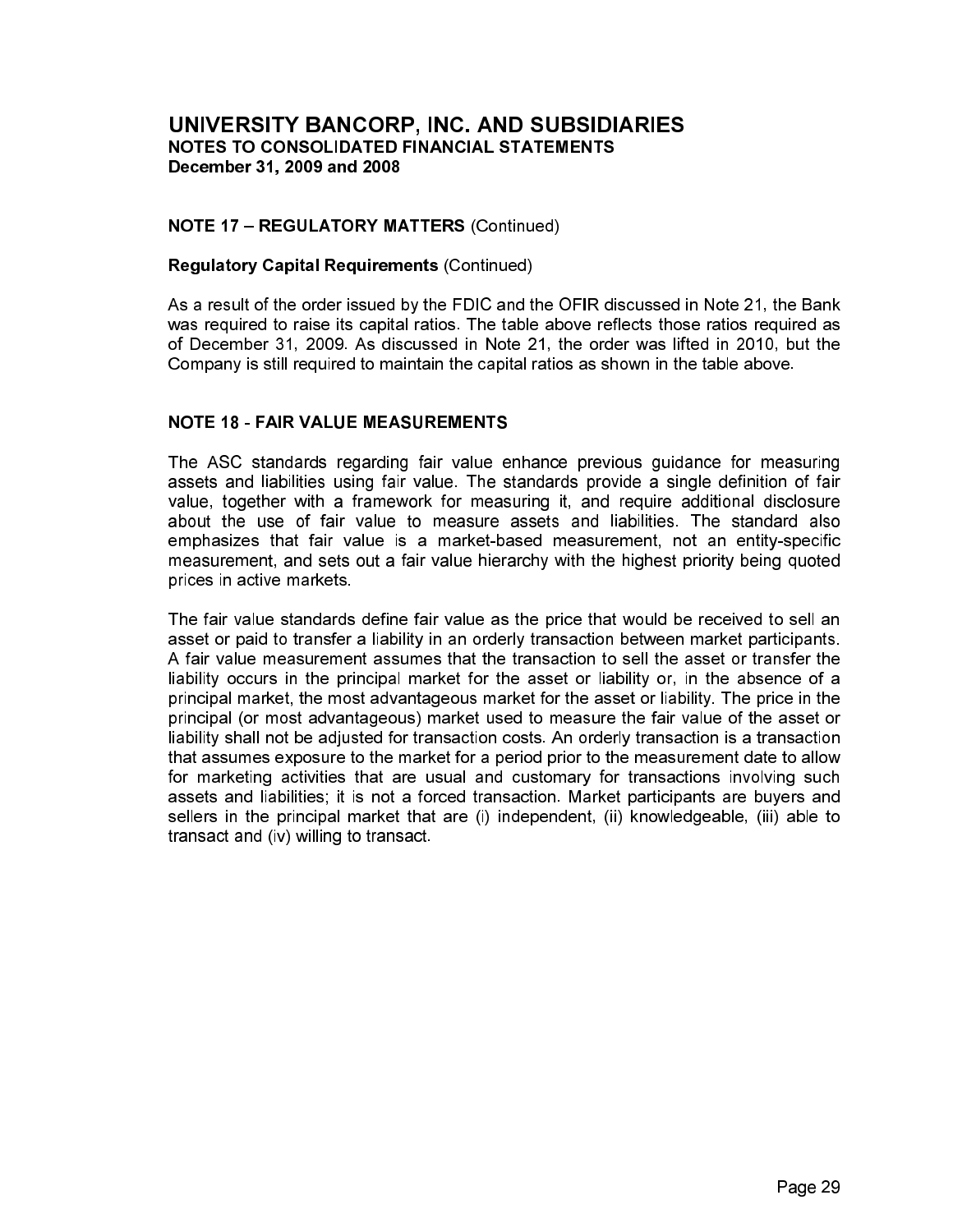# UNIVERSITY BANCORP, INC. AND SUBSIDIARIES
**NOTES TO CONSOLIDATED FINANCIAL STATEMENTS**
**December 31, 2009 and 2008**

## NOTE 17 – REGULATORY MATTERS (Continued)

### Regulatory Capital Requirements (Continued)

As a result of the order issued by the FDIC and the OFIR discussed in Note 21, the Bank was required to raise its capital ratios. The table above reflects those ratios required as of December 31, 2009. As discussed in Note 21, the order was lifted in 2010, but the Company is still required to maintain the capital ratios as shown in the table above.

## NOTE 18 - FAIR VALUE MEASUREMENTS

The ASC standards regarding fair value enhance previous guidance for measuring assets and liabilities using fair value. The standards provide a single definition of fair value, together with a framework for measuring it, and require additional disclosure about the use of fair value to measure assets and liabilities. The standard also emphasizes that fair value is a market-based measurement, not an entity-specific measurement, and sets out a fair value hierarchy with the highest priority being quoted prices in active markets.

The fair value standards define fair value as the price that would be received to sell an asset or paid to transfer a liability in an orderly transaction between market participants. A fair value measurement assumes that the transaction to sell the asset or transfer the liability occurs in the principal market for the asset or liability or, in the absence of a principal market, the most advantageous market for the asset or liability. The price in the principal (or most advantageous) market used to measure the fair value of the asset or liability shall not be adjusted for transaction costs. An orderly transaction is a transaction that assumes exposure to the market for a period prior to the measurement date to allow for marketing activities that are usual and customary for transactions involving such assets and liabilities; it is not a forced transaction. Market participants are buyers and sellers in the principal market that are (i) independent, (ii) knowledgeable, (iii) able to transact and (iv) willing to transact.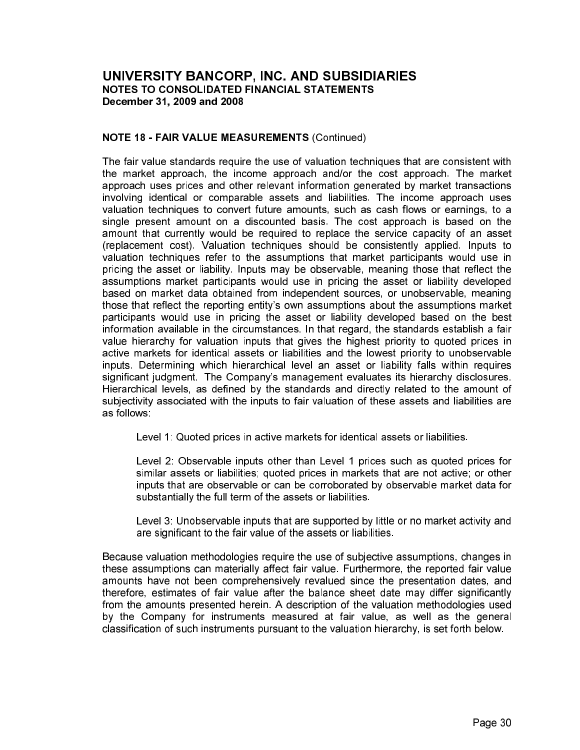# UNIVERSITY BANCORP, INC. AND SUBSIDIARIES

**NOTES TO CONSOLIDATED FINANCIAL STATEMENTS**
**December 31, 2009 and 2008**

**NOTE 18 - FAIR VALUE MEASUREMENTS** (Continued)

The fair value standards require the use of valuation techniques that are consistent with the market approach, the income approach and/or the cost approach. The market approach uses prices and other relevant information generated by market transactions involving identical or comparable assets and liabilities. The income approach uses valuation techniques to convert future amounts, such as cash flows or earnings, to a single present amount on a discounted basis. The cost approach is based on the amount that currently would be required to replace the service capacity of an asset (replacement cost). Valuation techniques should be consistently applied. Inputs to valuation techniques refer to the assumptions that market participants would use in pricing the asset or liability. Inputs may be observable, meaning those that reflect the assumptions market participants would use in pricing the asset or liability developed based on market data obtained from independent sources, or unobservable, meaning those that reflect the reporting entity's own assumptions about the assumptions market participants would use in pricing the asset or liability developed based on the best information available in the circumstances. In that regard, the standards establish a fair value hierarchy for valuation inputs that gives the highest priority to quoted prices in active markets for identical assets or liabilities and the lowest priority to unobservable inputs. Determining which hierarchical level an asset or liability falls within requires significant judgment. The Company's management evaluates its hierarchy disclosures. Hierarchical levels, as defined by the standards and directly related to the amount of subjectivity associated with the inputs to fair valuation of these assets and liabilities are as follows:

> Level 1: Quoted prices in active markets for identical assets or liabilities.
>
> Level 2: Observable inputs other than Level 1 prices such as quoted prices for similar assets or liabilities; quoted prices in markets that are not active; or other inputs that are observable or can be corroborated by observable market data for substantially the full term of the assets or liabilities.
>
> Level 3: Unobservable inputs that are supported by little or no market activity and are significant to the fair value of the assets or liabilities.

Because valuation methodologies require the use of subjective assumptions, changes in these assumptions can materially affect fair value. Furthermore, the reported fair value amounts have not been comprehensively revalued since the presentation dates, and therefore, estimates of fair value after the balance sheet date may differ significantly from the amounts presented herein. A description of the valuation methodologies used by the Company for instruments measured at fair value, as well as the general classification of such instruments pursuant to the valuation hierarchy, is set forth below.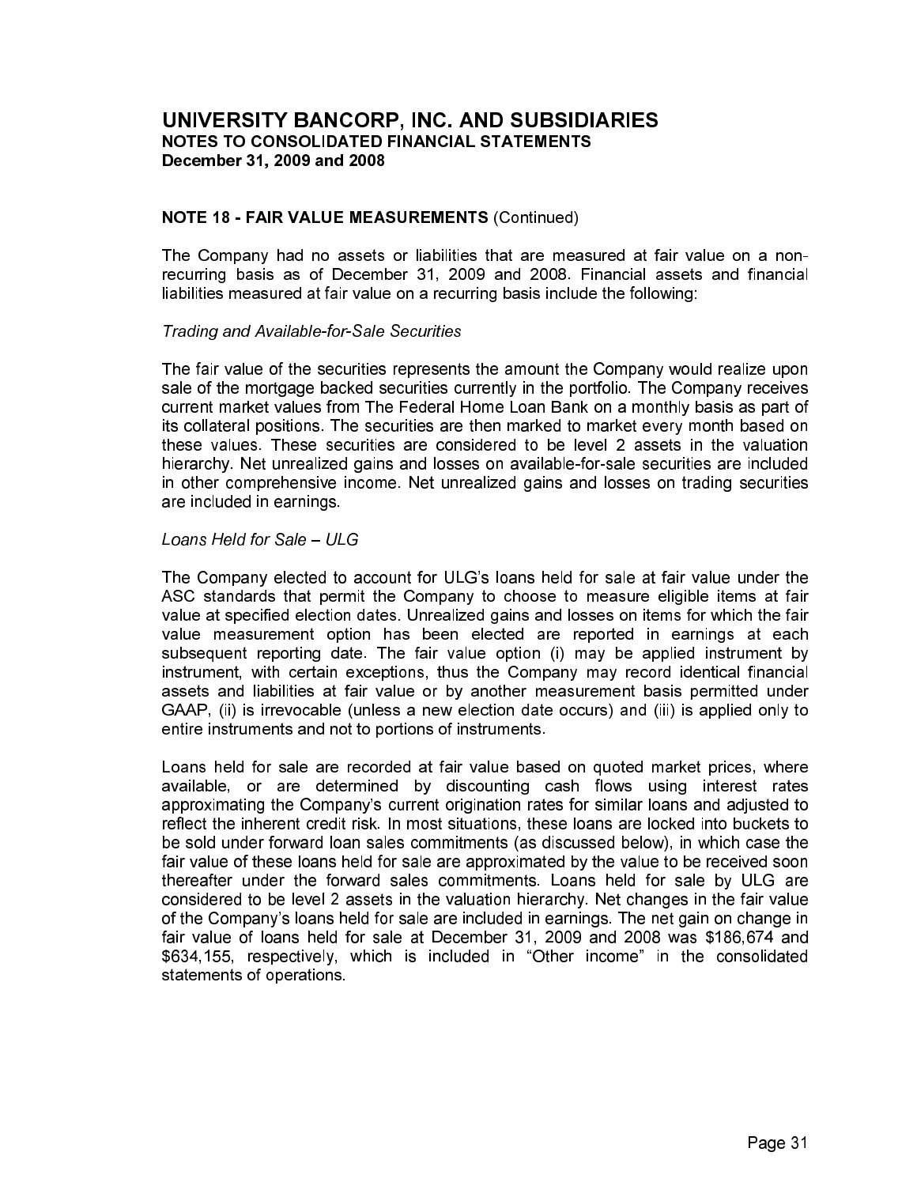# UNIVERSITY BANCORP, INC. AND SUBSIDIARIES
**NOTES TO CONSOLIDATED FINANCIAL STATEMENTS**
**December 31, 2009 and 2008**

## NOTE 18 - FAIR VALUE MEASUREMENTS (Continued)

The Company had no assets or liabilities that are measured at fair value on a non-recurring basis as of December 31, 2009 and 2008. Financial assets and financial liabilities measured at fair value on a recurring basis include the following:

*Trading and Available-for-Sale Securities*

The fair value of the securities represents the amount the Company would realize upon sale of the mortgage backed securities currently in the portfolio. The Company receives current market values from The Federal Home Loan Bank on a monthly basis as part of its collateral positions. The securities are then marked to market every month based on these values. These securities are considered to be level 2 assets in the valuation hierarchy. Net unrealized gains and losses on available-for-sale securities are included in other comprehensive income. Net unrealized gains and losses on trading securities are included in earnings.

*Loans Held for Sale – ULG*

The Company elected to account for ULG's loans held for sale at fair value under the ASC standards that permit the Company to choose to measure eligible items at fair value at specified election dates. Unrealized gains and losses on items for which the fair value measurement option has been elected are reported in earnings at each subsequent reporting date. The fair value option (i) may be applied instrument by instrument, with certain exceptions, thus the Company may record identical financial assets and liabilities at fair value or by another measurement basis permitted under GAAP, (ii) is irrevocable (unless a new election date occurs) and (iii) is applied only to entire instruments and not to portions of instruments.

Loans held for sale are recorded at fair value based on quoted market prices, where available, or are determined by discounting cash flows using interest rates approximating the Company's current origination rates for similar loans and adjusted to reflect the inherent credit risk. In most situations, these loans are locked into buckets to be sold under forward loan sales commitments (as discussed below), in which case the fair value of these loans held for sale are approximated by the value to be received soon thereafter under the forward sales commitments. Loans held for sale by ULG are considered to be level 2 assets in the valuation hierarchy. Net changes in the fair value of the Company's loans held for sale are included in earnings. The net gain on change in fair value of loans held for sale at December 31, 2009 and 2008 was $186,674 and $634,155, respectively, which is included in "Other income" in the consolidated statements of operations.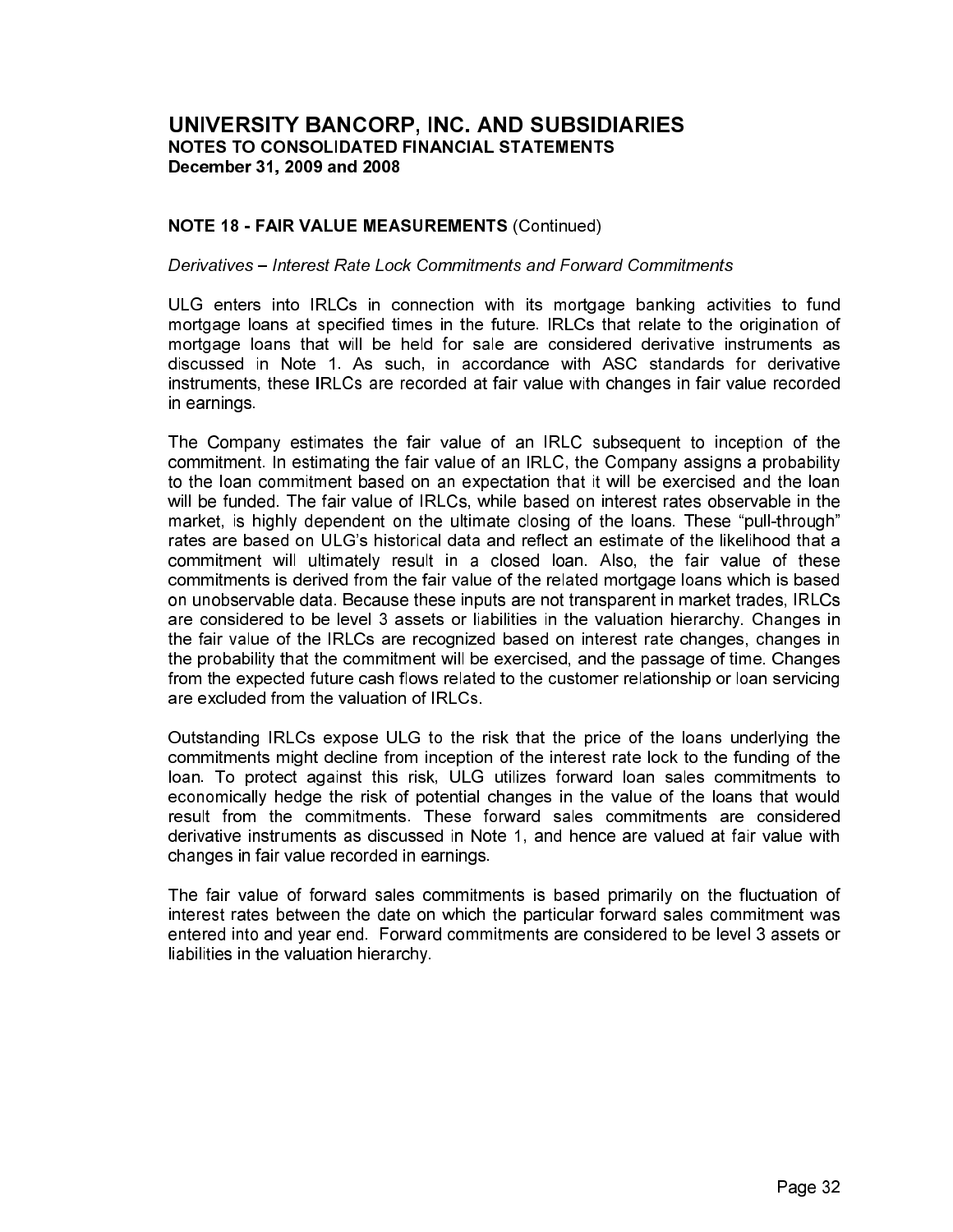# UNIVERSITY BANCORP, INC. AND SUBSIDIARIES
## NOTES TO CONSOLIDATED FINANCIAL STATEMENTS
### December 31, 2009 and 2008

**NOTE 18 - FAIR VALUE MEASUREMENTS** (Continued)

*Derivatives – Interest Rate Lock Commitments and Forward Commitments*

ULG enters into IRLCs in connection with its mortgage banking activities to fund mortgage loans at specified times in the future. IRLCs that relate to the origination of mortgage loans that will be held for sale are considered derivative instruments as discussed in Note 1. As such, in accordance with ASC standards for derivative instruments, these IRLCs are recorded at fair value with changes in fair value recorded in earnings.

The Company estimates the fair value of an IRLC subsequent to inception of the commitment. In estimating the fair value of an IRLC, the Company assigns a probability to the loan commitment based on an expectation that it will be exercised and the loan will be funded. The fair value of IRLCs, while based on interest rates observable in the market, is highly dependent on the ultimate closing of the loans. These "pull-through" rates are based on ULG's historical data and reflect an estimate of the likelihood that a commitment will ultimately result in a closed loan. Also, the fair value of these commitments is derived from the fair value of the related mortgage loans which is based on unobservable data. Because these inputs are not transparent in market trades, IRLCs are considered to be level 3 assets or liabilities in the valuation hierarchy. Changes in the fair value of the IRLCs are recognized based on interest rate changes, changes in the probability that the commitment will be exercised, and the passage of time. Changes from the expected future cash flows related to the customer relationship or loan servicing are excluded from the valuation of IRLCs.

Outstanding IRLCs expose ULG to the risk that the price of the loans underlying the commitments might decline from inception of the interest rate lock to the funding of the loan. To protect against this risk, ULG utilizes forward loan sales commitments to economically hedge the risk of potential changes in the value of the loans that would result from the commitments. These forward sales commitments are considered derivative instruments as discussed in Note 1, and hence are valued at fair value with changes in fair value recorded in earnings.

The fair value of forward sales commitments is based primarily on the fluctuation of interest rates between the date on which the particular forward sales commitment was entered into and year end. Forward commitments are considered to be level 3 assets or liabilities in the valuation hierarchy.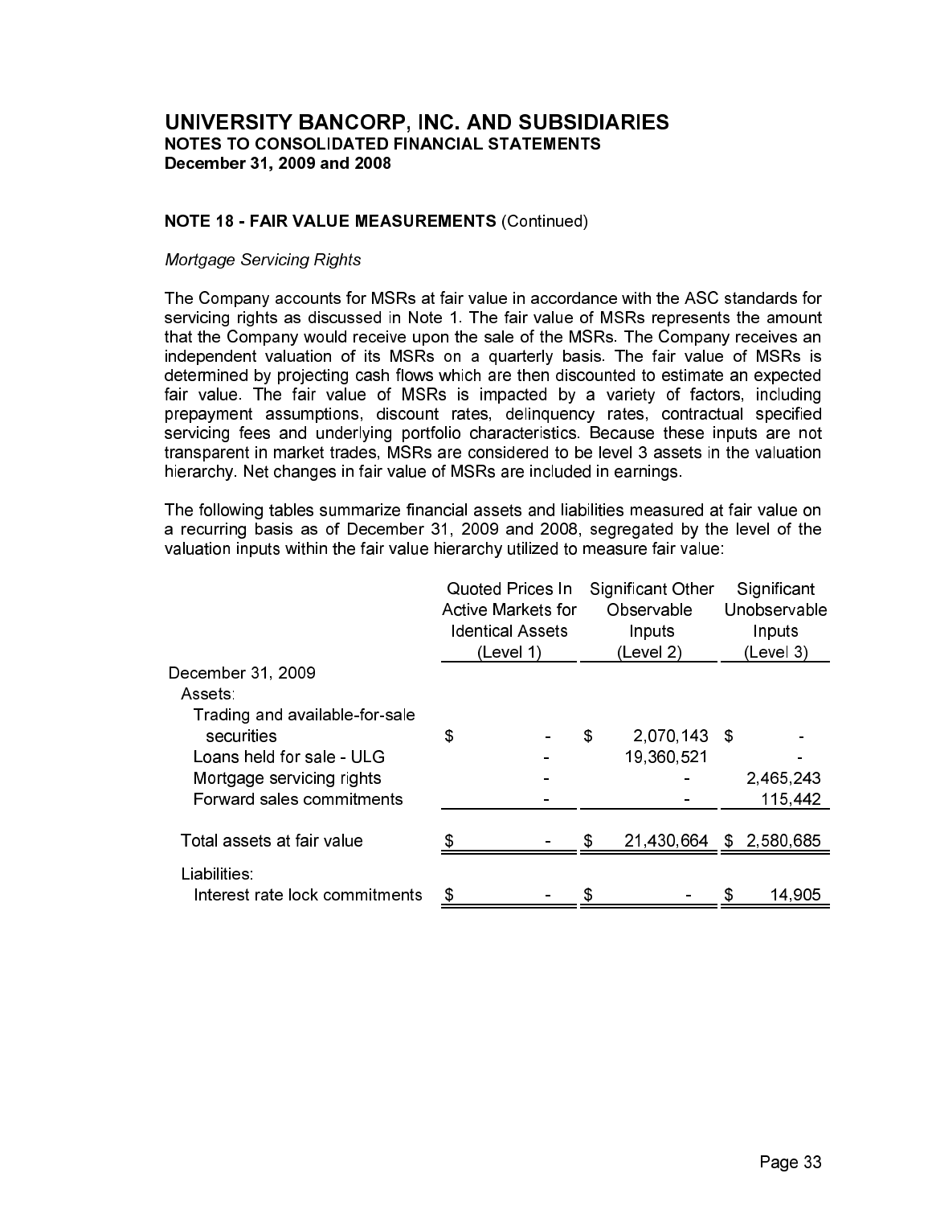# UNIVERSITY BANCORP, INC. AND SUBSIDIARIES
## NOTES TO CONSOLIDATED FINANCIAL STATEMENTS
### December 31, 2009 and 2008

### NOTE 18 - FAIR VALUE MEASUREMENTS (Continued)

*Mortgage Servicing Rights*

The Company accounts for MSRs at fair value in accordance with the ASC standards for servicing rights as discussed in Note 1. The fair value of MSRs represents the amount that the Company would receive upon the sale of the MSRs. The Company receives an independent valuation of its MSRs on a quarterly basis. The fair value of MSRs is determined by projecting cash flows which are then discounted to estimate an expected fair value. The fair value of MSRs is impacted by a variety of factors, including prepayment assumptions, discount rates, delinquency rates, contractual specified servicing fees and underlying portfolio characteristics. Because these inputs are not transparent in market trades, MSRs are considered to be level 3 assets in the valuation hierarchy. Net changes in fair value of MSRs are included in earnings.

The following tables summarize financial assets and liabilities measured at fair value on a recurring basis as of December 31, 2009 and 2008, segregated by the level of the valuation inputs within the fair value hierarchy utilized to measure fair value:

| | Quoted Prices In Active Markets for Identical Assets (Level 1) | Significant Other Observable Inputs (Level 2) | Significant Unobservable Inputs (Level 3) |
|---|---|---|---|
| December 31, 2009 | | | |
| Assets: | | | |
| Trading and available-for-sale securities | $ - | $ 2,070,143 | $ - |
| Loans held for sale - ULG | - | 19,360,521 | - |
| Mortgage servicing rights | - | - | 2,465,243 |
| Forward sales commitments | - | - | 115,442 |
| Total assets at fair value | $ - | $ 21,430,664 | $ 2,580,685 |
| Liabilities: | | | |
| Interest rate lock commitments | $ - | $ - | $ 14,905 |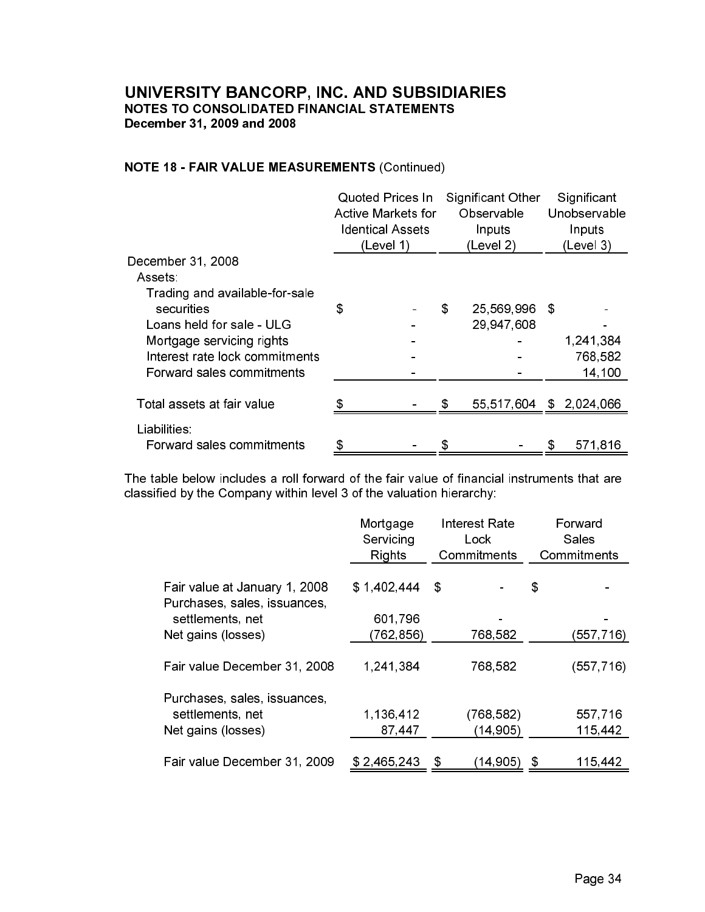# UNIVERSITY BANCORP, INC. AND SUBSIDIARIES

**NOTES TO CONSOLIDATED FINANCIAL STATEMENTS**
**December 31, 2009 and 2008**

**NOTE 18 - FAIR VALUE MEASUREMENTS** (Continued)

| | Quoted Prices In Active Markets for Identical Assets (Level 1) | Significant Other Observable Inputs (Level 2) | Significant Unobservable Inputs (Level 3) |
|---|---|---|---|
| December 31, 2008 | | | |
| Assets: | | | |
| Trading and available-for-sale securities | $ - | $ 25,569,996 | $ - |
| Loans held for sale - ULG | - | 29,947,608 | - |
| Mortgage servicing rights | - | - | 1,241,384 |
| Interest rate lock commitments | - | - | 768,582 |
| Forward sales commitments | - | - | 14,100 |
| Total assets at fair value | $ - | $ 55,517,604 | $ 2,024,066 |
| Liabilities: | | | |
| Forward sales commitments | $ - | $ - | $ 571,816 |

The table below includes a roll forward of the fair value of financial instruments that are classified by the Company within level 3 of the valuation hierarchy:

| | Mortgage Servicing Rights | Interest Rate Lock Commitments | Forward Sales Commitments |
|---|---|---|---|
| Fair value at January 1, 2008 | $ 1,402,444 | $ - | $ - |
| Purchases, sales, issuances, settlements, net | 601,796 | - | - |
| Net gains (losses) | (762,856) | 768,582 | (557,716) |
| Fair value December 31, 2008 | 1,241,384 | 768,582 | (557,716) |
| Purchases, sales, issuances, settlements, net | 1,136,412 | (768,582) | 557,716 |
| Net gains (losses) | 87,447 | (14,905) | 115,442 |
| Fair value December 31, 2009 | $ 2,465,243 | $ (14,905) | $ 115,442 |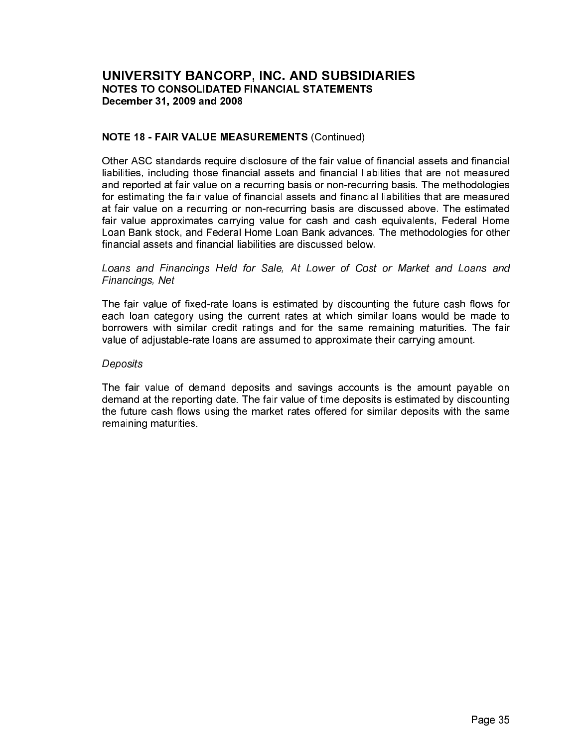## NOTE 18 - FAIR VALUE MEASUREMENTS (Continued)

Other ASC standards require disclosure of the fair value of financial assets and financial liabilities, including those financial assets and financial liabilities that are not measured and reported at fair value on a recurring basis or non-recurring basis. The methodologies for estimating the fair value of financial assets and financial liabilities that are measured at fair value on a recurring or non-recurring basis are discussed above. The estimated fair value approximates carrying value for cash and cash equivalents, Federal Home Loan Bank stock, and Federal Home Loan Bank advances. The methodologies for other financial assets and financial liabilities are discussed below.

*Loans and Financings Held for Sale, At Lower of Cost or Market and Loans and Financings, Net*

The fair value of fixed-rate loans is estimated by discounting the future cash flows for each loan category using the current rates at which similar loans would be made to borrowers with similar credit ratings and for the same remaining maturities. The fair value of adjustable-rate loans are assumed to approximate their carrying amount.

*Deposits*

The fair value of demand deposits and savings accounts is the amount payable on demand at the reporting date. The fair value of time deposits is estimated by discounting the future cash flows using the market rates offered for similar deposits with the same remaining maturities.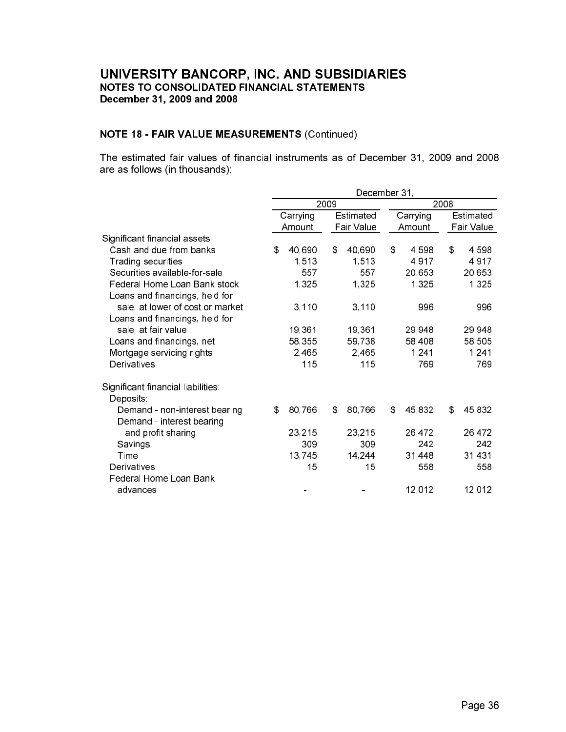# UNIVERSITY BANCORP, INC. AND SUBSIDIARIES

**NOTES TO CONSOLIDATED FINANCIAL STATEMENTS**
**December 31, 2009 and 2008**

**NOTE 18 - FAIR VALUE MEASUREMENTS** (Continued)

The estimated fair values of financial instruments as of December 31, 2009 and 2008 are as follows (in thousands):

| | December 31, | | | |
|---|---|---|---|---|
| | 2009 | | 2008 | |
| | Carrying Amount | Estimated Fair Value | Carrying Amount | Estimated Fair Value |
| Significant financial assets: | | | | |
| Cash and due from banks | $ 40,690 | $ 40,690 | $ 4,598 | $ 4,598 |
| Trading securities | 1,513 | 1,513 | 4,917 | 4,917 |
| Securities available-for-sale | 557 | 557 | 20,653 | 20,653 |
| Federal Home Loan Bank stock | 1,325 | 1,325 | 1,325 | 1,325 |
| Loans and financings, held for sale, at lower of cost or market | 3,110 | 3,110 | 996 | 996 |
| Loans and financings, held for sale, at fair value | 19,361 | 19,361 | 29,948 | 29,948 |
| Loans and financings, net | 58,355 | 59,738 | 58,408 | 58,505 |
| Mortgage servicing rights | 2,465 | 2,465 | 1,241 | 1,241 |
| Derivatives | 115 | 115 | 769 | 769 |
| Significant financial liabilities: | | | | |
| Deposits: | | | | |
| Demand - non-interest bearing | $ 80,766 | $ 80,766 | $ 45,832 | $ 45,832 |
| Demand - interest bearing and profit sharing | 23,215 | 23,215 | 26,472 | 26,472 |
| Savings | 309 | 309 | 242 | 242 |
| Time | 13,745 | 14,244 | 31,448 | 31,431 |
| Derivatives | 15 | 15 | 558 | 558 |
| Federal Home Loan Bank advances | - | - | 12,012 | 12,012 |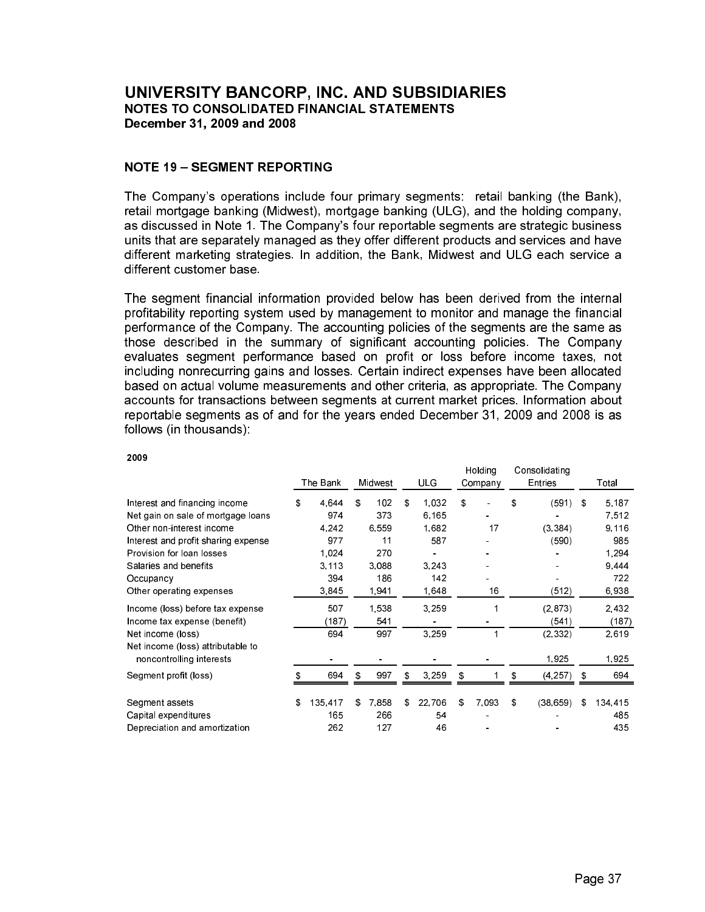# UNIVERSITY BANCORP, INC. AND SUBSIDIARIES
### NOTES TO CONSOLIDATED FINANCIAL STATEMENTS
### December 31, 2009 and 2008

## NOTE 19 – SEGMENT REPORTING

The Company's operations include four primary segments: retail banking (the Bank), retail mortgage banking (Midwest), mortgage banking (ULG), and the holding company, as discussed in Note 1. The Company's four reportable segments are strategic business units that are separately managed as they offer different products and services and have different marketing strategies. In addition, the Bank, Midwest and ULG each service a different customer base.

The segment financial information provided below has been derived from the internal profitability reporting system used by management to monitor and manage the financial performance of the Company. The accounting policies of the segments are the same as those described in the summary of significant accounting policies. The Company evaluates segment performance based on profit or loss before income taxes, not including nonrecurring gains and losses. Certain indirect expenses have been allocated based on actual volume measurements and other criteria, as appropriate. The Company accounts for transactions between segments at current market prices. Information about reportable segments as of and for the years ended December 31, 2009 and 2008 is as follows (in thousands):

**2009**

| | The Bank | Midwest | ULG | Holding Company | Consolidating Entries | Total |
|---|---|---|---|---|---|---|
| Interest and financing income | $ 4,644 | $ 102 | $ 1,032 | $ - | $ (591) | $ 5,187 |
| Net gain on sale of mortgage loans | 974 | 373 | 6,165 | - | - | 7,512 |
| Other non-interest income | 4,242 | 6,559 | 1,682 | 17 | (3,384) | 9,116 |
| Interest and profit sharing expense | 977 | 11 | 587 | - | (590) | 985 |
| Provision for loan losses | 1,024 | 270 | - | - | - | 1,294 |
| Salaries and benefits | 3,113 | 3,088 | 3,243 | - | - | 9,444 |
| Occupancy | 394 | 186 | 142 | - | - | 722 |
| Other operating expenses | 3,845 | 1,941 | 1,648 | 16 | (512) | 6,938 |
| Income (loss) before tax expense | 507 | 1,538 | 3,259 | 1 | (2,873) | 2,432 |
| Income tax expense (benefit) | (187) | 541 | - | - | (541) | (187) |
| Net income (loss) | 694 | 997 | 3,259 | 1 | (2,332) | 2,619 |
| Net income (loss) attributable to noncontrolling interests | - | - | - | - | 1,925 | 1,925 |
| Segment profit (loss) | $ 694 | $ 997 | $ 3,259 | $ 1 | $ (4,257) | $ 694 |
| Segment assets | $ 135,417 | $ 7,858 | $ 22,706 | $ 7,093 | $ (38,659) | $ 134,415 |
| Capital expenditures | 165 | 266 | 54 | - | - | 485 |
| Depreciation and amortization | 262 | 127 | 46 | - | - | 435 |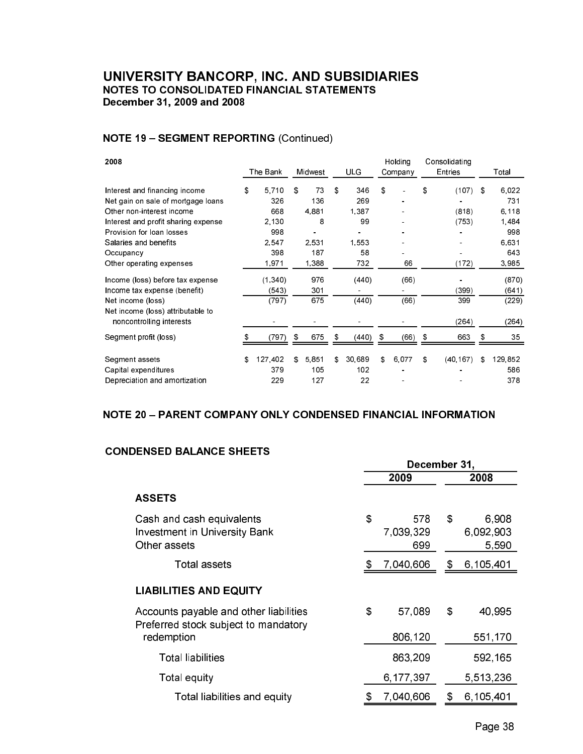# UNIVERSITY BANCORP, INC. AND SUBSIDIARIES
## NOTES TO CONSOLIDATED FINANCIAL STATEMENTS
## December 31, 2009 and 2008

### NOTE 19 – SEGMENT REPORTING (Continued)

| 2008 | The Bank | Midwest | ULG | Holding Company | Consolidating Entries | Total |
|---|---|---|---|---|---|---|
| Interest and financing income | $ 5,710 | $ 73 | $ 346 | $ - | $ (107) | $ 6,022 |
| Net gain on sale of mortgage loans | 326 | 136 | 269 | - | - | 731 |
| Other non-interest income | 668 | 4,881 | 1,387 | - | (818) | 6,118 |
| Interest and profit sharing expense | 2,130 | 8 | 99 | - | (753) | 1,484 |
| Provision for loan losses | 998 | - | - | - | - | 998 |
| Salaries and benefits | 2,547 | 2,531 | 1,553 | - | - | 6,631 |
| Occupancy | 398 | 187 | 58 | - | - | 643 |
| Other operating expenses | 1,971 | 1,388 | 732 | 66 | (172) | 3,985 |
| Income (loss) before tax expense | (1,340) | 976 | (440) | (66) | - | (870) |
| Income tax expense (benefit) | (543) | 301 | - | - | (399) | (641) |
| Net income (loss) | (797) | 675 | (440) | (66) | 399 | (229) |
| Net income (loss) attributable to noncontrolling interests | - | - | - | - | (264) | (264) |
| Segment profit (loss) | $ (797) | $ 675 | $ (440) | $ (66) | $ 663 | $ 35 |
| Segment assets | $ 127,402 | $ 5,851 | $ 30,689 | $ 6,077 | $ (40,167) | $ 129,852 |
| Capital expenditures | 379 | 105 | 102 | - | - | 586 |
| Depreciation and amortization | 229 | 127 | 22 | - | - | 378 |

### NOTE 20 – PARENT COMPANY ONLY CONDENSED FINANCIAL INFORMATION

#### CONDENSED BALANCE SHEETS

| | December 31, 2009 | December 31, 2008 |
|---|---|---|
| **ASSETS** | | |
| Cash and cash equivalents | $ 578 | $ 6,908 |
| Investment in University Bank | 7,039,329 | 6,092,903 |
| Other assets | 699 | 5,590 |
| Total assets | $ 7,040,606 | $ 6,105,401 |
| **LIABILITIES AND EQUITY** | | |
| Accounts payable and other liabilities | $ 57,089 | $ 40,995 |
| Preferred stock subject to mandatory redemption | 806,120 | 551,170 |
| Total liabilities | 863,209 | 592,165 |
| Total equity | 6,177,397 | 5,513,236 |
| Total liabilities and equity | $ 7,040,606 | $ 6,105,401 |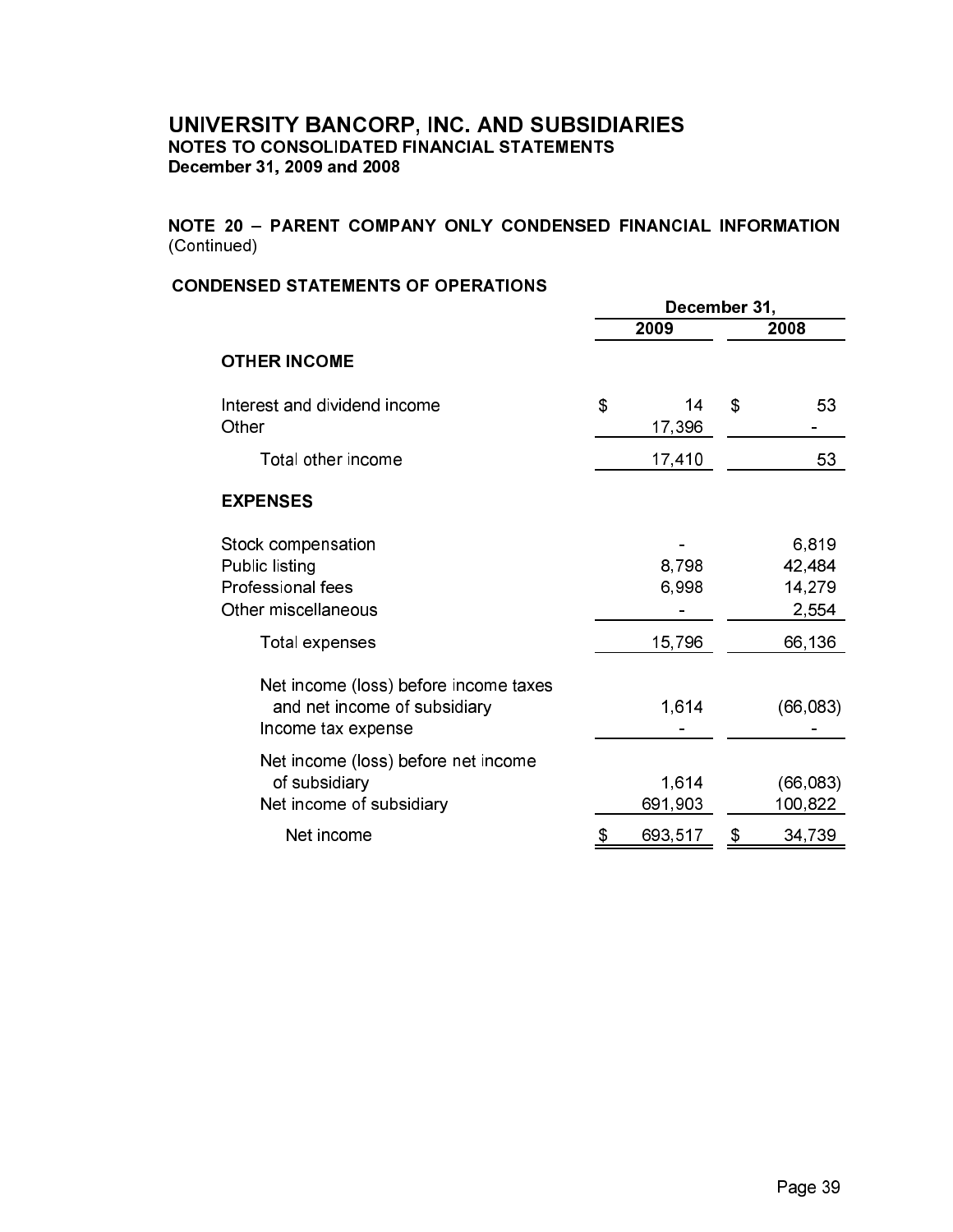# UNIVERSITY BANCORP, INC. AND SUBSIDIARIES

**NOTES TO CONSOLIDATED FINANCIAL STATEMENTS**
**December 31, 2009 and 2008**

**NOTE 20 – PARENT COMPANY ONLY CONDENSED FINANCIAL INFORMATION** (Continued)

**CONDENSED STATEMENTS OF OPERATIONS**

| | December 31, | |
|---|---|---|
| | 2009 | 2008 |
| **OTHER INCOME** | | |
| Interest and dividend income | $ 14 | $ 53 |
| Other | 17,396 | - |
| Total other income | 17,410 | 53 |
| **EXPENSES** | | |
| Stock compensation | - | 6,819 |
| Public listing | 8,798 | 42,484 |
| Professional fees | 6,998 | 14,279 |
| Other miscellaneous | - | 2,554 |
| Total expenses | 15,796 | 66,136 |
| Net income (loss) before income taxes and net income of subsidiary | 1,614 | (66,083) |
| Income tax expense | - | - |
| Net income (loss) before net income of subsidiary | 1,614 | (66,083) |
| Net income of subsidiary | 691,903 | 100,822 |
| Net income | $ 693,517 | $ 34,739 |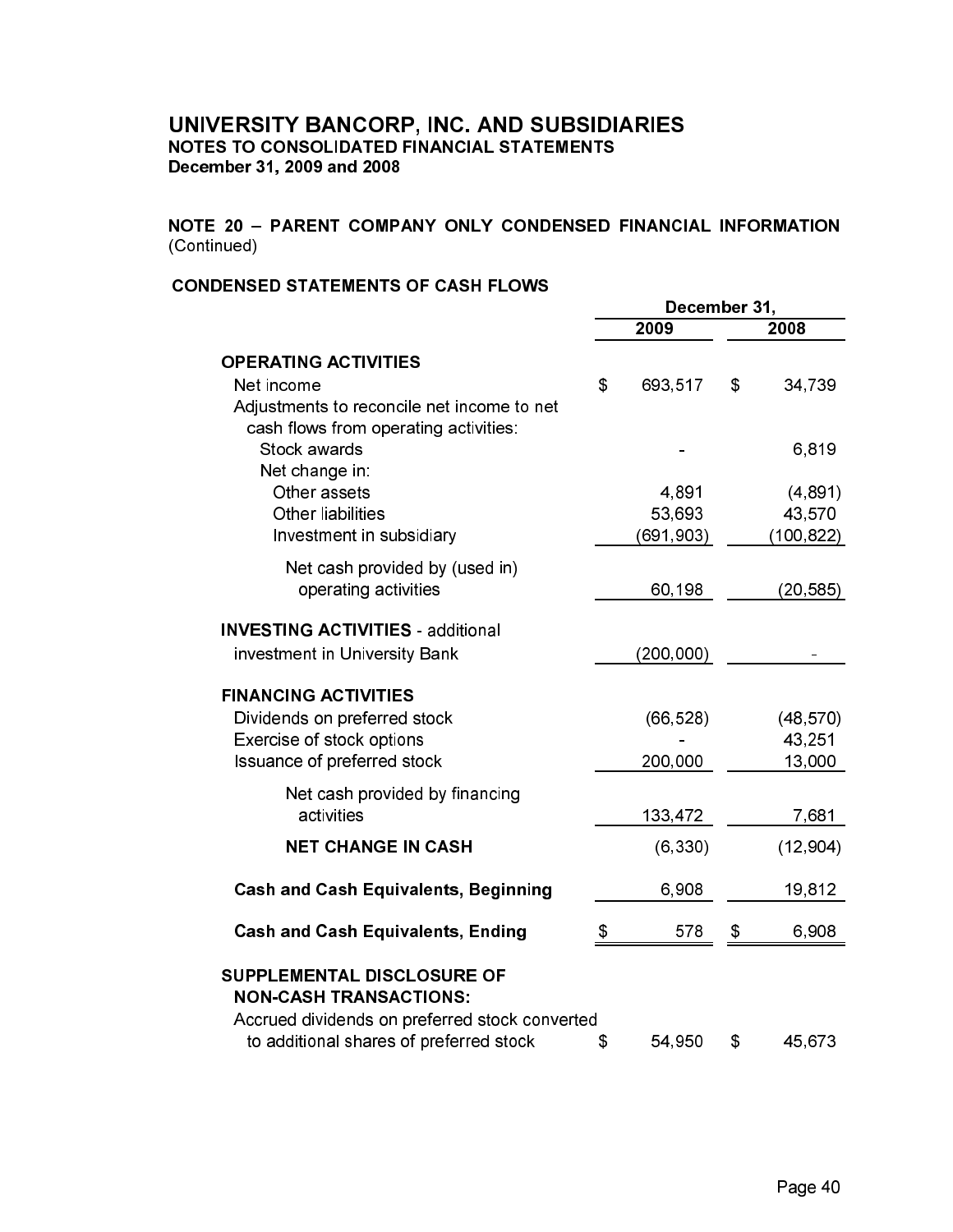# UNIVERSITY BANCORP, INC. AND SUBSIDIARIES
## NOTES TO CONSOLIDATED FINANCIAL STATEMENTS
### December 31, 2009 and 2008

**NOTE 20 – PARENT COMPANY ONLY CONDENSED FINANCIAL INFORMATION** (Continued)

**CONDENSED STATEMENTS OF CASH FLOWS**

| | December 31, | |
|---|---|---|
| | 2009 | 2008 |
| **OPERATING ACTIVITIES** | | |
| Net income | $ 693,517 | $ 34,739 |
| Adjustments to reconcile net income to net cash flows from operating activities: | | |
| Stock awards | - | 6,819 |
| Net change in: | | |
| Other assets | 4,891 | (4,891) |
| Other liabilities | 53,693 | 43,570 |
| Investment in subsidiary | (691,903) | (100,822) |
| Net cash provided by (used in) operating activities | 60,198 | (20,585) |
| **INVESTING ACTIVITIES** - additional investment in University Bank | (200,000) | - |
| **FINANCING ACTIVITIES** | | |
| Dividends on preferred stock | (66,528) | (48,570) |
| Exercise of stock options | - | 43,251 |
| Issuance of preferred stock | 200,000 | 13,000 |
| Net cash provided by financing activities | 133,472 | 7,681 |
| **NET CHANGE IN CASH** | (6,330) | (12,904) |
| **Cash and Cash Equivalents, Beginning** | 6,908 | 19,812 |
| **Cash and Cash Equivalents, Ending** | $ 578 | $ 6,908 |
| **SUPPLEMENTAL DISCLOSURE OF NON-CASH TRANSACTIONS:** | | |
| Accrued dividends on preferred stock converted to additional shares of preferred stock | $ 54,950 | $ 45,673 |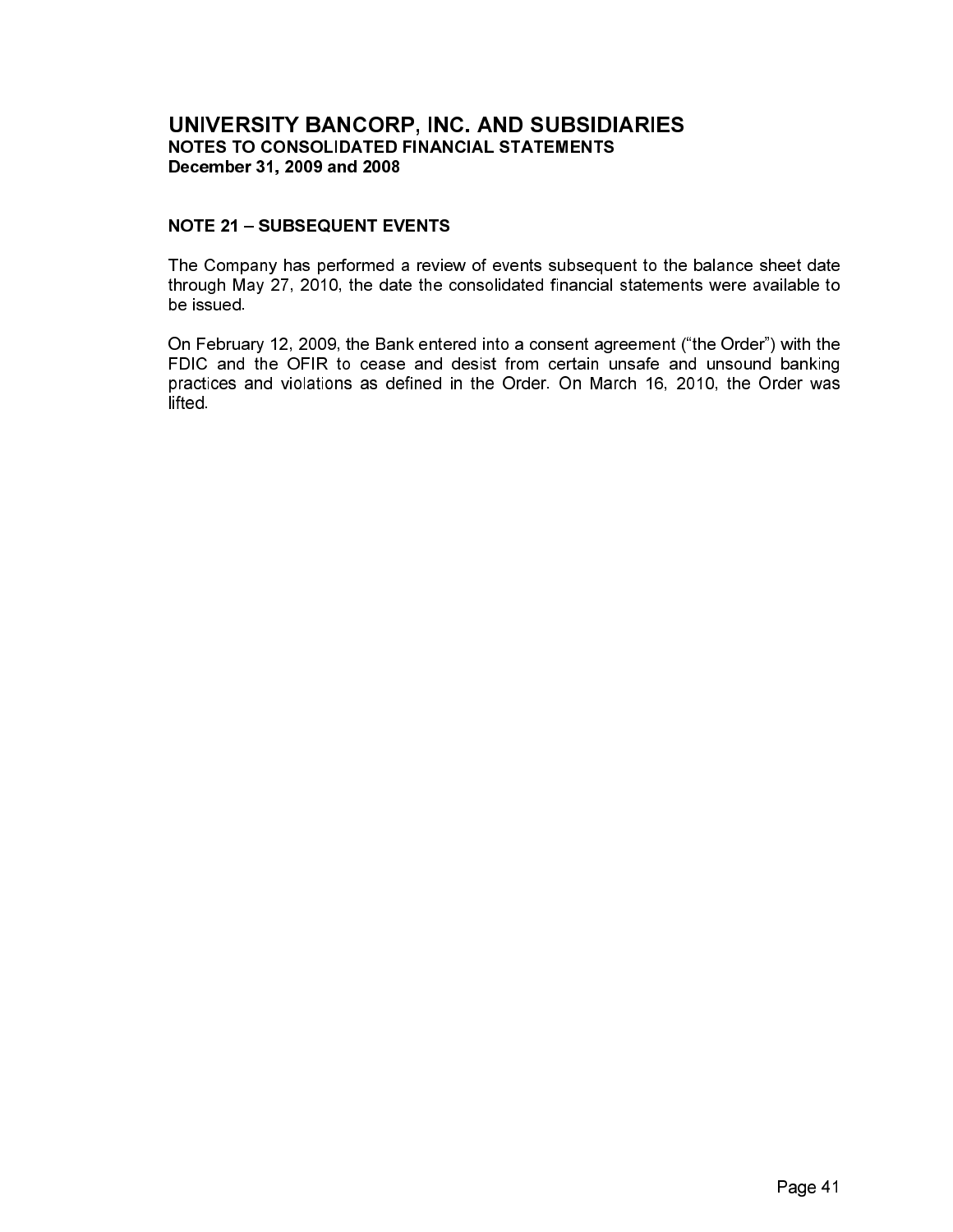# UNIVERSITY BANCORP, INC. AND SUBSIDIARIES
## NOTES TO CONSOLIDATED FINANCIAL STATEMENTS
### December 31, 2009 and 2008

### NOTE 21 – SUBSEQUENT EVENTS

The Company has performed a review of events subsequent to the balance sheet date through May 27, 2010, the date the consolidated financial statements were available to be issued.

On February 12, 2009, the Bank entered into a consent agreement ("the Order") with the FDIC and the OFIR to cease and desist from certain unsafe and unsound banking practices and violations as defined in the Order. On March 16, 2010, the Order was lifted.